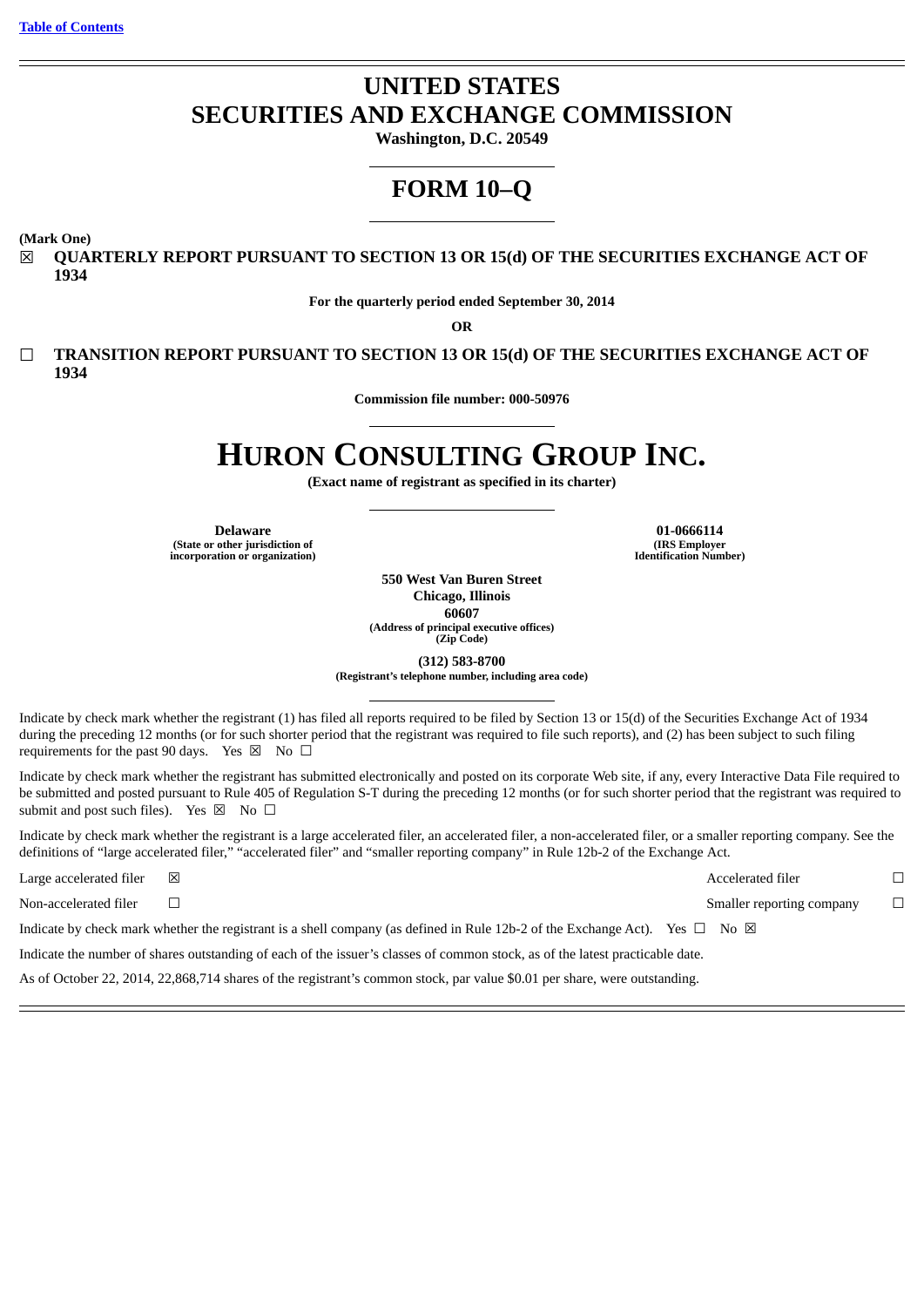[Table of Contents](#)

# UNITED STATES
# SECURITIES AND EXCHANGE COMMISSION

**Washington, D.C. 20549**

## FORM 10–Q

**(Mark One)**

☒ **QUARTERLY REPORT PURSUANT TO SECTION 13 OR 15(d) OF THE SECURITIES EXCHANGE ACT OF 1934**

**For the quarterly period ended September 30, 2014**

**OR**

☐ **TRANSITION REPORT PURSUANT TO SECTION 13 OR 15(d) OF THE SECURITIES EXCHANGE ACT OF 1934**

**Commission file number: 000-50976**

# HURON CONSULTING GROUP INC.

**(Exact name of registrant as specified in its charter)**

| | |
|---|---|
| **Delaware** | **01-0666114** |
| **(State or other jurisdiction of incorporation or organization)** | **(IRS Employer Identification Number)** |

**550 West Van Buren Street**
**Chicago, Illinois**
**60607**
**(Address of principal executive offices)**
**(Zip Code)**

**(312) 583-8700**
**(Registrant's telephone number, including area code)**

Indicate by check mark whether the registrant (1) has filed all reports required to be filed by Section 13 or 15(d) of the Securities Exchange Act of 1934 during the preceding 12 months (or for such shorter period that the registrant was required to file such reports), and (2) has been subject to such filing requirements for the past 90 days. Yes ☒ No ☐

Indicate by check mark whether the registrant has submitted electronically and posted on its corporate Web site, if any, every Interactive Data File required to be submitted and posted pursuant to Rule 405 of Regulation S-T during the preceding 12 months (or for such shorter period that the registrant was required to submit and post such files). Yes ☒ No ☐

Indicate by check mark whether the registrant is a large accelerated filer, an accelerated filer, a non-accelerated filer, or a smaller reporting company. See the definitions of "large accelerated filer," "accelerated filer" and "smaller reporting company" in Rule 12b-2 of the Exchange Act.

| | | | |
|---|---|---|---|
| Large accelerated filer | ☒ | Accelerated filer | ☐ |
| Non-accelerated filer | ☐ | Smaller reporting company | ☐ |

Indicate by check mark whether the registrant is a shell company (as defined in Rule 12b-2 of the Exchange Act). Yes ☐ No ☒

Indicate the number of shares outstanding of each of the issuer's classes of common stock, as of the latest practicable date.

As of October 22, 2014, 22,868,714 shares of the registrant's common stock, par value $0.01 per share, were outstanding.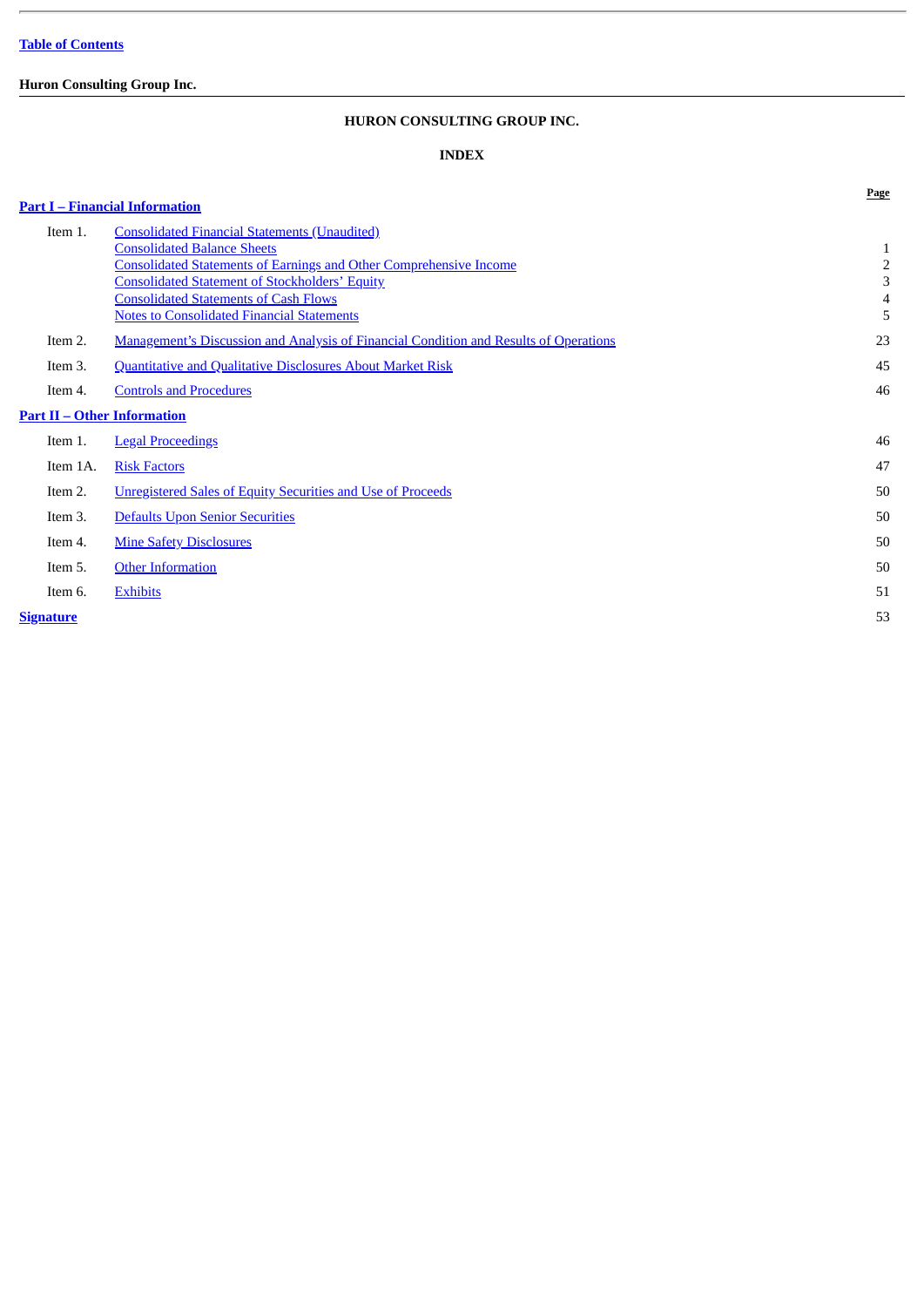# HURON CONSULTING GROUP INC.

## INDEX

| | | Page |
|---|---|---|
| **Part I – Financial Information** | | |
| Item 1. | Consolidated Financial Statements (Unaudited) | |
| | Consolidated Balance Sheets | 1 |
| | Consolidated Statements of Earnings and Other Comprehensive Income | 2 |
| | Consolidated Statement of Stockholders' Equity | 3 |
| | Consolidated Statements of Cash Flows | 4 |
| | Notes to Consolidated Financial Statements | 5 |
| Item 2. | Management's Discussion and Analysis of Financial Condition and Results of Operations | 23 |
| Item 3. | Quantitative and Qualitative Disclosures About Market Risk | 45 |
| Item 4. | Controls and Procedures | 46 |
| **Part II – Other Information** | | |
| Item 1. | Legal Proceedings | 46 |
| Item 1A. | Risk Factors | 47 |
| Item 2. | Unregistered Sales of Equity Securities and Use of Proceeds | 50 |
| Item 3. | Defaults Upon Senior Securities | 50 |
| Item 4. | Mine Safety Disclosures | 50 |
| Item 5. | Other Information | 50 |
| Item 6. | Exhibits | 51 |
| **Signature** | | 53 |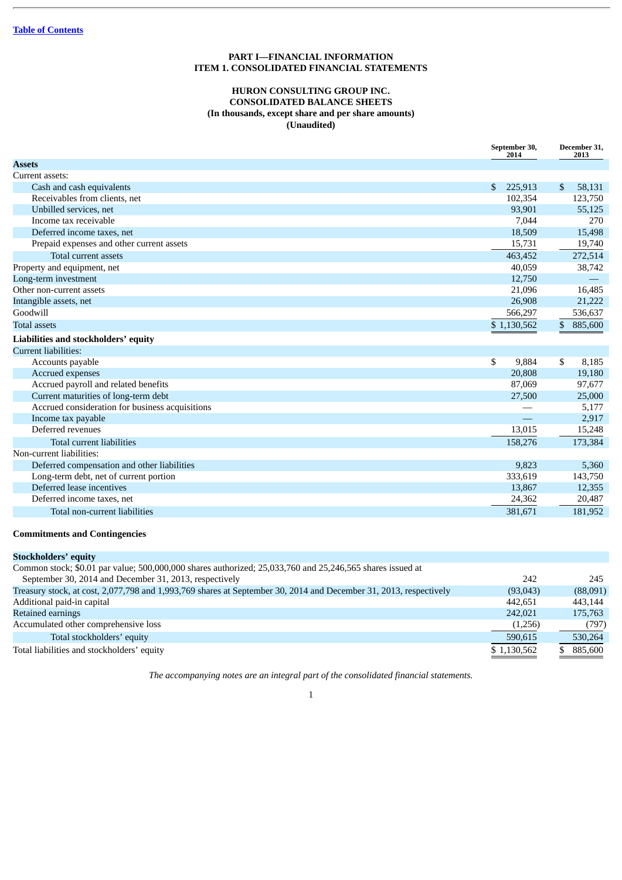Table of Contents

# PART I—FINANCIAL INFORMATION
## ITEM 1. CONSOLIDATED FINANCIAL STATEMENTS

### HURON CONSULTING GROUP INC.
### CONSOLIDATED BALANCE SHEETS
**(In thousands, except share and per share amounts)**
**(Unaudited)**

| | September 30, 2014 | December 31, 2013 |
|---|---|---|
| **Assets** | | |
| Current assets: | | |
| Cash and cash equivalents | $ 225,913 | $ 58,131 |
| Receivables from clients, net | 102,354 | 123,750 |
| Unbilled services, net | 93,901 | 55,125 |
| Income tax receivable | 7,044 | 270 |
| Deferred income taxes, net | 18,509 | 15,498 |
| Prepaid expenses and other current assets | 15,731 | 19,740 |
| Total current assets | 463,452 | 272,514 |
| Property and equipment, net | 40,059 | 38,742 |
| Long-term investment | 12,750 | — |
| Other non-current assets | 21,096 | 16,485 |
| Intangible assets, net | 26,908 | 21,222 |
| Goodwill | 566,297 | 536,637 |
| Total assets | $ 1,130,562 | $ 885,600 |
| **Liabilities and stockholders' equity** | | |
| Current liabilities: | | |
| Accounts payable | $ 9,884 | $ 8,185 |
| Accrued expenses | 20,808 | 19,180 |
| Accrued payroll and related benefits | 87,069 | 97,677 |
| Current maturities of long-term debt | 27,500 | 25,000 |
| Accrued consideration for business acquisitions | — | 5,177 |
| Income tax payable | — | 2,917 |
| Deferred revenues | 13,015 | 15,248 |
| Total current liabilities | 158,276 | 173,384 |
| Non-current liabilities: | | |
| Deferred compensation and other liabilities | 9,823 | 5,360 |
| Long-term debt, net of current portion | 333,619 | 143,750 |
| Deferred lease incentives | 13,867 | 12,355 |
| Deferred income taxes, net | 24,362 | 20,487 |
| Total non-current liabilities | 381,671 | 181,952 |
| | | |
| **Commitments and Contingencies** | | |
| | | |
| **Stockholders' equity** | | |
| Common stock; $0.01 par value; 500,000,000 shares authorized; 25,033,760 and 25,246,565 shares issued at September 30, 2014 and December 31, 2013, respectively | 242 | 245 |
| Treasury stock, at cost, 2,077,798 and 1,993,769 shares at September 30, 2014 and December 31, 2013, respectively | (93,043) | (88,091) |
| Additional paid-in capital | 442,651 | 443,144 |
| Retained earnings | 242,021 | 175,763 |
| Accumulated other comprehensive loss | (1,256) | (797) |
| Total stockholders' equity | 590,615 | 530,264 |
| Total liabilities and stockholders' equity | $ 1,130,562 | $ 885,600 |

*The accompanying notes are an integral part of the consolidated financial statements.*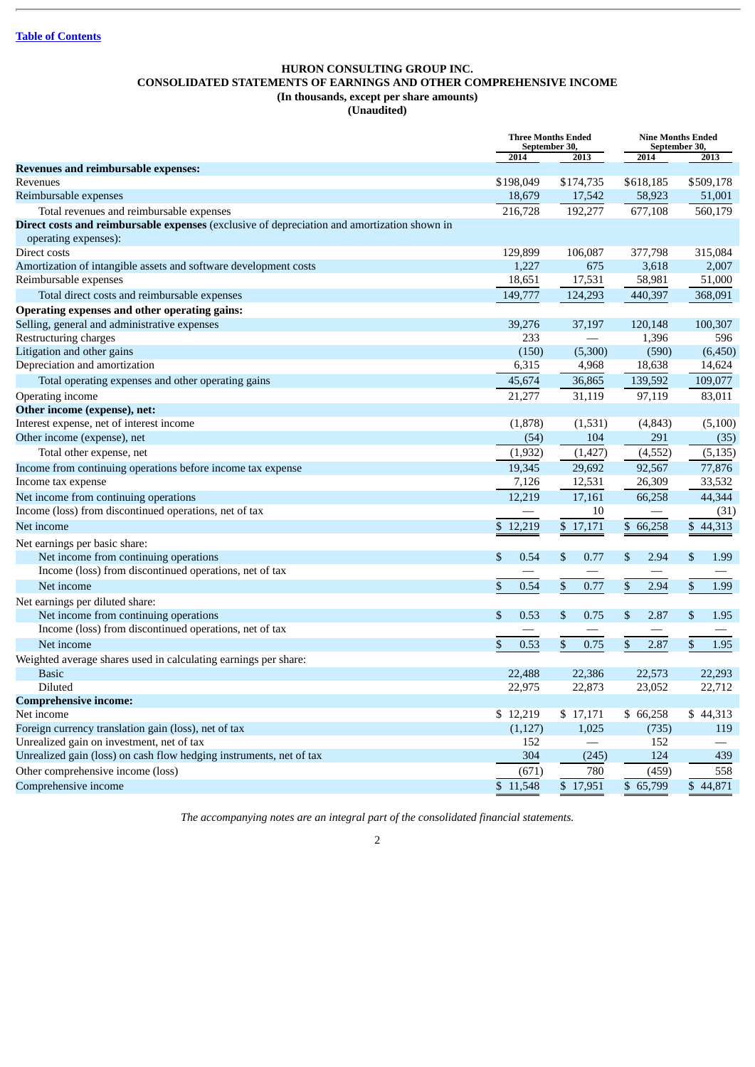[Table of Contents](#)

# HURON CONSULTING GROUP INC.
## CONSOLIDATED STATEMENTS OF EARNINGS AND OTHER COMPREHENSIVE INCOME
### (In thousands, except per share amounts)
### (Unaudited)

| | Three Months Ended September 30, | | Nine Months Ended September 30, | |
|---|---|---|---|---|
| | 2014 | 2013 | 2014 | 2013 |
| **Revenues and reimbursable expenses:** | | | | |
| Revenues | $198,049 | $174,735 | $618,185 | $509,178 |
| Reimbursable expenses | 18,679 | 17,542 | 58,923 | 51,001 |
| Total revenues and reimbursable expenses | 216,728 | 192,277 | 677,108 | 560,179 |
| **Direct costs and reimbursable expenses** (exclusive of depreciation and amortization shown in operating expenses): | | | | |
| Direct costs | 129,899 | 106,087 | 377,798 | 315,084 |
| Amortization of intangible assets and software development costs | 1,227 | 675 | 3,618 | 2,007 |
| Reimbursable expenses | 18,651 | 17,531 | 58,981 | 51,000 |
| Total direct costs and reimbursable expenses | 149,777 | 124,293 | 440,397 | 368,091 |
| **Operating expenses and other operating gains:** | | | | |
| Selling, general and administrative expenses | 39,276 | 37,197 | 120,148 | 100,307 |
| Restructuring charges | 233 | — | 1,396 | 596 |
| Litigation and other gains | (150) | (5,300) | (590) | (6,450) |
| Depreciation and amortization | 6,315 | 4,968 | 18,638 | 14,624 |
| Total operating expenses and other operating gains | 45,674 | 36,865 | 139,592 | 109,077 |
| Operating income | 21,277 | 31,119 | 97,119 | 83,011 |
| **Other income (expense), net:** | | | | |
| Interest expense, net of interest income | (1,878) | (1,531) | (4,843) | (5,100) |
| Other income (expense), net | (54) | 104 | 291 | (35) |
| Total other expense, net | (1,932) | (1,427) | (4,552) | (5,135) |
| Income from continuing operations before income tax expense | 19,345 | 29,692 | 92,567 | 77,876 |
| Income tax expense | 7,126 | 12,531 | 26,309 | 33,532 |
| Net income from continuing operations | 12,219 | 17,161 | 66,258 | 44,344 |
| Income (loss) from discontinued operations, net of tax | — | 10 | — | (31) |
| Net income | $ 12,219 | $ 17,171 | $ 66,258 | $ 44,313 |
| Net earnings per basic share: | | | | |
| Net income from continuing operations | $ 0.54 | $ 0.77 | $ 2.94 | $ 1.99 |
| Income (loss) from discontinued operations, net of tax | — | — | — | — |
| Net income | $ 0.54 | $ 0.77 | $ 2.94 | $ 1.99 |
| Net earnings per diluted share: | | | | |
| Net income from continuing operations | $ 0.53 | $ 0.75 | $ 2.87 | $ 1.95 |
| Income (loss) from discontinued operations, net of tax | — | — | — | — |
| Net income | $ 0.53 | $ 0.75 | $ 2.87 | $ 1.95 |
| Weighted average shares used in calculating earnings per share: | | | | |
| Basic | 22,488 | 22,386 | 22,573 | 22,293 |
| Diluted | 22,975 | 22,873 | 23,052 | 22,712 |
| **Comprehensive income:** | | | | |
| Net income | $ 12,219 | $ 17,171 | $ 66,258 | $ 44,313 |
| Foreign currency translation gain (loss), net of tax | (1,127) | 1,025 | (735) | 119 |
| Unrealized gain on investment, net of tax | 152 | — | 152 | — |
| Unrealized gain (loss) on cash flow hedging instruments, net of tax | 304 | (245) | 124 | 439 |
| Other comprehensive income (loss) | (671) | 780 | (459) | 558 |
| Comprehensive income | $ 11,548 | $ 17,951 | $ 65,799 | $ 44,871 |

*The accompanying notes are an integral part of the consolidated financial statements.*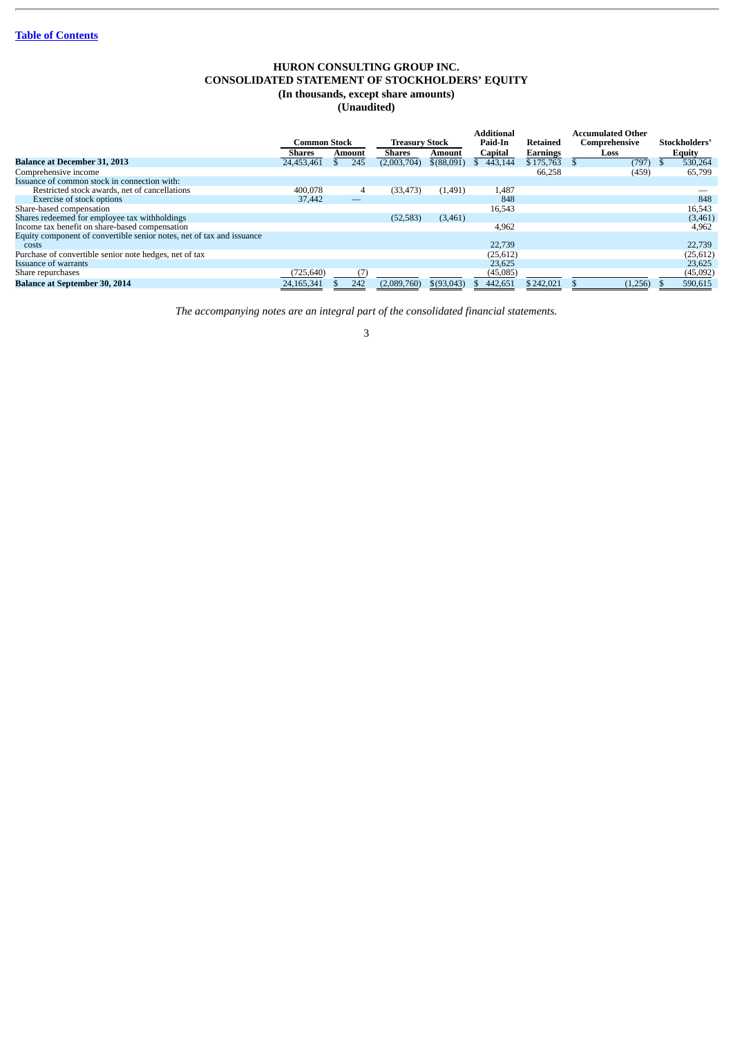**Table of Contents**

# HURON CONSULTING GROUP INC.
## CONSOLIDATED STATEMENT OF STOCKHOLDERS' EQUITY
### (In thousands, except share amounts)
### (Unaudited)

| | Common Stock | | Treasury Stock | | Additional Paid-In | Retained | Accumulated Other Comprehensive | Stockholders' |
|---|---|---|---|---|---|---|---|---|
| | Shares | Amount | Shares | Amount | Capital | Earnings | Loss | Equity |
| **Balance at December 31, 2013** | 24,453,461 | $ 245 | (2,003,704) | $(88,091) | $ 443,144 | $ 175,763 | $ (797) | $ 530,264 |
| Comprehensive income | | | | | | 66,258 | (459) | 65,799 |
| Issuance of common stock in connection with: | | | | | | | | |
| Restricted stock awards, net of cancellations | 400,078 | 4 | (33,473) | (1,491) | 1,487 | | | — |
| Exercise of stock options | 37,442 | — | | | 848 | | | 848 |
| Share-based compensation | | | | | 16,543 | | | 16,543 |
| Shares redeemed for employee tax withholdings | | | (52,583) | (3,461) | | | | (3,461) |
| Income tax benefit on share-based compensation | | | | | 4,962 | | | 4,962 |
| Equity component of convertible senior notes, net of tax and issuance costs | | | | | 22,739 | | | 22,739 |
| Purchase of convertible senior note hedges, net of tax | | | | | (25,612) | | | (25,612) |
| Issuance of warrants | | | | | 23,625 | | | 23,625 |
| Share repurchases | (725,640) | (7) | | | (45,085) | | | (45,092) |
| **Balance at September 30, 2014** | 24,165,341 | $ 242 | (2,089,760) | $(93,043) | $ 442,651 | $ 242,021 | $ (1,256) | $ 590,615 |

*The accompanying notes are an integral part of the consolidated financial statements.*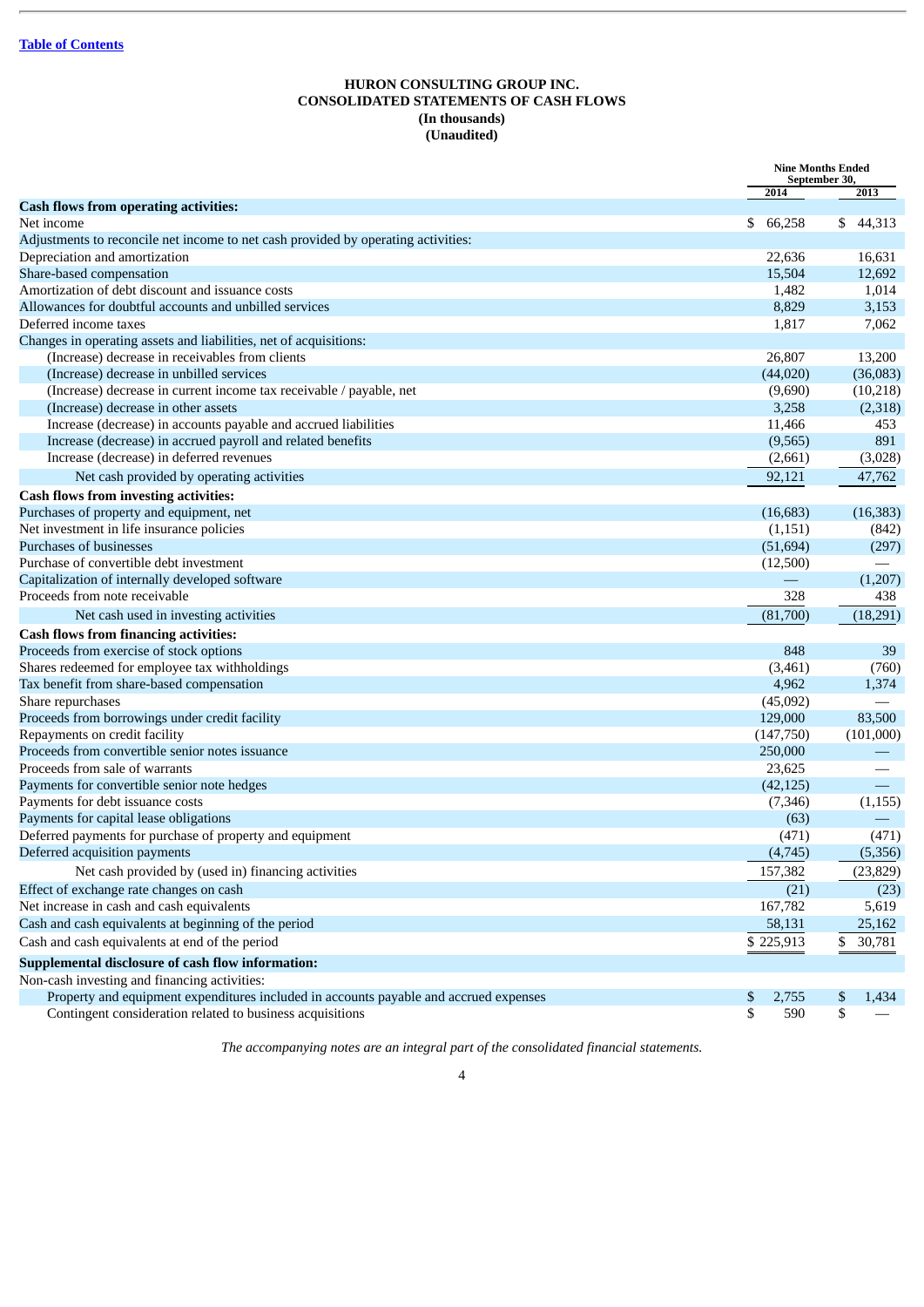[Table of Contents](#)

**HURON CONSULTING GROUP INC.**
**CONSOLIDATED STATEMENTS OF CASH FLOWS**
**(In thousands)**
**(Unaudited)**

| | Nine Months Ended September 30, | |
|---|---|---|
| | 2014 | 2013 |
| **Cash flows from operating activities:** | | |
| Net income | $ 66,258 | $ 44,313 |
| Adjustments to reconcile net income to net cash provided by operating activities: | | |
| Depreciation and amortization | 22,636 | 16,631 |
| Share-based compensation | 15,504 | 12,692 |
| Amortization of debt discount and issuance costs | 1,482 | 1,014 |
| Allowances for doubtful accounts and unbilled services | 8,829 | 3,153 |
| Deferred income taxes | 1,817 | 7,062 |
| Changes in operating assets and liabilities, net of acquisitions: | | |
| (Increase) decrease in receivables from clients | 26,807 | 13,200 |
| (Increase) decrease in unbilled services | (44,020) | (36,083) |
| (Increase) decrease in current income tax receivable / payable, net | (9,690) | (10,218) |
| (Increase) decrease in other assets | 3,258 | (2,318) |
| Increase (decrease) in accounts payable and accrued liabilities | 11,466 | 453 |
| Increase (decrease) in accrued payroll and related benefits | (9,565) | 891 |
| Increase (decrease) in deferred revenues | (2,661) | (3,028) |
| Net cash provided by operating activities | 92,121 | 47,762 |
| **Cash flows from investing activities:** | | |
| Purchases of property and equipment, net | (16,683) | (16,383) |
| Net investment in life insurance policies | (1,151) | (842) |
| Purchases of businesses | (51,694) | (297) |
| Purchase of convertible debt investment | (12,500) | — |
| Capitalization of internally developed software | — | (1,207) |
| Proceeds from note receivable | 328 | 438 |
| Net cash used in investing activities | (81,700) | (18,291) |
| **Cash flows from financing activities:** | | |
| Proceeds from exercise of stock options | 848 | 39 |
| Shares redeemed for employee tax withholdings | (3,461) | (760) |
| Tax benefit from share-based compensation | 4,962 | 1,374 |
| Share repurchases | (45,092) | — |
| Proceeds from borrowings under credit facility | 129,000 | 83,500 |
| Repayments on credit facility | (147,750) | (101,000) |
| Proceeds from convertible senior notes issuance | 250,000 | — |
| Proceeds from sale of warrants | 23,625 | — |
| Payments for convertible senior note hedges | (42,125) | — |
| Payments for debt issuance costs | (7,346) | (1,155) |
| Payments for capital lease obligations | (63) | — |
| Deferred payments for purchase of property and equipment | (471) | (471) |
| Deferred acquisition payments | (4,745) | (5,356) |
| Net cash provided by (used in) financing activities | 157,382 | (23,829) |
| Effect of exchange rate changes on cash | (21) | (23) |
| Net increase in cash and cash equivalents | 167,782 | 5,619 |
| Cash and cash equivalents at beginning of the period | 58,131 | 25,162 |
| Cash and cash equivalents at end of the period | $ 225,913 | $ 30,781 |
| **Supplemental disclosure of cash flow information:** | | |
| Non-cash investing and financing activities: | | |
| Property and equipment expenditures included in accounts payable and accrued expenses | $ 2,755 | $ 1,434 |
| Contingent consideration related to business acquisitions | $ 590 | $ — |

*The accompanying notes are an integral part of the consolidated financial statements.*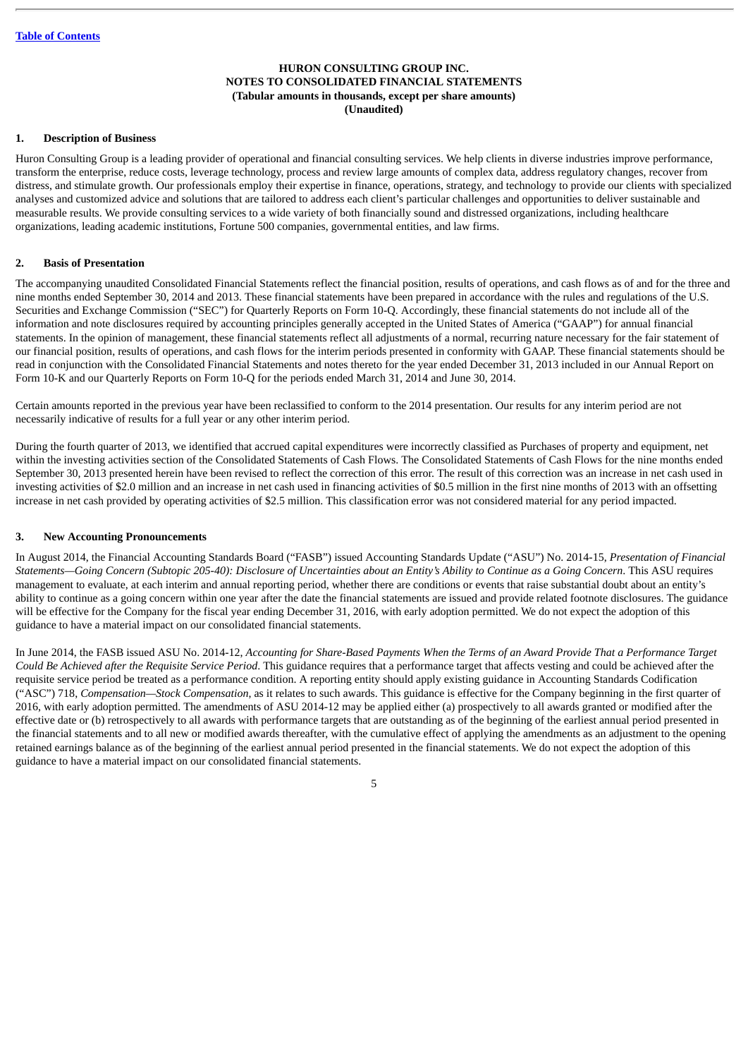**HURON CONSULTING GROUP INC.**
**NOTES TO CONSOLIDATED FINANCIAL STATEMENTS**
**(Tabular amounts in thousands, except per share amounts)**
**(Unaudited)**

## 1. Description of Business

Huron Consulting Group is a leading provider of operational and financial consulting services. We help clients in diverse industries improve performance, transform the enterprise, reduce costs, leverage technology, process and review large amounts of complex data, address regulatory changes, recover from distress, and stimulate growth. Our professionals employ their expertise in finance, operations, strategy, and technology to provide our clients with specialized analyses and customized advice and solutions that are tailored to address each client's particular challenges and opportunities to deliver sustainable and measurable results. We provide consulting services to a wide variety of both financially sound and distressed organizations, including healthcare organizations, leading academic institutions, Fortune 500 companies, governmental entities, and law firms.

## 2. Basis of Presentation

The accompanying unaudited Consolidated Financial Statements reflect the financial position, results of operations, and cash flows as of and for the three and nine months ended September 30, 2014 and 2013. These financial statements have been prepared in accordance with the rules and regulations of the U.S. Securities and Exchange Commission ("SEC") for Quarterly Reports on Form 10-Q. Accordingly, these financial statements do not include all of the information and note disclosures required by accounting principles generally accepted in the United States of America ("GAAP") for annual financial statements. In the opinion of management, these financial statements reflect all adjustments of a normal, recurring nature necessary for the fair statement of our financial position, results of operations, and cash flows for the interim periods presented in conformity with GAAP. These financial statements should be read in conjunction with the Consolidated Financial Statements and notes thereto for the year ended December 31, 2013 included in our Annual Report on Form 10-K and our Quarterly Reports on Form 10-Q for the periods ended March 31, 2014 and June 30, 2014.

Certain amounts reported in the previous year have been reclassified to conform to the 2014 presentation. Our results for any interim period are not necessarily indicative of results for a full year or any other interim period.

During the fourth quarter of 2013, we identified that accrued capital expenditures were incorrectly classified as Purchases of property and equipment, net within the investing activities section of the Consolidated Statements of Cash Flows. The Consolidated Statements of Cash Flows for the nine months ended September 30, 2013 presented herein have been revised to reflect the correction of this error. The result of this correction was an increase in net cash used in investing activities of $2.0 million and an increase in net cash used in financing activities of $0.5 million in the first nine months of 2013 with an offsetting increase in net cash provided by operating activities of $2.5 million. This classification error was not considered material for any period impacted.

## 3. New Accounting Pronouncements

In August 2014, the Financial Accounting Standards Board ("FASB") issued Accounting Standards Update ("ASU") No. 2014-15, *Presentation of Financial Statements—Going Concern (Subtopic 205-40): Disclosure of Uncertainties about an Entity's Ability to Continue as a Going Concern*. This ASU requires management to evaluate, at each interim and annual reporting period, whether there are conditions or events that raise substantial doubt about an entity's ability to continue as a going concern within one year after the date the financial statements are issued and provide related footnote disclosures. The guidance will be effective for the Company for the fiscal year ending December 31, 2016, with early adoption permitted. We do not expect the adoption of this guidance to have a material impact on our consolidated financial statements.

In June 2014, the FASB issued ASU No. 2014-12, *Accounting for Share-Based Payments When the Terms of an Award Provide That a Performance Target Could Be Achieved after the Requisite Service Period*. This guidance requires that a performance target that affects vesting and could be achieved after the requisite service period be treated as a performance condition. A reporting entity should apply existing guidance in Accounting Standards Codification ("ASC") 718, *Compensation—Stock Compensation*, as it relates to such awards. This guidance is effective for the Company beginning in the first quarter of 2016, with early adoption permitted. The amendments of ASU 2014-12 may be applied either (a) prospectively to all awards granted or modified after the effective date or (b) retrospectively to all awards with performance targets that are outstanding as of the beginning of the earliest annual period presented in the financial statements and to all new or modified awards thereafter, with the cumulative effect of applying the amendments as an adjustment to the opening retained earnings balance as of the beginning of the earliest annual period presented in the financial statements. We do not expect the adoption of this guidance to have a material impact on our consolidated financial statements.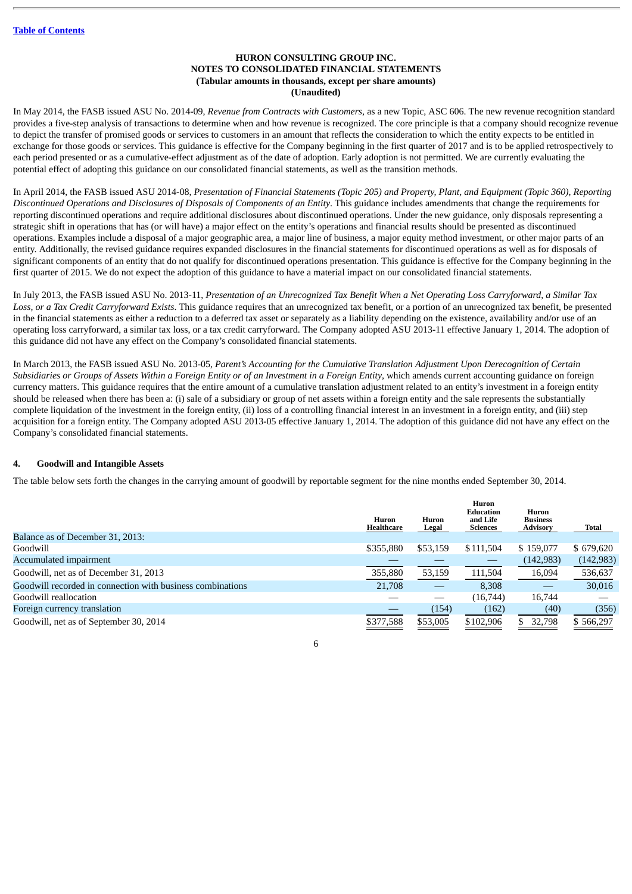**Table of Contents**

**HURON CONSULTING GROUP INC.**
**NOTES TO CONSOLIDATED FINANCIAL STATEMENTS**
**(Tabular amounts in thousands, except per share amounts)**
**(Unaudited)**

In May 2014, the FASB issued ASU No. 2014-09, *Revenue from Contracts with Customers*, as a new Topic, ASC 606. The new revenue recognition standard provides a five-step analysis of transactions to determine when and how revenue is recognized. The core principle is that a company should recognize revenue to depict the transfer of promised goods or services to customers in an amount that reflects the consideration to which the entity expects to be entitled in exchange for those goods or services. This guidance is effective for the Company beginning in the first quarter of 2017 and is to be applied retrospectively to each period presented or as a cumulative-effect adjustment as of the date of adoption. Early adoption is not permitted. We are currently evaluating the potential effect of adopting this guidance on our consolidated financial statements, as well as the transition methods.

In April 2014, the FASB issued ASU 2014-08, *Presentation of Financial Statements (Topic 205) and Property, Plant, and Equipment (Topic 360), Reporting Discontinued Operations and Disclosures of Disposals of Components of an Entity*. This guidance includes amendments that change the requirements for reporting discontinued operations and require additional disclosures about discontinued operations. Under the new guidance, only disposals representing a strategic shift in operations that has (or will have) a major effect on the entity's operations and financial results should be presented as discontinued operations. Examples include a disposal of a major geographic area, a major line of business, a major equity method investment, or other major parts of an entity. Additionally, the revised guidance requires expanded disclosures in the financial statements for discontinued operations as well as for disposals of significant components of an entity that do not qualify for discontinued operations presentation. This guidance is effective for the Company beginning in the first quarter of 2015. We do not expect the adoption of this guidance to have a material impact on our consolidated financial statements.

In July 2013, the FASB issued ASU No. 2013-11, *Presentation of an Unrecognized Tax Benefit When a Net Operating Loss Carryforward, a Similar Tax Loss, or a Tax Credit Carryforward Exists*. This guidance requires that an unrecognized tax benefit, or a portion of an unrecognized tax benefit, be presented in the financial statements as either a reduction to a deferred tax asset or separately as a liability depending on the existence, availability and/or use of an operating loss carryforward, a similar tax loss, or a tax credit carryforward. The Company adopted ASU 2013-11 effective January 1, 2014. The adoption of this guidance did not have any effect on the Company's consolidated financial statements.

In March 2013, the FASB issued ASU No. 2013-05, *Parent's Accounting for the Cumulative Translation Adjustment Upon Derecognition of Certain Subsidiaries or Groups of Assets Within a Foreign Entity or of an Investment in a Foreign Entity*, which amends current accounting guidance on foreign currency matters. This guidance requires that the entire amount of a cumulative translation adjustment related to an entity's investment in a foreign entity should be released when there has been a: (i) sale of a subsidiary or group of net assets within a foreign entity and the sale represents the substantially complete liquidation of the investment in the foreign entity, (ii) loss of a controlling financial interest in an investment in a foreign entity, and (iii) step acquisition for a foreign entity. The Company adopted ASU 2013-05 effective January 1, 2014. The adoption of this guidance did not have any effect on the Company's consolidated financial statements.

## 4. Goodwill and Intangible Assets

The table below sets forth the changes in the carrying amount of goodwill by reportable segment for the nine months ended September 30, 2014.

| | Huron Healthcare | Huron Legal | Huron Education and Life Sciences | Huron Business Advisory | Total |
|---|---|---|---|---|---|
| Balance as of December 31, 2013: | | | | | |
| Goodwill | $355,880 | $53,159 | $111,504 | $ 159,077 | $ 679,620 |
| Accumulated impairment | — | — | — | (142,983) | (142,983) |
| Goodwill, net as of December 31, 2013 | 355,880 | 53,159 | 111,504 | 16,094 | 536,637 |
| Goodwill recorded in connection with business combinations | 21,708 | — | 8,308 | — | 30,016 |
| Goodwill reallocation | — | — | (16,744) | 16,744 | — |
| Foreign currency translation | — | (154) | (162) | (40) | (356) |
| Goodwill, net as of September 30, 2014 | $377,588 | $53,005 | $102,906 | $ 32,798 | $ 566,297 |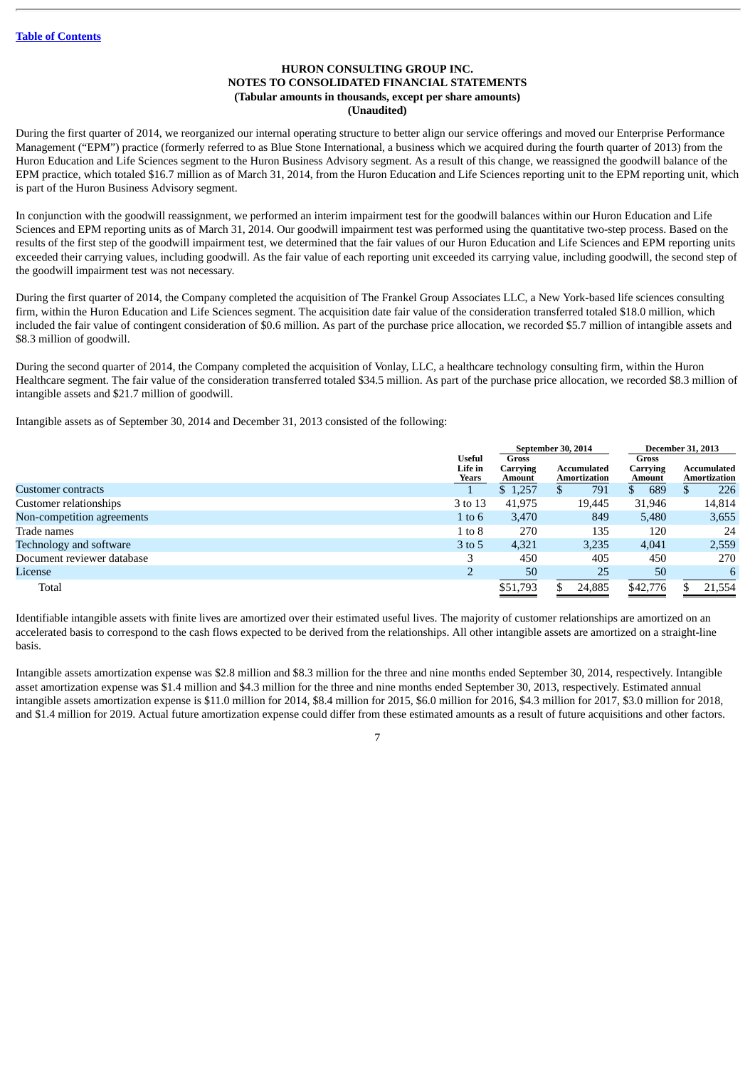**HURON CONSULTING GROUP INC.**
**NOTES TO CONSOLIDATED FINANCIAL STATEMENTS**
**(Tabular amounts in thousands, except per share amounts)**
**(Unaudited)**

During the first quarter of 2014, we reorganized our internal operating structure to better align our service offerings and moved our Enterprise Performance Management ("EPM") practice (formerly referred to as Blue Stone International, a business which we acquired during the fourth quarter of 2013) from the Huron Education and Life Sciences segment to the Huron Business Advisory segment. As a result of this change, we reassigned the goodwill balance of the EPM practice, which totaled $16.7 million as of March 31, 2014, from the Huron Education and Life Sciences reporting unit to the EPM reporting unit, which is part of the Huron Business Advisory segment.

In conjunction with the goodwill reassignment, we performed an interim impairment test for the goodwill balances within our Huron Education and Life Sciences and EPM reporting units as of March 31, 2014. Our goodwill impairment test was performed using the quantitative two-step process. Based on the results of the first step of the goodwill impairment test, we determined that the fair values of our Huron Education and Life Sciences and EPM reporting units exceeded their carrying values, including goodwill. As the fair value of each reporting unit exceeded its carrying value, including goodwill, the second step of the goodwill impairment test was not necessary.

During the first quarter of 2014, the Company completed the acquisition of The Frankel Group Associates LLC, a New York-based life sciences consulting firm, within the Huron Education and Life Sciences segment. The acquisition date fair value of the consideration transferred totaled $18.0 million, which included the fair value of contingent consideration of $0.6 million. As part of the purchase price allocation, we recorded $5.7 million of intangible assets and $8.3 million of goodwill.

During the second quarter of 2014, the Company completed the acquisition of Vonlay, LLC, a healthcare technology consulting firm, within the Huron Healthcare segment. The fair value of the consideration transferred totaled $34.5 million. As part of the purchase price allocation, we recorded $8.3 million of intangible assets and $21.7 million of goodwill.

Intangible assets as of September 30, 2014 and December 31, 2013 consisted of the following:

| | | September 30, 2014 | | December 31, 2013 | |
|---|---|---|---|---|---|
| | Useful Life in Years | Gross Carrying Amount | Accumulated Amortization | Gross Carrying Amount | Accumulated Amortization |
| Customer contracts | 1 | $ 1,257 | $ 791 | $ 689 | $ 226 |
| Customer relationships | 3 to 13 | 41,975 | 19,445 | 31,946 | 14,814 |
| Non-competition agreements | 1 to 6 | 3,470 | 849 | 5,480 | 3,655 |
| Trade names | 1 to 8 | 270 | 135 | 120 | 24 |
| Technology and software | 3 to 5 | 4,321 | 3,235 | 4,041 | 2,559 |
| Document reviewer database | 3 | 450 | 405 | 450 | 270 |
| License | 2 | 50 | 25 | 50 | 6 |
| Total | | $51,793 | $ 24,885 | $42,776 | $ 21,554 |

Identifiable intangible assets with finite lives are amortized over their estimated useful lives. The majority of customer relationships are amortized on an accelerated basis to correspond to the cash flows expected to be derived from the relationships. All other intangible assets are amortized on a straight-line basis.

Intangible assets amortization expense was $2.8 million and $8.3 million for the three and nine months ended September 30, 2014, respectively. Intangible asset amortization expense was $1.4 million and $4.3 million for the three and nine months ended September 30, 2013, respectively. Estimated annual intangible assets amortization expense is $11.0 million for 2014, $8.4 million for 2015, $6.0 million for 2016, $4.3 million for 2017, $3.0 million for 2018, and $1.4 million for 2019. Actual future amortization expense could differ from these estimated amounts as a result of future acquisitions and other factors.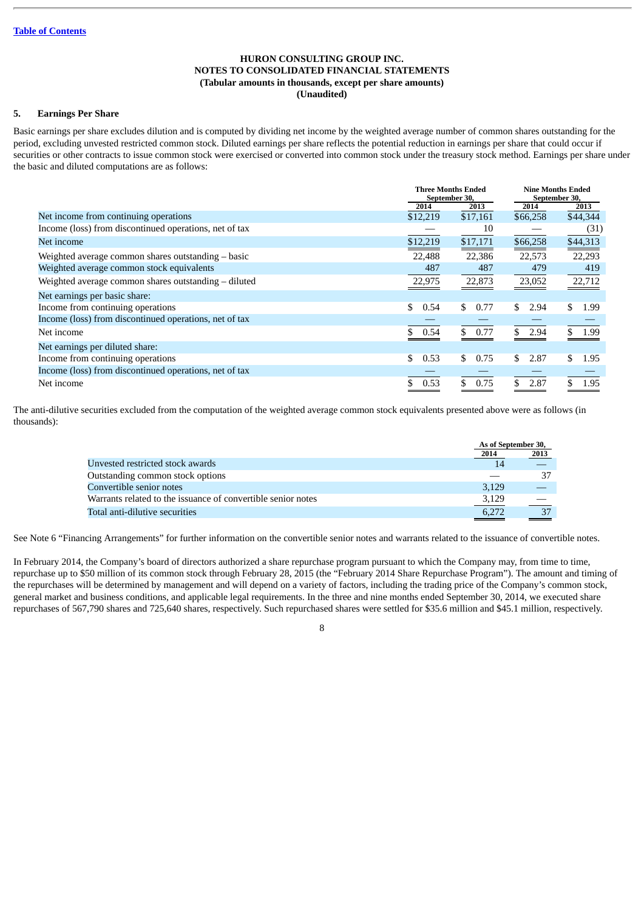HURON CONSULTING GROUP INC.
NOTES TO CONSOLIDATED FINANCIAL STATEMENTS
(Tabular amounts in thousands, except per share amounts)
(Unaudited)

## 5. Earnings Per Share

Basic earnings per share excludes dilution and is computed by dividing net income by the weighted average number of common shares outstanding for the period, excluding unvested restricted common stock. Diluted earnings per share reflects the potential reduction in earnings per share that could occur if securities or other contracts to issue common stock were exercised or converted into common stock under the treasury stock method. Earnings per share under the basic and diluted computations are as follows:

| | Three Months Ended September 30, | | Nine Months Ended September 30, | |
|---|---|---|---|---|
| | 2014 | 2013 | 2014 | 2013 |
| Net income from continuing operations | $12,219 | $17,161 | $66,258 | $44,344 |
| Income (loss) from discontinued operations, net of tax | — | 10 | — | (31) |
| Net income | $12,219 | $17,171 | $66,258 | $44,313 |
| Weighted average common shares outstanding – basic | 22,488 | 22,386 | 22,573 | 22,293 |
| Weighted average common stock equivalents | 487 | 487 | 479 | 419 |
| Weighted average common shares outstanding – diluted | 22,975 | 22,873 | 23,052 | 22,712 |
| Net earnings per basic share: | | | | |
| Income from continuing operations | $ 0.54 | $ 0.77 | $ 2.94 | $ 1.99 |
| Income (loss) from discontinued operations, net of tax | — | — | — | — |
| Net income | $ 0.54 | $ 0.77 | $ 2.94 | $ 1.99 |
| Net earnings per diluted share: | | | | |
| Income from continuing operations | $ 0.53 | $ 0.75 | $ 2.87 | $ 1.95 |
| Income (loss) from discontinued operations, net of tax | — | — | — | — |
| Net income | $ 0.53 | $ 0.75 | $ 2.87 | $ 1.95 |

The anti-dilutive securities excluded from the computation of the weighted average common stock equivalents presented above were as follows (in thousands):

| | As of September 30, | |
|---|---|---|
| | 2014 | 2013 |
| Unvested restricted stock awards | 14 | — |
| Outstanding common stock options | — | 37 |
| Convertible senior notes | 3,129 | — |
| Warrants related to the issuance of convertible senior notes | 3,129 | — |
| Total anti-dilutive securities | 6,272 | 37 |

See Note 6 "Financing Arrangements" for further information on the convertible senior notes and warrants related to the issuance of convertible notes.

In February 2014, the Company's board of directors authorized a share repurchase program pursuant to which the Company may, from time to time, repurchase up to $50 million of its common stock through February 28, 2015 (the "February 2014 Share Repurchase Program"). The amount and timing of the repurchases will be determined by management and will depend on a variety of factors, including the trading price of the Company's common stock, general market and business conditions, and applicable legal requirements. In the three and nine months ended September 30, 2014, we executed share repurchases of 567,790 shares and 725,640 shares, respectively. Such repurchased shares were settled for $35.6 million and $45.1 million, respectively.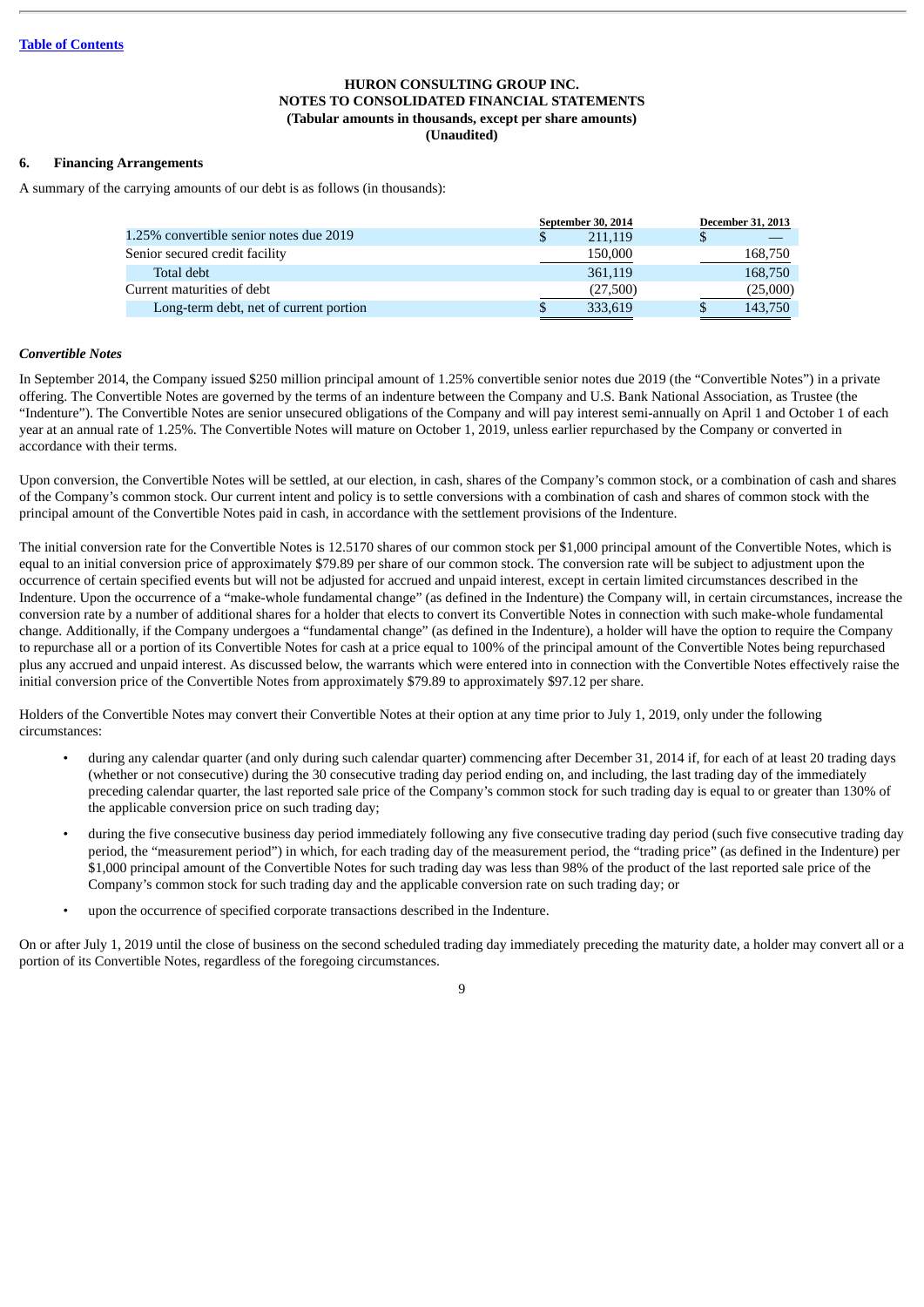**HURON CONSULTING GROUP INC.**
**NOTES TO CONSOLIDATED FINANCIAL STATEMENTS**
**(Tabular amounts in thousands, except per share amounts)**
**(Unaudited)**

## 6. Financing Arrangements

A summary of the carrying amounts of our debt is as follows (in thousands):

| | September 30, 2014 | December 31, 2013 |
|---|---|---|
| 1.25% convertible senior notes due 2019 | $ 211,119 | $ — |
| Senior secured credit facility | 150,000 | 168,750 |
| Total debt | 361,119 | 168,750 |
| Current maturities of debt | (27,500) | (25,000) |
| Long-term debt, net of current portion | $ 333,619 | $ 143,750 |

*Convertible Notes*

In September 2014, the Company issued $250 million principal amount of 1.25% convertible senior notes due 2019 (the "Convertible Notes") in a private offering. The Convertible Notes are governed by the terms of an indenture between the Company and U.S. Bank National Association, as Trustee (the "Indenture"). The Convertible Notes are senior unsecured obligations of the Company and will pay interest semi-annually on April 1 and October 1 of each year at an annual rate of 1.25%. The Convertible Notes will mature on October 1, 2019, unless earlier repurchased by the Company or converted in accordance with their terms.

Upon conversion, the Convertible Notes will be settled, at our election, in cash, shares of the Company's common stock, or a combination of cash and shares of the Company's common stock. Our current intent and policy is to settle conversions with a combination of cash and shares of common stock with the principal amount of the Convertible Notes paid in cash, in accordance with the settlement provisions of the Indenture.

The initial conversion rate for the Convertible Notes is 12.5170 shares of our common stock per $1,000 principal amount of the Convertible Notes, which is equal to an initial conversion price of approximately $79.89 per share of our common stock. The conversion rate will be subject to adjustment upon the occurrence of certain specified events but will not be adjusted for accrued and unpaid interest, except in certain limited circumstances described in the Indenture. Upon the occurrence of a "make-whole fundamental change" (as defined in the Indenture) the Company will, in certain circumstances, increase the conversion rate by a number of additional shares for a holder that elects to convert its Convertible Notes in connection with such make-whole fundamental change. Additionally, if the Company undergoes a "fundamental change" (as defined in the Indenture), a holder will have the option to require the Company to repurchase all or a portion of its Convertible Notes for cash at a price equal to 100% of the principal amount of the Convertible Notes being repurchased plus any accrued and unpaid interest. As discussed below, the warrants which were entered into in connection with the Convertible Notes effectively raise the initial conversion price of the Convertible Notes from approximately $79.89 to approximately $97.12 per share.

Holders of the Convertible Notes may convert their Convertible Notes at their option at any time prior to July 1, 2019, only under the following circumstances:

- during any calendar quarter (and only during such calendar quarter) commencing after December 31, 2014 if, for each of at least 20 trading days (whether or not consecutive) during the 30 consecutive trading day period ending on, and including, the last trading day of the immediately preceding calendar quarter, the last reported sale price of the Company's common stock for such trading day is equal to or greater than 130% of the applicable conversion price on such trading day;
- during the five consecutive business day period immediately following any five consecutive trading day period (such five consecutive trading day period, the "measurement period") in which, for each trading day of the measurement period, the "trading price" (as defined in the Indenture) per $1,000 principal amount of the Convertible Notes for such trading day was less than 98% of the product of the last reported sale price of the Company's common stock for such trading day and the applicable conversion rate on such trading day; or
- upon the occurrence of specified corporate transactions described in the Indenture.

On or after July 1, 2019 until the close of business on the second scheduled trading day immediately preceding the maturity date, a holder may convert all or a portion of its Convertible Notes, regardless of the foregoing circumstances.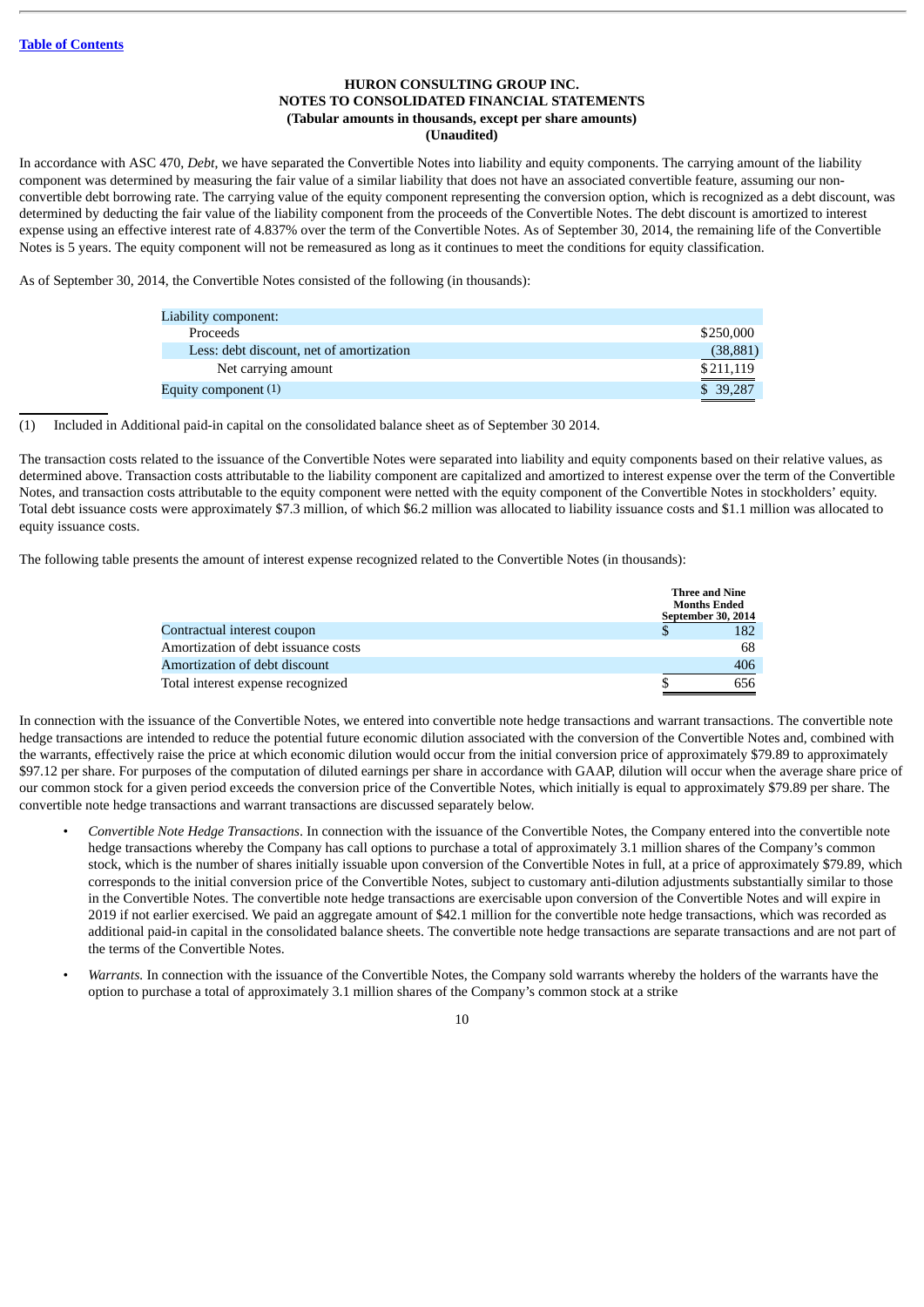HURON CONSULTING GROUP INC.
NOTES TO CONSOLIDATED FINANCIAL STATEMENTS
(Tabular amounts in thousands, except per share amounts)
(Unaudited)

In accordance with ASC 470, *Debt*, we have separated the Convertible Notes into liability and equity components. The carrying amount of the liability component was determined by measuring the fair value of a similar liability that does not have an associated convertible feature, assuming our non-convertible debt borrowing rate. The carrying value of the equity component representing the conversion option, which is recognized as a debt discount, was determined by deducting the fair value of the liability component from the proceeds of the Convertible Notes. The debt discount is amortized to interest expense using an effective interest rate of 4.837% over the term of the Convertible Notes. As of September 30, 2014, the remaining life of the Convertible Notes is 5 years. The equity component will not be remeasured as long as it continues to meet the conditions for equity classification.

As of September 30, 2014, the Convertible Notes consisted of the following (in thousands):

| | |
|---|---|
| Liability component: | |
| Proceeds | $250,000 |
| Less: debt discount, net of amortization | (38,881) |
| Net carrying amount | $211,119 |
| Equity component (1) | $ 39,287 |

(1) Included in Additional paid-in capital on the consolidated balance sheet as of September 30 2014.

The transaction costs related to the issuance of the Convertible Notes were separated into liability and equity components based on their relative values, as determined above. Transaction costs attributable to the liability component are capitalized and amortized to interest expense over the term of the Convertible Notes, and transaction costs attributable to the equity component were netted with the equity component of the Convertible Notes in stockholders' equity. Total debt issuance costs were approximately $7.3 million, of which $6.2 million was allocated to liability issuance costs and $1.1 million was allocated to equity issuance costs.

The following table presents the amount of interest expense recognized related to the Convertible Notes (in thousands):

| | Three and Nine Months Ended September 30, 2014 |
|---|---|
| Contractual interest coupon | $ 182 |
| Amortization of debt issuance costs | 68 |
| Amortization of debt discount | 406 |
| Total interest expense recognized | $ 656 |

In connection with the issuance of the Convertible Notes, we entered into convertible note hedge transactions and warrant transactions. The convertible note hedge transactions are intended to reduce the potential future economic dilution associated with the conversion of the Convertible Notes and, combined with the warrants, effectively raise the price at which economic dilution would occur from the initial conversion price of approximately $79.89 to approximately $97.12 per share. For purposes of the computation of diluted earnings per share in accordance with GAAP, dilution will occur when the average share price of our common stock for a given period exceeds the conversion price of the Convertible Notes, which initially is equal to approximately $79.89 per share. The convertible note hedge transactions and warrant transactions are discussed separately below.

- *Convertible Note Hedge Transactions*. In connection with the issuance of the Convertible Notes, the Company entered into the convertible note hedge transactions whereby the Company has call options to purchase a total of approximately 3.1 million shares of the Company's common stock, which is the number of shares initially issuable upon conversion of the Convertible Notes in full, at a price of approximately $79.89, which corresponds to the initial conversion price of the Convertible Notes, subject to customary anti-dilution adjustments substantially similar to those in the Convertible Notes. The convertible note hedge transactions are exercisable upon conversion of the Convertible Notes and will expire in 2019 if not earlier exercised. We paid an aggregate amount of $42.1 million for the convertible note hedge transactions, which was recorded as additional paid-in capital in the consolidated balance sheets. The convertible note hedge transactions are separate transactions and are not part of the terms of the Convertible Notes.
- *Warrants.* In connection with the issuance of the Convertible Notes, the Company sold warrants whereby the holders of the warrants have the option to purchase a total of approximately 3.1 million shares of the Company's common stock at a strike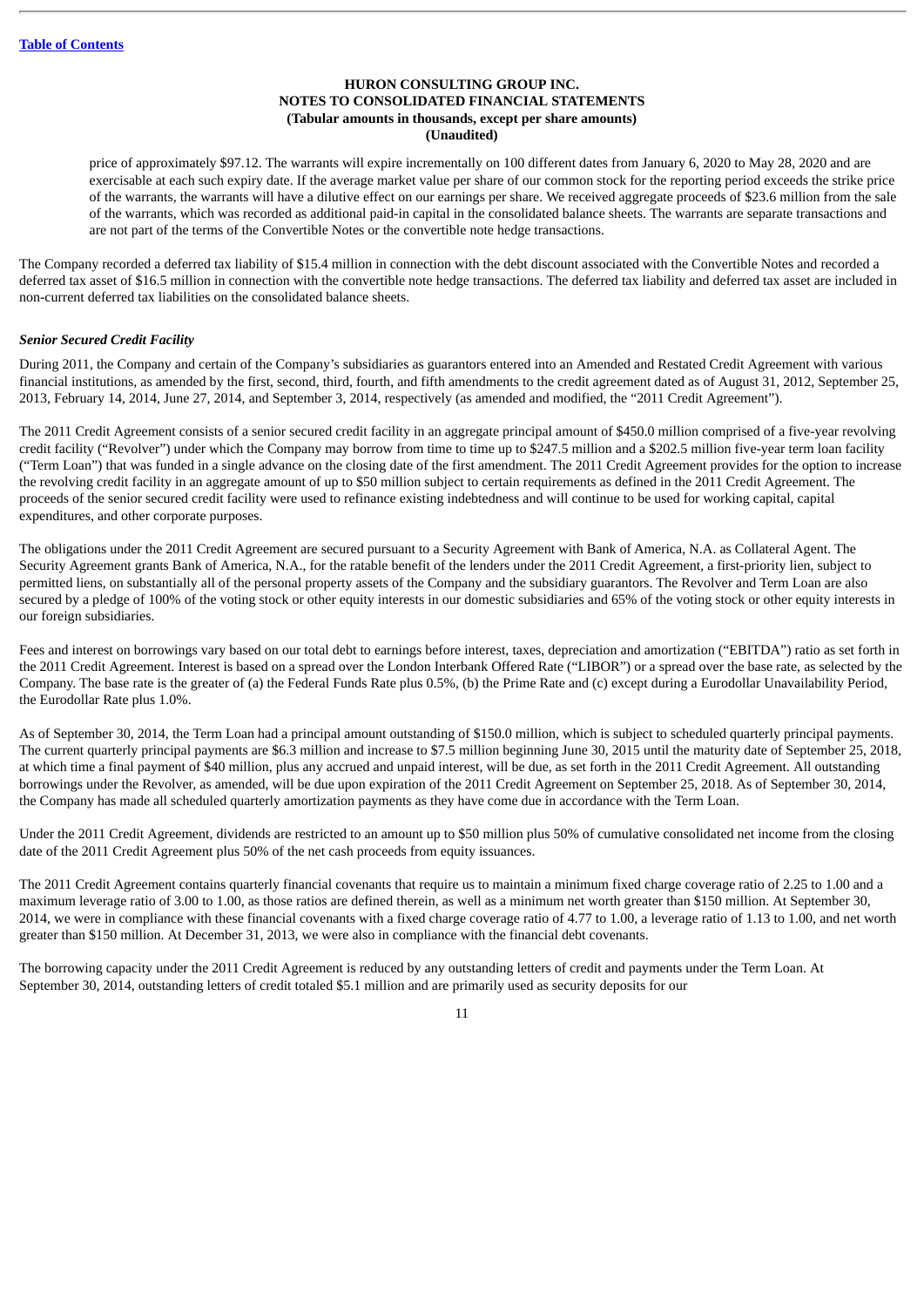price of approximately $97.12. The warrants will expire incrementally on 100 different dates from January 6, 2020 to May 28, 2020 and are exercisable at each such expiry date. If the average market value per share of our common stock for the reporting period exceeds the strike price of the warrants, the warrants will have a dilutive effect on our earnings per share. We received aggregate proceeds of $23.6 million from the sale of the warrants, which was recorded as additional paid-in capital in the consolidated balance sheets. The warrants are separate transactions and are not part of the terms of the Convertible Notes or the convertible note hedge transactions.

The Company recorded a deferred tax liability of $15.4 million in connection with the debt discount associated with the Convertible Notes and recorded a deferred tax asset of $16.5 million in connection with the convertible note hedge transactions. The deferred tax liability and deferred tax asset are included in non-current deferred tax liabilities on the consolidated balance sheets.

***Senior Secured Credit Facility***

During 2011, the Company and certain of the Company's subsidiaries as guarantors entered into an Amended and Restated Credit Agreement with various financial institutions, as amended by the first, second, third, fourth, and fifth amendments to the credit agreement dated as of August 31, 2012, September 25, 2013, February 14, 2014, June 27, 2014, and September 3, 2014, respectively (as amended and modified, the "2011 Credit Agreement").

The 2011 Credit Agreement consists of a senior secured credit facility in an aggregate principal amount of $450.0 million comprised of a five-year revolving credit facility ("Revolver") under which the Company may borrow from time to time up to $247.5 million and a $202.5 million five-year term loan facility ("Term Loan") that was funded in a single advance on the closing date of the first amendment. The 2011 Credit Agreement provides for the option to increase the revolving credit facility in an aggregate amount of up to $50 million subject to certain requirements as defined in the 2011 Credit Agreement. The proceeds of the senior secured credit facility were used to refinance existing indebtedness and will continue to be used for working capital, capital expenditures, and other corporate purposes.

The obligations under the 2011 Credit Agreement are secured pursuant to a Security Agreement with Bank of America, N.A. as Collateral Agent. The Security Agreement grants Bank of America, N.A., for the ratable benefit of the lenders under the 2011 Credit Agreement, a first-priority lien, subject to permitted liens, on substantially all of the personal property assets of the Company and the subsidiary guarantors. The Revolver and Term Loan are also secured by a pledge of 100% of the voting stock or other equity interests in our domestic subsidiaries and 65% of the voting stock or other equity interests in our foreign subsidiaries.

Fees and interest on borrowings vary based on our total debt to earnings before interest, taxes, depreciation and amortization ("EBITDA") ratio as set forth in the 2011 Credit Agreement. Interest is based on a spread over the London Interbank Offered Rate ("LIBOR") or a spread over the base rate, as selected by the Company. The base rate is the greater of (a) the Federal Funds Rate plus 0.5%, (b) the Prime Rate and (c) except during a Eurodollar Unavailability Period, the Eurodollar Rate plus 1.0%.

As of September 30, 2014, the Term Loan had a principal amount outstanding of $150.0 million, which is subject to scheduled quarterly principal payments. The current quarterly principal payments are $6.3 million and increase to $7.5 million beginning June 30, 2015 until the maturity date of September 25, 2018, at which time a final payment of $40 million, plus any accrued and unpaid interest, will be due, as set forth in the 2011 Credit Agreement. All outstanding borrowings under the Revolver, as amended, will be due upon expiration of the 2011 Credit Agreement on September 25, 2018. As of September 30, 2014, the Company has made all scheduled quarterly amortization payments as they have come due in accordance with the Term Loan.

Under the 2011 Credit Agreement, dividends are restricted to an amount up to $50 million plus 50% of cumulative consolidated net income from the closing date of the 2011 Credit Agreement plus 50% of the net cash proceeds from equity issuances.

The 2011 Credit Agreement contains quarterly financial covenants that require us to maintain a minimum fixed charge coverage ratio of 2.25 to 1.00 and a maximum leverage ratio of 3.00 to 1.00, as those ratios are defined therein, as well as a minimum net worth greater than $150 million. At September 30, 2014, we were in compliance with these financial covenants with a fixed charge coverage ratio of 4.77 to 1.00, a leverage ratio of 1.13 to 1.00, and net worth greater than $150 million. At December 31, 2013, we were also in compliance with the financial debt covenants.

The borrowing capacity under the 2011 Credit Agreement is reduced by any outstanding letters of credit and payments under the Term Loan. At September 30, 2014, outstanding letters of credit totaled $5.1 million and are primarily used as security deposits for our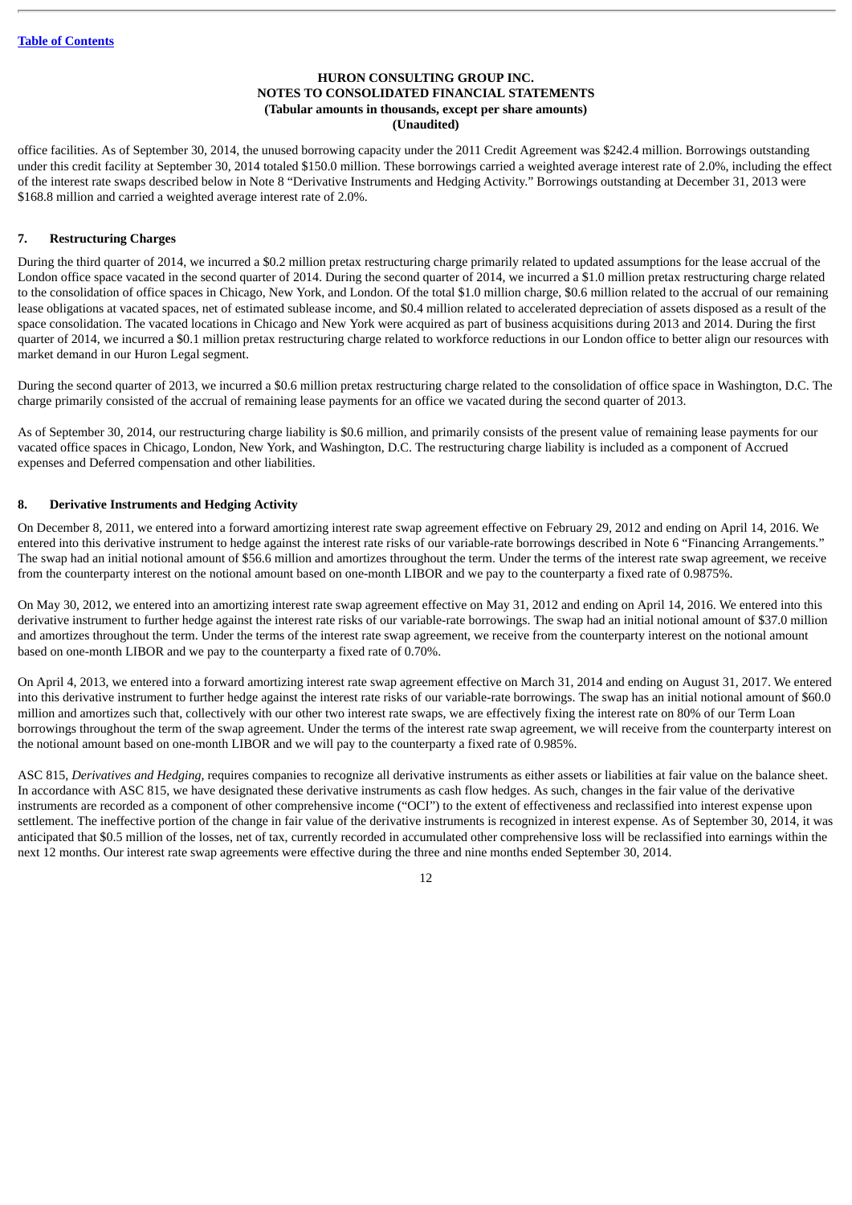office facilities. As of September 30, 2014, the unused borrowing capacity under the 2011 Credit Agreement was $242.4 million. Borrowings outstanding under this credit facility at September 30, 2014 totaled $150.0 million. These borrowings carried a weighted average interest rate of 2.0%, including the effect of the interest rate swaps described below in Note 8 "Derivative Instruments and Hedging Activity." Borrowings outstanding at December 31, 2013 were $168.8 million and carried a weighted average interest rate of 2.0%.

## 7. Restructuring Charges

During the third quarter of 2014, we incurred a $0.2 million pretax restructuring charge primarily related to updated assumptions for the lease accrual of the London office space vacated in the second quarter of 2014. During the second quarter of 2014, we incurred a $1.0 million pretax restructuring charge related to the consolidation of office spaces in Chicago, New York, and London. Of the total $1.0 million charge, $0.6 million related to the accrual of our remaining lease obligations at vacated spaces, net of estimated sublease income, and $0.4 million related to accelerated depreciation of assets disposed as a result of the space consolidation. The vacated locations in Chicago and New York were acquired as part of business acquisitions during 2013 and 2014. During the first quarter of 2014, we incurred a $0.1 million pretax restructuring charge related to workforce reductions in our London office to better align our resources with market demand in our Huron Legal segment.

During the second quarter of 2013, we incurred a $0.6 million pretax restructuring charge related to the consolidation of office space in Washington, D.C. The charge primarily consisted of the accrual of remaining lease payments for an office we vacated during the second quarter of 2013.

As of September 30, 2014, our restructuring charge liability is $0.6 million, and primarily consists of the present value of remaining lease payments for our vacated office spaces in Chicago, London, New York, and Washington, D.C. The restructuring charge liability is included as a component of Accrued expenses and Deferred compensation and other liabilities.

## 8. Derivative Instruments and Hedging Activity

On December 8, 2011, we entered into a forward amortizing interest rate swap agreement effective on February 29, 2012 and ending on April 14, 2016. We entered into this derivative instrument to hedge against the interest rate risks of our variable-rate borrowings described in Note 6 "Financing Arrangements." The swap had an initial notional amount of $56.6 million and amortizes throughout the term. Under the terms of the interest rate swap agreement, we receive from the counterparty interest on the notional amount based on one-month LIBOR and we pay to the counterparty a fixed rate of 0.9875%.

On May 30, 2012, we entered into an amortizing interest rate swap agreement effective on May 31, 2012 and ending on April 14, 2016. We entered into this derivative instrument to further hedge against the interest rate risks of our variable-rate borrowings. The swap had an initial notional amount of $37.0 million and amortizes throughout the term. Under the terms of the interest rate swap agreement, we receive from the counterparty interest on the notional amount based on one-month LIBOR and we pay to the counterparty a fixed rate of 0.70%.

On April 4, 2013, we entered into a forward amortizing interest rate swap agreement effective on March 31, 2014 and ending on August 31, 2017. We entered into this derivative instrument to further hedge against the interest rate risks of our variable-rate borrowings. The swap has an initial notional amount of $60.0 million and amortizes such that, collectively with our other two interest rate swaps, we are effectively fixing the interest rate on 80% of our Term Loan borrowings throughout the term of the swap agreement. Under the terms of the interest rate swap agreement, we will receive from the counterparty interest on the notional amount based on one-month LIBOR and we will pay to the counterparty a fixed rate of 0.985%.

ASC 815, *Derivatives and Hedging*, requires companies to recognize all derivative instruments as either assets or liabilities at fair value on the balance sheet. In accordance with ASC 815, we have designated these derivative instruments as cash flow hedges. As such, changes in the fair value of the derivative instruments are recorded as a component of other comprehensive income ("OCI") to the extent of effectiveness and reclassified into interest expense upon settlement. The ineffective portion of the change in fair value of the derivative instruments is recognized in interest expense. As of September 30, 2014, it was anticipated that $0.5 million of the losses, net of tax, currently recorded in accumulated other comprehensive loss will be reclassified into earnings within the next 12 months. Our interest rate swap agreements were effective during the three and nine months ended September 30, 2014.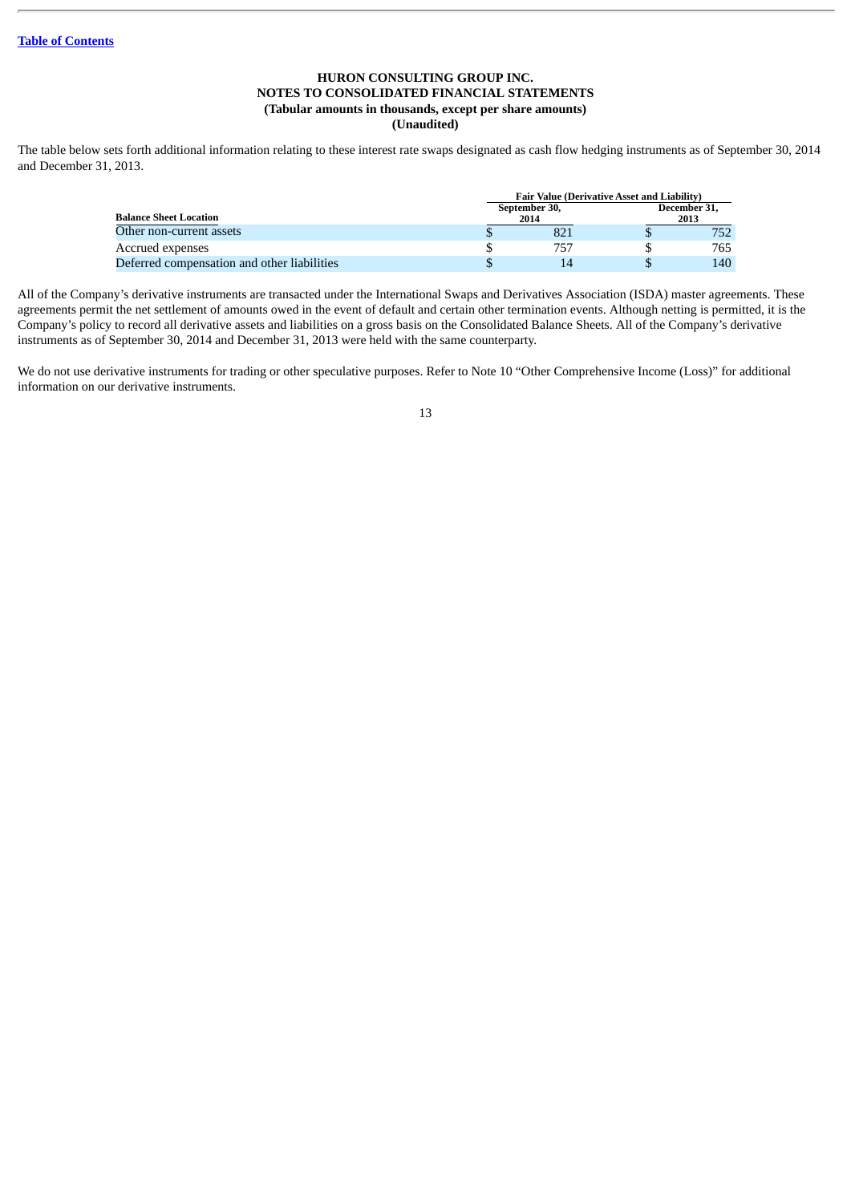**HURON CONSULTING GROUP INC.**
**NOTES TO CONSOLIDATED FINANCIAL STATEMENTS**
**(Tabular amounts in thousands, except per share amounts)**
**(Unaudited)**

The table below sets forth additional information relating to these interest rate swaps designated as cash flow hedging instruments as of September 30, 2014 and December 31, 2013.

| | Fair Value (Derivative Asset and Liability) | |
|---|---|---|
| **Balance Sheet Location** | **September 30, 2014** | **December 31, 2013** |
| Other non-current assets | $ 821 | $ 752 |
| Accrued expenses | $ 757 | $ 765 |
| Deferred compensation and other liabilities | $ 14 | $ 140 |

All of the Company's derivative instruments are transacted under the International Swaps and Derivatives Association (ISDA) master agreements. These agreements permit the net settlement of amounts owed in the event of default and certain other termination events. Although netting is permitted, it is the Company's policy to record all derivative assets and liabilities on a gross basis on the Consolidated Balance Sheets. All of the Company's derivative instruments as of September 30, 2014 and December 31, 2013 were held with the same counterparty.

We do not use derivative instruments for trading or other speculative purposes. Refer to Note 10 "Other Comprehensive Income (Loss)" for additional information on our derivative instruments.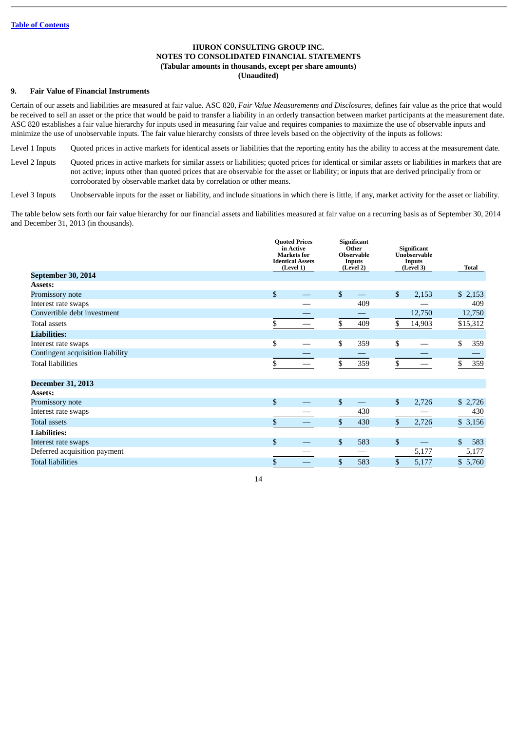HURON CONSULTING GROUP INC.
NOTES TO CONSOLIDATED FINANCIAL STATEMENTS
(Tabular amounts in thousands, except per share amounts)
(Unaudited)

## 9. Fair Value of Financial Instruments

Certain of our assets and liabilities are measured at fair value. ASC 820, *Fair Value Measurements and Disclosures*, defines fair value as the price that would be received to sell an asset or the price that would be paid to transfer a liability in an orderly transaction between market participants at the measurement date. ASC 820 establishes a fair value hierarchy for inputs used in measuring fair value and requires companies to maximize the use of observable inputs and minimize the use of unobservable inputs. The fair value hierarchy consists of three levels based on the objectivity of the inputs as follows:

Level 1 Inputs — Quoted prices in active markets for identical assets or liabilities that the reporting entity has the ability to access at the measurement date.

Level 2 Inputs — Quoted prices in active markets for similar assets or liabilities; quoted prices for identical or similar assets or liabilities in markets that are not active; inputs other than quoted prices that are observable for the asset or liability; or inputs that are derived principally from or corroborated by observable market data by correlation or other means.

Level 3 Inputs — Unobservable inputs for the asset or liability, and include situations in which there is little, if any, market activity for the asset or liability.

The table below sets forth our fair value hierarchy for our financial assets and liabilities measured at fair value on a recurring basis as of September 30, 2014 and December 31, 2013 (in thousands).

| | Quoted Prices in Active Markets for Identical Assets (Level 1) | Significant Other Observable Inputs (Level 2) | Significant Unobservable Inputs (Level 3) | Total |
|---|---|---|---|---|
| **September 30, 2014** | | | | |
| **Assets:** | | | | |
| Promissory note | $ — | $ — | $ 2,153 | $ 2,153 |
| Interest rate swaps | — | 409 | — | 409 |
| Convertible debt investment | — | — | 12,750 | 12,750 |
| Total assets | $ — | $ 409 | $ 14,903 | $15,312 |
| **Liabilities:** | | | | |
| Interest rate swaps | $ — | $ 359 | $ — | $ 359 |
| Contingent acquisition liability | — | — | — | — |
| Total liabilities | $ — | $ 359 | $ — | $ 359 |
| **December 31, 2013** | | | | |
| **Assets:** | | | | |
| Promissory note | $ — | $ — | $ 2,726 | $ 2,726 |
| Interest rate swaps | — | 430 | — | 430 |
| Total assets | $ — | $ 430 | $ 2,726 | $ 3,156 |
| **Liabilities:** | | | | |
| Interest rate swaps | $ — | $ 583 | $ — | $ 583 |
| Deferred acquisition payment | — | — | 5,177 | 5,177 |
| Total liabilities | $ — | $ 583 | $ 5,177 | $ 5,760 |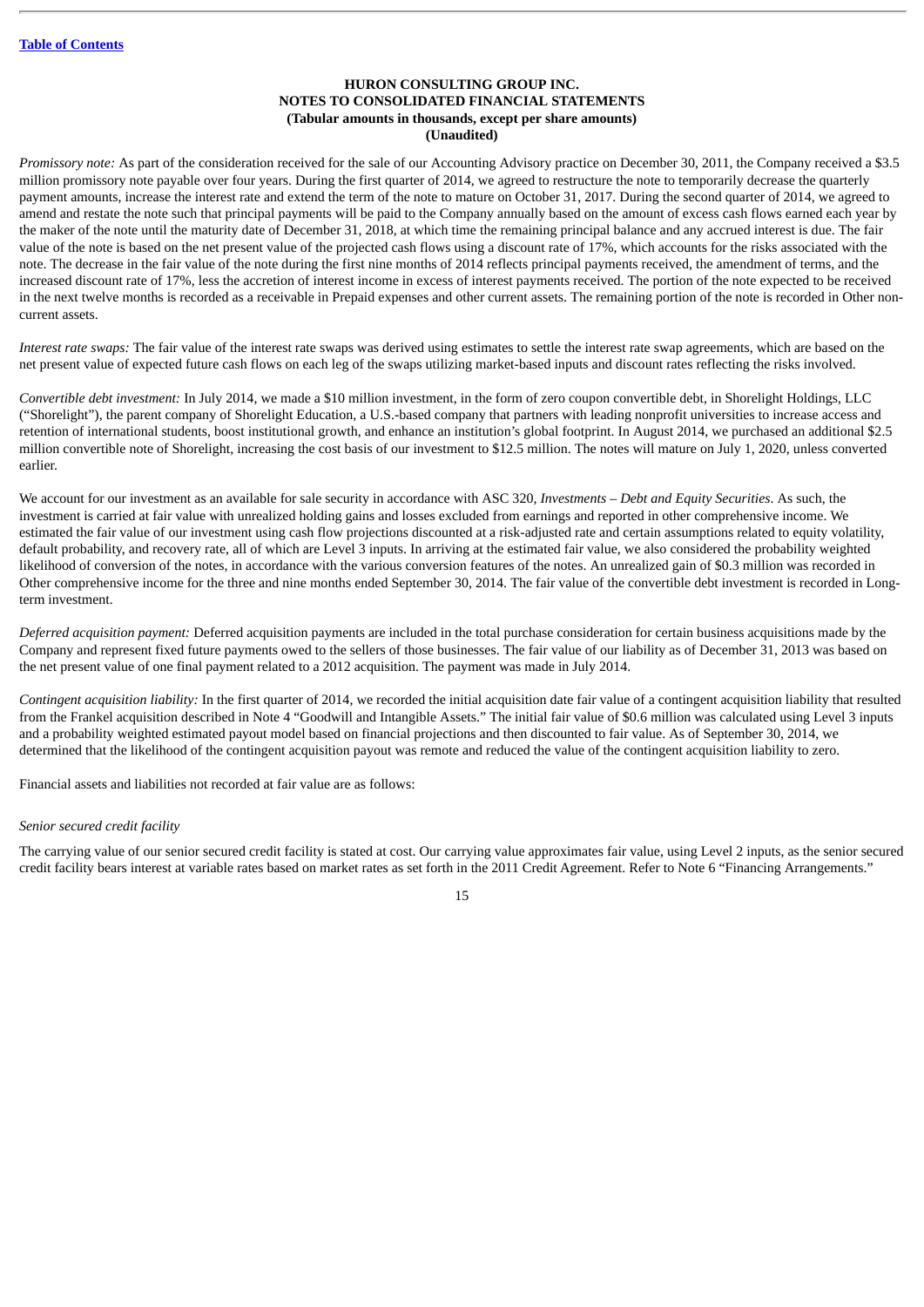**HURON CONSULTING GROUP INC.**
**NOTES TO CONSOLIDATED FINANCIAL STATEMENTS**
**(Tabular amounts in thousands, except per share amounts)**
**(Unaudited)**

*Promissory note:* As part of the consideration received for the sale of our Accounting Advisory practice on December 30, 2011, the Company received a $3.5 million promissory note payable over four years. During the first quarter of 2014, we agreed to restructure the note to temporarily decrease the quarterly payment amounts, increase the interest rate and extend the term of the note to mature on October 31, 2017. During the second quarter of 2014, we agreed to amend and restate the note such that principal payments will be paid to the Company annually based on the amount of excess cash flows earned each year by the maker of the note until the maturity date of December 31, 2018, at which time the remaining principal balance and any accrued interest is due. The fair value of the note is based on the net present value of the projected cash flows using a discount rate of 17%, which accounts for the risks associated with the note. The decrease in the fair value of the note during the first nine months of 2014 reflects principal payments received, the amendment of terms, and the increased discount rate of 17%, less the accretion of interest income in excess of interest payments received. The portion of the note expected to be received in the next twelve months is recorded as a receivable in Prepaid expenses and other current assets. The remaining portion of the note is recorded in Other non-current assets.

*Interest rate swaps:* The fair value of the interest rate swaps was derived using estimates to settle the interest rate swap agreements, which are based on the net present value of expected future cash flows on each leg of the swaps utilizing market-based inputs and discount rates reflecting the risks involved.

*Convertible debt investment:* In July 2014, we made a $10 million investment, in the form of zero coupon convertible debt, in Shorelight Holdings, LLC ("Shorelight"), the parent company of Shorelight Education, a U.S.-based company that partners with leading nonprofit universities to increase access and retention of international students, boost institutional growth, and enhance an institution's global footprint. In August 2014, we purchased an additional $2.5 million convertible note of Shorelight, increasing the cost basis of our investment to $12.5 million. The notes will mature on July 1, 2020, unless converted earlier.

We account for our investment as an available for sale security in accordance with ASC 320, *Investments – Debt and Equity Securities*. As such, the investment is carried at fair value with unrealized holding gains and losses excluded from earnings and reported in other comprehensive income. We estimated the fair value of our investment using cash flow projections discounted at a risk-adjusted rate and certain assumptions related to equity volatility, default probability, and recovery rate, all of which are Level 3 inputs. In arriving at the estimated fair value, we also considered the probability weighted likelihood of conversion of the notes, in accordance with the various conversion features of the notes. An unrealized gain of $0.3 million was recorded in Other comprehensive income for the three and nine months ended September 30, 2014. The fair value of the convertible debt investment is recorded in Long-term investment.

*Deferred acquisition payment:* Deferred acquisition payments are included in the total purchase consideration for certain business acquisitions made by the Company and represent fixed future payments owed to the sellers of those businesses. The fair value of our liability as of December 31, 2013 was based on the net present value of one final payment related to a 2012 acquisition. The payment was made in July 2014.

*Contingent acquisition liability:* In the first quarter of 2014, we recorded the initial acquisition date fair value of a contingent acquisition liability that resulted from the Frankel acquisition described in Note 4 "Goodwill and Intangible Assets." The initial fair value of $0.6 million was calculated using Level 3 inputs and a probability weighted estimated payout model based on financial projections and then discounted to fair value. As of September 30, 2014, we determined that the likelihood of the contingent acquisition payout was remote and reduced the value of the contingent acquisition liability to zero.

Financial assets and liabilities not recorded at fair value are as follows:

*Senior secured credit facility*

The carrying value of our senior secured credit facility is stated at cost. Our carrying value approximates fair value, using Level 2 inputs, as the senior secured credit facility bears interest at variable rates based on market rates as set forth in the 2011 Credit Agreement. Refer to Note 6 "Financing Arrangements."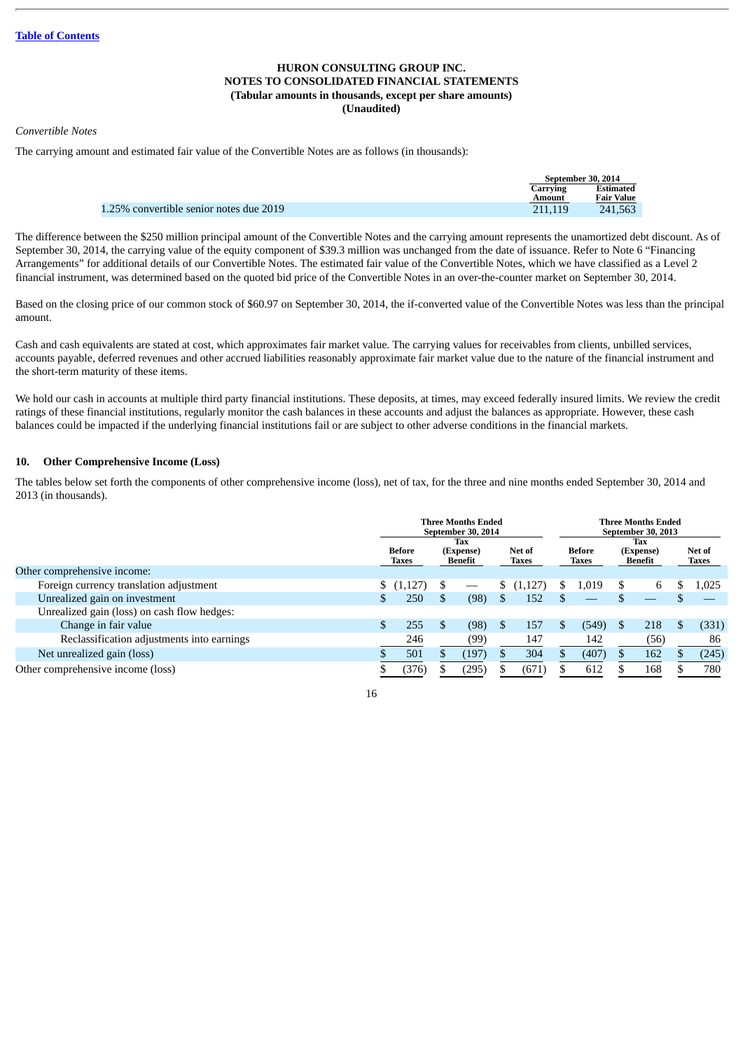Table of Contents

# HURON CONSULTING GROUP INC.
# NOTES TO CONSOLIDATED FINANCIAL STATEMENTS
# (Tabular amounts in thousands, except per share amounts)
# (Unaudited)

*Convertible Notes*

The carrying amount and estimated fair value of the Convertible Notes are as follows (in thousands):

| | September 30, 2014 | |
|---|---|---|
| | Carrying Amount | Estimated Fair Value |
| 1.25% convertible senior notes due 2019 | 211,119 | 241,563 |

The difference between the $250 million principal amount of the Convertible Notes and the carrying amount represents the unamortized debt discount. As of September 30, 2014, the carrying value of the equity component of $39.3 million was unchanged from the date of issuance. Refer to Note 6 "Financing Arrangements" for additional details of our Convertible Notes. The estimated fair value of the Convertible Notes, which we have classified as a Level 2 financial instrument, was determined based on the quoted bid price of the Convertible Notes in an over-the-counter market on September 30, 2014.

Based on the closing price of our common stock of $60.97 on September 30, 2014, the if-converted value of the Convertible Notes was less than the principal amount.

Cash and cash equivalents are stated at cost, which approximates fair market value. The carrying values for receivables from clients, unbilled services, accounts payable, deferred revenues and other accrued liabilities reasonably approximate fair market value due to the nature of the financial instrument and the short-term maturity of these items.

We hold our cash in accounts at multiple third party financial institutions. These deposits, at times, may exceed federally insured limits. We review the credit ratings of these financial institutions, regularly monitor the cash balances in these accounts and adjust the balances as appropriate. However, these cash balances could be impacted if the underlying financial institutions fail or are subject to other adverse conditions in the financial markets.

## 10. Other Comprehensive Income (Loss)

The tables below set forth the components of other comprehensive income (loss), net of tax, for the three and nine months ended September 30, 2014 and 2013 (in thousands).

| | Three Months Ended September 30, 2014 | | | Three Months Ended September 30, 2013 | | |
|---|---|---|---|---|---|---|
| | Before Taxes | Tax (Expense) Benefit | Net of Taxes | Before Taxes | Tax (Expense) Benefit | Net of Taxes |
| Other comprehensive income: | | | | | | |
| Foreign currency translation adjustment | $ (1,127) | $ — | $ (1,127) | $ 1,019 | $ 6 | $ 1,025 |
| Unrealized gain on investment | $ 250 | $ (98) | $ 152 | $ — | $ — | $ — |
| Unrealized gain (loss) on cash flow hedges: | | | | | | |
| Change in fair value | $ 255 | $ (98) | $ 157 | $ (549) | $ 218 | $ (331) |
| Reclassification adjustments into earnings | 246 | (99) | 147 | 142 | (56) | 86 |
| Net unrealized gain (loss) | $ 501 | $ (197) | $ 304 | $ (407) | $ 162 | $ (245) |
| Other comprehensive income (loss) | $ (376) | $ (295) | $ (671) | $ 612 | $ 168 | $ 780 |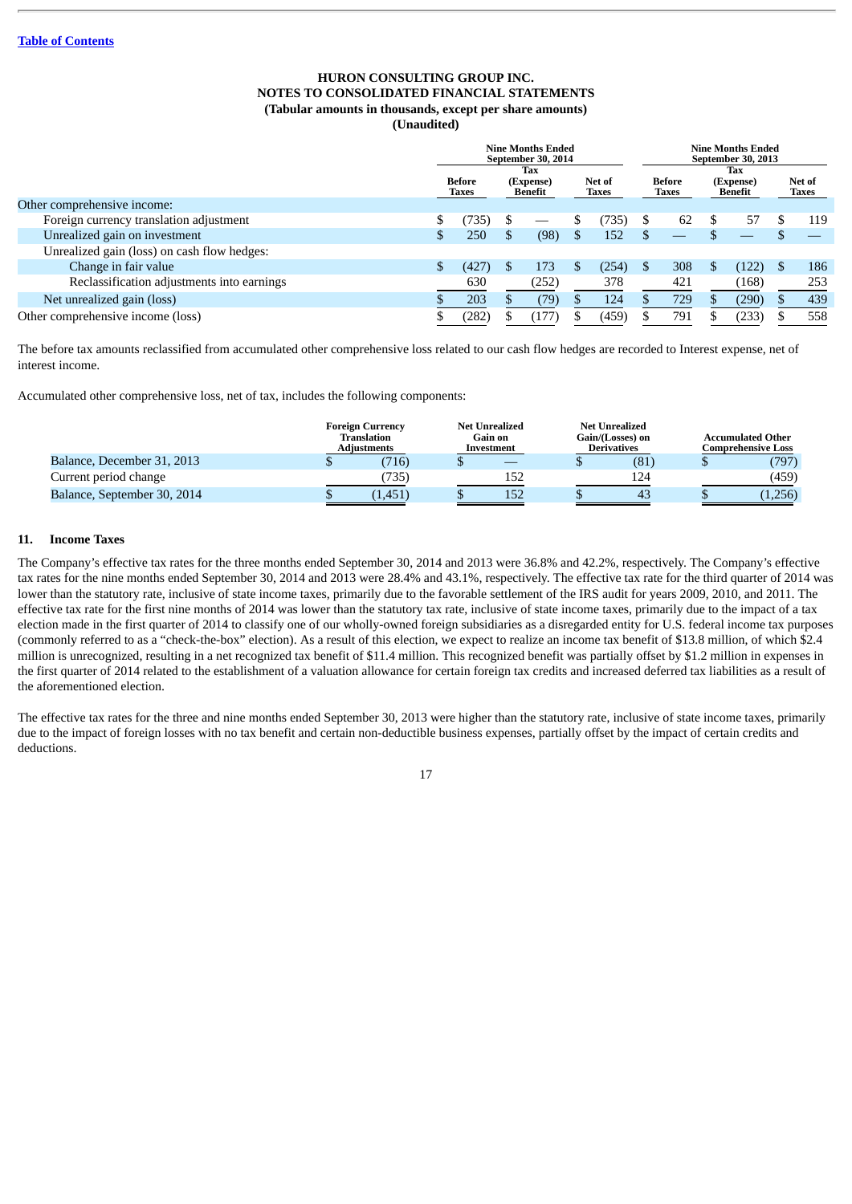**HURON CONSULTING GROUP INC.**
**NOTES TO CONSOLIDATED FINANCIAL STATEMENTS**
**(Tabular amounts in thousands, except per share amounts)**
**(Unaudited)**

| | Nine Months Ended September 30, 2014 | | | Nine Months Ended September 30, 2013 | | |
|---|---|---|---|---|---|---|
| | Before Taxes | Tax (Expense) Benefit | Net of Taxes | Before Taxes | Tax (Expense) Benefit | Net of Taxes |
| Other comprehensive income: | | | | | | |
| Foreign currency translation adjustment | $ (735) | $ — | $ (735) | $ 62 | $ 57 | $ 119 |
| Unrealized gain on investment | $ 250 | $ (98) | $ 152 | $ — | $ — | $ — |
| Unrealized gain (loss) on cash flow hedges: | | | | | | |
| Change in fair value | $ (427) | $ 173 | $ (254) | $ 308 | $ (122) | $ 186 |
| Reclassification adjustments into earnings | 630 | (252) | 378 | 421 | (168) | 253 |
| Net unrealized gain (loss) | $ 203 | $ (79) | $ 124 | $ 729 | $ (290) | $ 439 |
| Other comprehensive income (loss) | $ (282) | $ (177) | $ (459) | $ 791 | $ (233) | $ 558 |

The before tax amounts reclassified from accumulated other comprehensive loss related to our cash flow hedges are recorded to Interest expense, net of interest income.

Accumulated other comprehensive loss, net of tax, includes the following components:

| | Foreign Currency Translation Adjustments | Net Unrealized Gain on Investment | Net Unrealized Gain/(Losses) on Derivatives | Accumulated Other Comprehensive Loss |
|---|---|---|---|---|
| Balance, December 31, 2013 | $ (716) | $ — | $ (81) | $ (797) |
| Current period change | (735) | 152 | 124 | (459) |
| Balance, September 30, 2014 | $ (1,451) | $ 152 | $ 43 | $ (1,256) |

## 11. Income Taxes

The Company's effective tax rates for the three months ended September 30, 2014 and 2013 were 36.8% and 42.2%, respectively. The Company's effective tax rates for the nine months ended September 30, 2014 and 2013 were 28.4% and 43.1%, respectively. The effective tax rate for the third quarter of 2014 was lower than the statutory rate, inclusive of state income taxes, primarily due to the favorable settlement of the IRS audit for years 2009, 2010, and 2011. The effective tax rate for the first nine months of 2014 was lower than the statutory tax rate, inclusive of state income taxes, primarily due to the impact of a tax election made in the first quarter of 2014 to classify one of our wholly-owned foreign subsidiaries as a disregarded entity for U.S. federal income tax purposes (commonly referred to as a "check-the-box" election). As a result of this election, we expect to realize an income tax benefit of $13.8 million, of which $2.4 million is unrecognized, resulting in a net recognized tax benefit of $11.4 million. This recognized benefit was partially offset by $1.2 million in expenses in the first quarter of 2014 related to the establishment of a valuation allowance for certain foreign tax credits and increased deferred tax liabilities as a result of the aforementioned election.

The effective tax rates for the three and nine months ended September 30, 2013 were higher than the statutory rate, inclusive of state income taxes, primarily due to the impact of foreign losses with no tax benefit and certain non-deductible business expenses, partially offset by the impact of certain credits and deductions.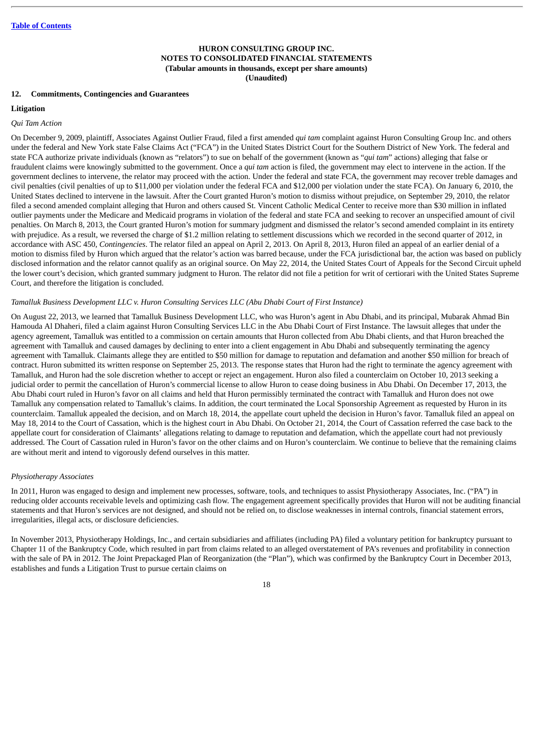**HURON CONSULTING GROUP INC.**
**NOTES TO CONSOLIDATED FINANCIAL STATEMENTS**
**(Tabular amounts in thousands, except per share amounts)**
**(Unaudited)**

## 12. Commitments, Contingencies and Guarantees

### Litigation

*Qui Tam Action*

On December 9, 2009, plaintiff, Associates Against Outlier Fraud, filed a first amended *qui tam* complaint against Huron Consulting Group Inc. and others under the federal and New York state False Claims Act ("FCA") in the United States District Court for the Southern District of New York. The federal and state FCA authorize private individuals (known as "relators") to sue on behalf of the government (known as "*qui tam*" actions) alleging that false or fraudulent claims were knowingly submitted to the government. Once a *qui tam* action is filed, the government may elect to intervene in the action. If the government declines to intervene, the relator may proceed with the action. Under the federal and state FCA, the government may recover treble damages and civil penalties (civil penalties of up to $11,000 per violation under the federal FCA and $12,000 per violation under the state FCA). On January 6, 2010, the United States declined to intervene in the lawsuit. After the Court granted Huron's motion to dismiss without prejudice, on September 29, 2010, the relator filed a second amended complaint alleging that Huron and others caused St. Vincent Catholic Medical Center to receive more than $30 million in inflated outlier payments under the Medicare and Medicaid programs in violation of the federal and state FCA and seeking to recover an unspecified amount of civil penalties. On March 8, 2013, the Court granted Huron's motion for summary judgment and dismissed the relator's second amended complaint in its entirety with prejudice. As a result, we reversed the charge of $1.2 million relating to settlement discussions which we recorded in the second quarter of 2012, in accordance with ASC 450, *Contingencies*. The relator filed an appeal on April 2, 2013. On April 8, 2013, Huron filed an appeal of an earlier denial of a motion to dismiss filed by Huron which argued that the relator's action was barred because, under the FCA jurisdictional bar, the action was based on publicly disclosed information and the relator cannot qualify as an original source. On May 22, 2014, the United States Court of Appeals for the Second Circuit upheld the lower court's decision, which granted summary judgment to Huron. The relator did not file a petition for writ of certiorari with the United States Supreme Court, and therefore the litigation is concluded.

*Tamalluk Business Development LLC v. Huron Consulting Services LLC (Abu Dhabi Court of First Instance)*

On August 22, 2013, we learned that Tamalluk Business Development LLC, who was Huron's agent in Abu Dhabi, and its principal, Mubarak Ahmad Bin Hamouda Al Dhaheri, filed a claim against Huron Consulting Services LLC in the Abu Dhabi Court of First Instance. The lawsuit alleges that under the agency agreement, Tamalluk was entitled to a commission on certain amounts that Huron collected from Abu Dhabi clients, and that Huron breached the agreement with Tamalluk and caused damages by declining to enter into a client engagement in Abu Dhabi and subsequently terminating the agency agreement with Tamalluk. Claimants allege they are entitled to $50 million for damage to reputation and defamation and another $50 million for breach of contract. Huron submitted its written response on September 25, 2013. The response states that Huron had the right to terminate the agency agreement with Tamalluk, and Huron had the sole discretion whether to accept or reject an engagement. Huron also filed a counterclaim on October 10, 2013 seeking a judicial order to permit the cancellation of Huron's commercial license to allow Huron to cease doing business in Abu Dhabi. On December 17, 2013, the Abu Dhabi court ruled in Huron's favor on all claims and held that Huron permissibly terminated the contract with Tamalluk and Huron does not owe Tamalluk any compensation related to Tamalluk's claims. In addition, the court terminated the Local Sponsorship Agreement as requested by Huron in its counterclaim. Tamalluk appealed the decision, and on March 18, 2014, the appellate court upheld the decision in Huron's favor. Tamalluk filed an appeal on May 18, 2014 to the Court of Cassation, which is the highest court in Abu Dhabi. On October 21, 2014, the Court of Cassation referred the case back to the appellate court for consideration of Claimants' allegations relating to damage to reputation and defamation, which the appellate court had not previously addressed. The Court of Cassation ruled in Huron's favor on the other claims and on Huron's counterclaim. We continue to believe that the remaining claims are without merit and intend to vigorously defend ourselves in this matter.

*Physiotherapy Associates*

In 2011, Huron was engaged to design and implement new processes, software, tools, and techniques to assist Physiotherapy Associates, Inc. ("PA") in reducing older accounts receivable levels and optimizing cash flow. The engagement agreement specifically provides that Huron will not be auditing financial statements and that Huron's services are not designed, and should not be relied on, to disclose weaknesses in internal controls, financial statement errors, irregularities, illegal acts, or disclosure deficiencies.

In November 2013, Physiotherapy Holdings, Inc., and certain subsidiaries and affiliates (including PA) filed a voluntary petition for bankruptcy pursuant to Chapter 11 of the Bankruptcy Code, which resulted in part from claims related to an alleged overstatement of PA's revenues and profitability in connection with the sale of PA in 2012. The Joint Prepackaged Plan of Reorganization (the "Plan"), which was confirmed by the Bankruptcy Court in December 2013, establishes and funds a Litigation Trust to pursue certain claims on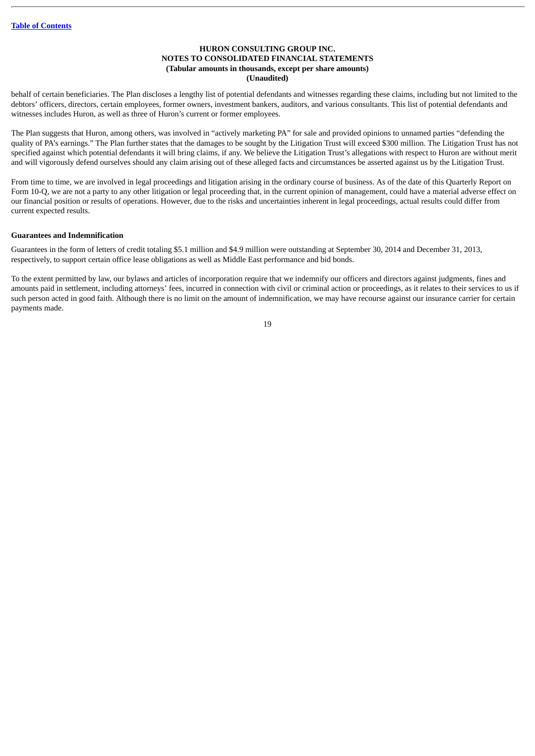behalf of certain beneficiaries. The Plan discloses a lengthy list of potential defendants and witnesses regarding these claims, including but not limited to the debtors' officers, directors, certain employees, former owners, investment bankers, auditors, and various consultants. This list of potential defendants and witnesses includes Huron, as well as three of Huron's current or former employees.

The Plan suggests that Huron, among others, was involved in "actively marketing PA" for sale and provided opinions to unnamed parties "defending the quality of PA's earnings." The Plan further states that the damages to be sought by the Litigation Trust will exceed $300 million. The Litigation Trust has not specified against which potential defendants it will bring claims, if any. We believe the Litigation Trust's allegations with respect to Huron are without merit and will vigorously defend ourselves should any claim arising out of these alleged facts and circumstances be asserted against us by the Litigation Trust.

From time to time, we are involved in legal proceedings and litigation arising in the ordinary course of business. As of the date of this Quarterly Report on Form 10-Q, we are not a party to any other litigation or legal proceeding that, in the current opinion of management, could have a material adverse effect on our financial position or results of operations. However, due to the risks and uncertainties inherent in legal proceedings, actual results could differ from current expected results.

**Guarantees and Indemnification**

Guarantees in the form of letters of credit totaling $5.1 million and $4.9 million were outstanding at September 30, 2014 and December 31, 2013, respectively, to support certain office lease obligations as well as Middle East performance and bid bonds.

To the extent permitted by law, our bylaws and articles of incorporation require that we indemnify our officers and directors against judgments, fines and amounts paid in settlement, including attorneys' fees, incurred in connection with civil or criminal action or proceedings, as it relates to their services to us if such person acted in good faith. Although there is no limit on the amount of indemnification, we may have recourse against our insurance carrier for certain payments made.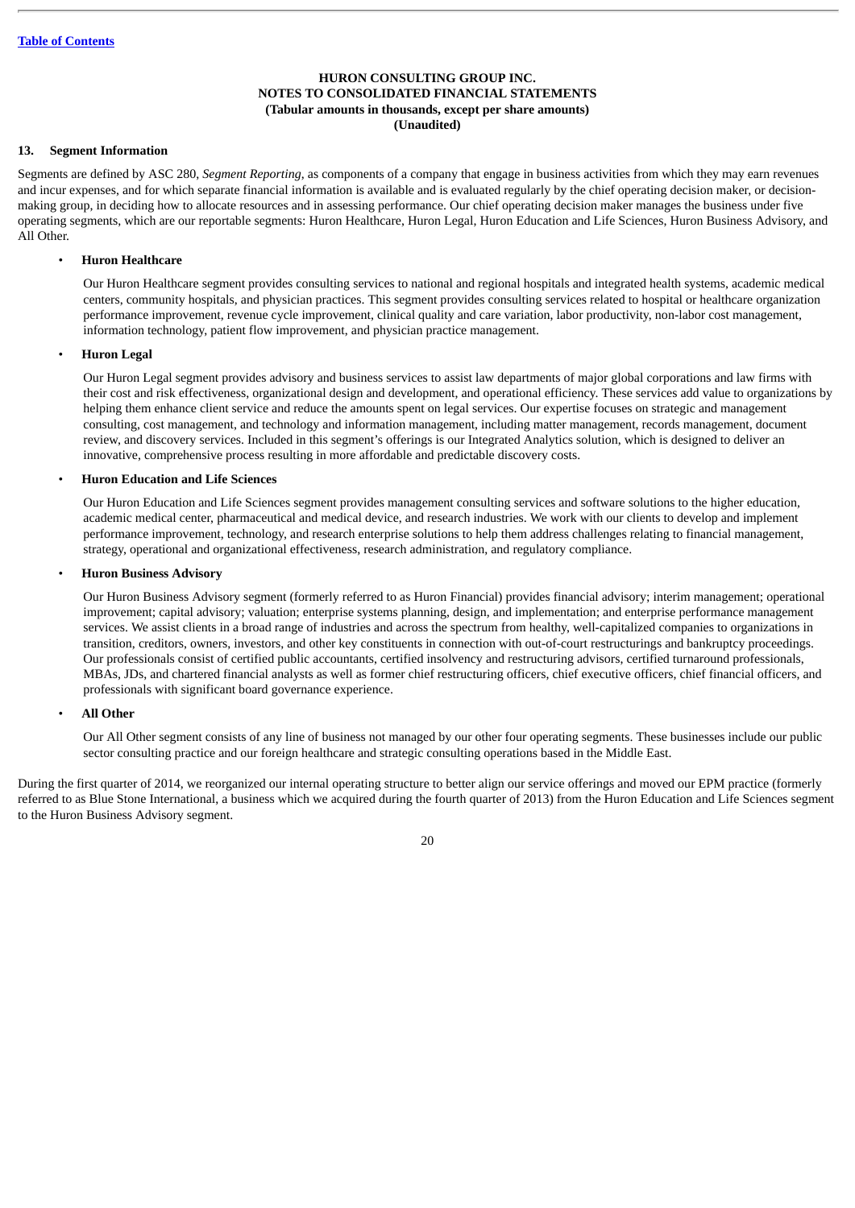**HURON CONSULTING GROUP INC.**
**NOTES TO CONSOLIDATED FINANCIAL STATEMENTS**
**(Tabular amounts in thousands, except per share amounts)**
**(Unaudited)**

## 13. Segment Information

Segments are defined by ASC 280, *Segment Reporting*, as components of a company that engage in business activities from which they may earn revenues and incur expenses, and for which separate financial information is available and is evaluated regularly by the chief operating decision maker, or decision-making group, in deciding how to allocate resources and in assessing performance. Our chief operating decision maker manages the business under five operating segments, which are our reportable segments: Huron Healthcare, Huron Legal, Huron Education and Life Sciences, Huron Business Advisory, and All Other.

- **Huron Healthcare**

  Our Huron Healthcare segment provides consulting services to national and regional hospitals and integrated health systems, academic medical centers, community hospitals, and physician practices. This segment provides consulting services related to hospital or healthcare organization performance improvement, revenue cycle improvement, clinical quality and care variation, labor productivity, non-labor cost management, information technology, patient flow improvement, and physician practice management.

- **Huron Legal**

  Our Huron Legal segment provides advisory and business services to assist law departments of major global corporations and law firms with their cost and risk effectiveness, organizational design and development, and operational efficiency. These services add value to organizations by helping them enhance client service and reduce the amounts spent on legal services. Our expertise focuses on strategic and management consulting, cost management, and technology and information management, including matter management, records management, document review, and discovery services. Included in this segment's offerings is our Integrated Analytics solution, which is designed to deliver an innovative, comprehensive process resulting in more affordable and predictable discovery costs.

- **Huron Education and Life Sciences**

  Our Huron Education and Life Sciences segment provides management consulting services and software solutions to the higher education, academic medical center, pharmaceutical and medical device, and research industries. We work with our clients to develop and implement performance improvement, technology, and research enterprise solutions to help them address challenges relating to financial management, strategy, operational and organizational effectiveness, research administration, and regulatory compliance.

- **Huron Business Advisory**

  Our Huron Business Advisory segment (formerly referred to as Huron Financial) provides financial advisory; interim management; operational improvement; capital advisory; valuation; enterprise systems planning, design, and implementation; and enterprise performance management services. We assist clients in a broad range of industries and across the spectrum from healthy, well-capitalized companies to organizations in transition, creditors, owners, investors, and other key constituents in connection with out-of-court restructurings and bankruptcy proceedings. Our professionals consist of certified public accountants, certified insolvency and restructuring advisors, certified turnaround professionals, MBAs, JDs, and chartered financial analysts as well as former chief restructuring officers, chief executive officers, chief financial officers, and professionals with significant board governance experience.

- **All Other**

  Our All Other segment consists of any line of business not managed by our other four operating segments. These businesses include our public sector consulting practice and our foreign healthcare and strategic consulting operations based in the Middle East.

During the first quarter of 2014, we reorganized our internal operating structure to better align our service offerings and moved our EPM practice (formerly referred to as Blue Stone International, a business which we acquired during the fourth quarter of 2013) from the Huron Education and Life Sciences segment to the Huron Business Advisory segment.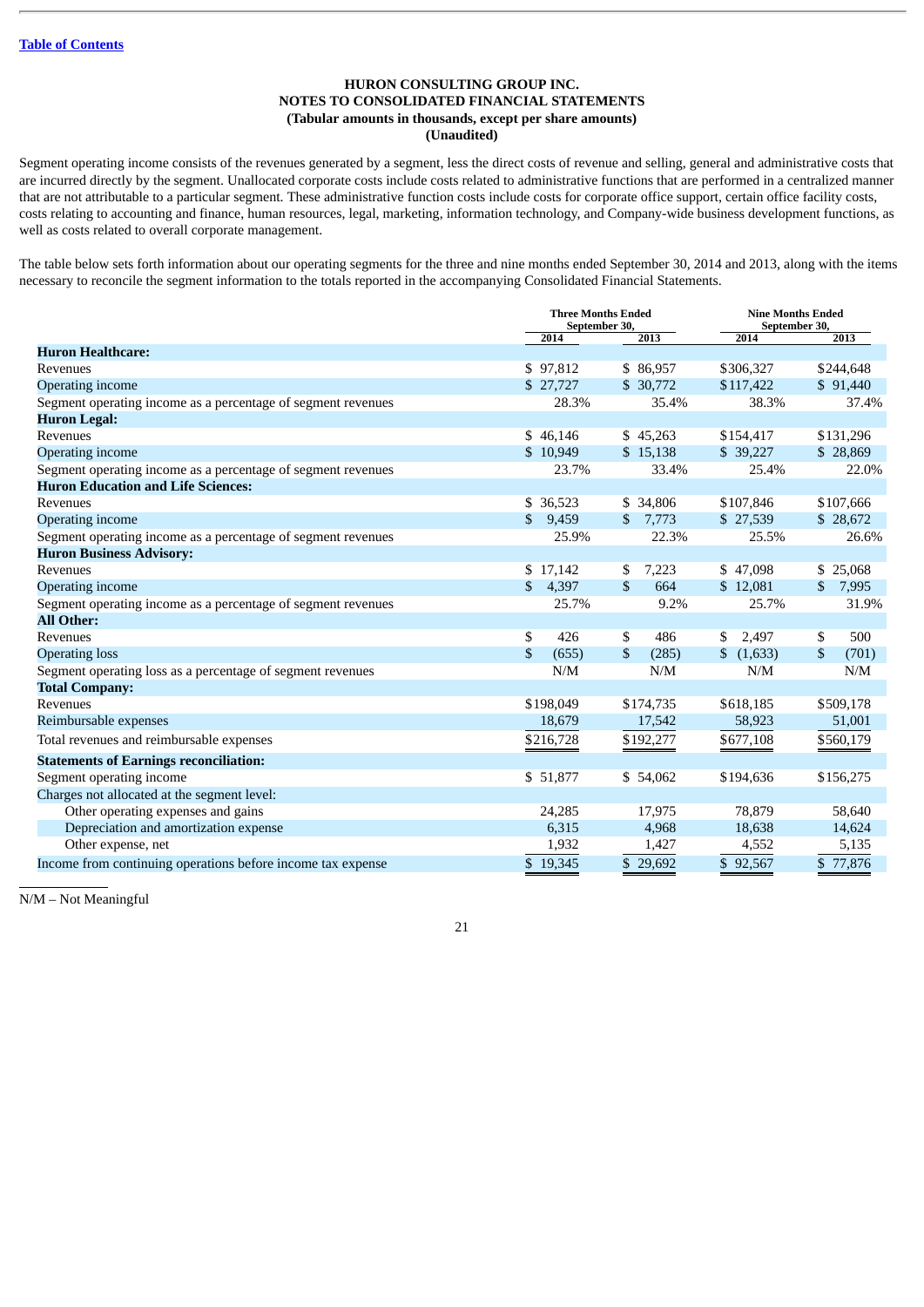Table of Contents

**HURON CONSULTING GROUP INC.**
**NOTES TO CONSOLIDATED FINANCIAL STATEMENTS**
**(Tabular amounts in thousands, except per share amounts)**
**(Unaudited)**

Segment operating income consists of the revenues generated by a segment, less the direct costs of revenue and selling, general and administrative costs that are incurred directly by the segment. Unallocated corporate costs include costs related to administrative functions that are performed in a centralized manner that are not attributable to a particular segment. These administrative function costs include costs for corporate office support, certain office facility costs, costs relating to accounting and finance, human resources, legal, marketing, information technology, and Company-wide business development functions, as well as costs related to overall corporate management.

The table below sets forth information about our operating segments for the three and nine months ended September 30, 2014 and 2013, along with the items necessary to reconcile the segment information to the totals reported in the accompanying Consolidated Financial Statements.

| | Three Months Ended September 30, | | Nine Months Ended September 30, | |
|---|---|---|---|---|
| | 2014 | 2013 | 2014 | 2013 |
| **Huron Healthcare:** | | | | |
| Revenues | $ 97,812 | $ 86,957 | $306,327 | $244,648 |
| Operating income | $ 27,727 | $ 30,772 | $117,422 | $ 91,440 |
| Segment operating income as a percentage of segment revenues | 28.3% | 35.4% | 38.3% | 37.4% |
| **Huron Legal:** | | | | |
| Revenues | $ 46,146 | $ 45,263 | $154,417 | $131,296 |
| Operating income | $ 10,949 | $ 15,138 | $ 39,227 | $ 28,869 |
| Segment operating income as a percentage of segment revenues | 23.7% | 33.4% | 25.4% | 22.0% |
| **Huron Education and Life Sciences:** | | | | |
| Revenues | $ 36,523 | $ 34,806 | $107,846 | $107,666 |
| Operating income | $ 9,459 | $ 7,773 | $ 27,539 | $ 28,672 |
| Segment operating income as a percentage of segment revenues | 25.9% | 22.3% | 25.5% | 26.6% |
| **Huron Business Advisory:** | | | | |
| Revenues | $ 17,142 | $ 7,223 | $ 47,098 | $ 25,068 |
| Operating income | $ 4,397 | $ 664 | $ 12,081 | $ 7,995 |
| Segment operating income as a percentage of segment revenues | 25.7% | 9.2% | 25.7% | 31.9% |
| **All Other:** | | | | |
| Revenues | $ 426 | $ 486 | $ 2,497 | $ 500 |
| Operating loss | $ (655) | $ (285) | $ (1,633) | $ (701) |
| Segment operating loss as a percentage of segment revenues | N/M | N/M | N/M | N/M |
| **Total Company:** | | | | |
| Revenues | $198,049 | $174,735 | $618,185 | $509,178 |
| Reimbursable expenses | 18,679 | 17,542 | 58,923 | 51,001 |
| Total revenues and reimbursable expenses | $216,728 | $192,277 | $677,108 | $560,179 |
| **Statements of Earnings reconciliation:** | | | | |
| Segment operating income | $ 51,877 | $ 54,062 | $194,636 | $156,275 |
| Charges not allocated at the segment level: | | | | |
| Other operating expenses and gains | 24,285 | 17,975 | 78,879 | 58,640 |
| Depreciation and amortization expense | 6,315 | 4,968 | 18,638 | 14,624 |
| Other expense, net | 1,932 | 1,427 | 4,552 | 5,135 |
| Income from continuing operations before income tax expense | $ 19,345 | $ 29,692 | $ 92,567 | $ 77,876 |

N/M – Not Meaningful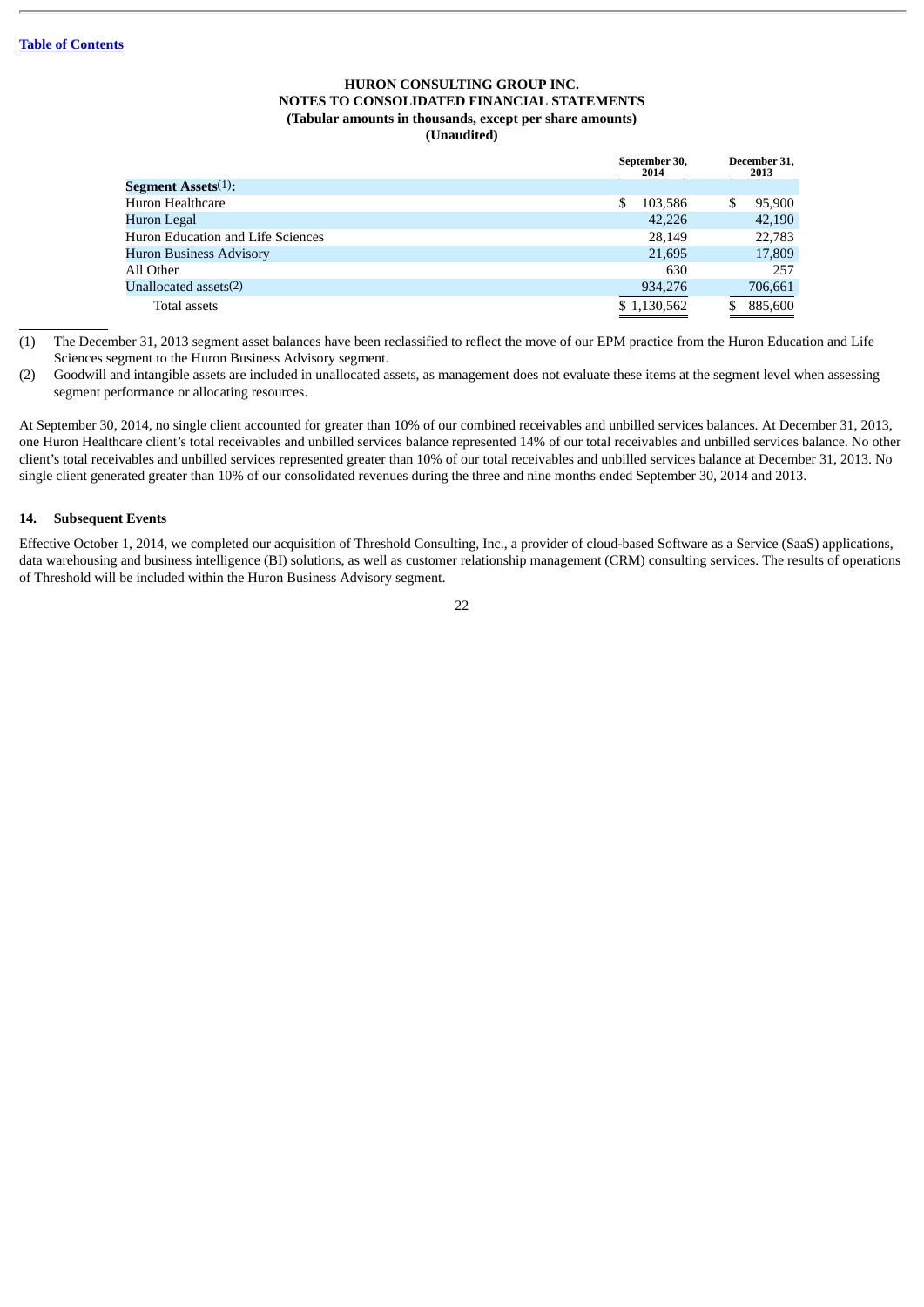**HURON CONSULTING GROUP INC.**
**NOTES TO CONSOLIDATED FINANCIAL STATEMENTS**
**(Tabular amounts in thousands, except per share amounts)**
**(Unaudited)**

| | September 30, 2014 | December 31, 2013 |
|---|---|---|
| **Segment Assets**[1]**:** | | |
| Huron Healthcare | $ 103,586 | $ 95,900 |
| Huron Legal | 42,226 | 42,190 |
| Huron Education and Life Sciences | 28,149 | 22,783 |
| Huron Business Advisory | 21,695 | 17,809 |
| All Other | 630 | 257 |
| Unallocated assets[2] | 934,276 | 706,661 |
| Total assets | $ 1,130,562 | $ 885,600 |

(1) The December 31, 2013 segment asset balances have been reclassified to reflect the move of our EPM practice from the Huron Education and Life Sciences segment to the Huron Business Advisory segment.

(2) Goodwill and intangible assets are included in unallocated assets, as management does not evaluate these items at the segment level when assessing segment performance or allocating resources.

At September 30, 2014, no single client accounted for greater than 10% of our combined receivables and unbilled services balances. At December 31, 2013, one Huron Healthcare client's total receivables and unbilled services balance represented 14% of our total receivables and unbilled services balance. No other client's total receivables and unbilled services represented greater than 10% of our total receivables and unbilled services balance at December 31, 2013. No single client generated greater than 10% of our consolidated revenues during the three and nine months ended September 30, 2014 and 2013.

## 14. Subsequent Events

Effective October 1, 2014, we completed our acquisition of Threshold Consulting, Inc., a provider of cloud-based Software as a Service (SaaS) applications, data warehousing and business intelligence (BI) solutions, as well as customer relationship management (CRM) consulting services. The results of operations of Threshold will be included within the Huron Business Advisory segment.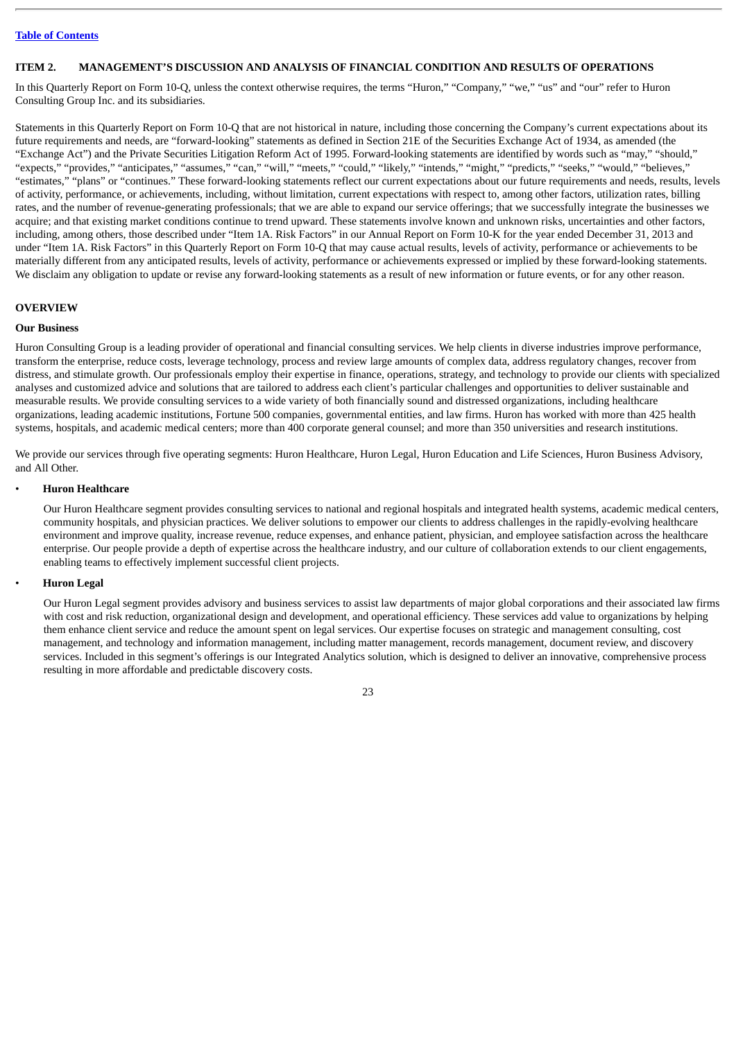## ITEM 2. MANAGEMENT'S DISCUSSION AND ANALYSIS OF FINANCIAL CONDITION AND RESULTS OF OPERATIONS

In this Quarterly Report on Form 10-Q, unless the context otherwise requires, the terms "Huron," "Company," "we," "us" and "our" refer to Huron Consulting Group Inc. and its subsidiaries.

Statements in this Quarterly Report on Form 10-Q that are not historical in nature, including those concerning the Company's current expectations about its future requirements and needs, are "forward-looking" statements as defined in Section 21E of the Securities Exchange Act of 1934, as amended (the "Exchange Act") and the Private Securities Litigation Reform Act of 1995. Forward-looking statements are identified by words such as "may," "should," "expects," "provides," "anticipates," "assumes," "can," "will," "meets," "could," "likely," "intends," "might," "predicts," "seeks," "would," "believes," "estimates," "plans" or "continues." These forward-looking statements reflect our current expectations about our future requirements and needs, results, levels of activity, performance, or achievements, including, without limitation, current expectations with respect to, among other factors, utilization rates, billing rates, and the number of revenue-generating professionals; that we are able to expand our service offerings; that we successfully integrate the businesses we acquire; and that existing market conditions continue to trend upward. These statements involve known and unknown risks, uncertainties and other factors, including, among others, those described under "Item 1A. Risk Factors" in our Annual Report on Form 10-K for the year ended December 31, 2013 and under "Item 1A. Risk Factors" in this Quarterly Report on Form 10-Q that may cause actual results, levels of activity, performance or achievements to be materially different from any anticipated results, levels of activity, performance or achievements expressed or implied by these forward-looking statements. We disclaim any obligation to update or revise any forward-looking statements as a result of new information or future events, or for any other reason.

### OVERVIEW

#### Our Business

Huron Consulting Group is a leading provider of operational and financial consulting services. We help clients in diverse industries improve performance, transform the enterprise, reduce costs, leverage technology, process and review large amounts of complex data, address regulatory changes, recover from distress, and stimulate growth. Our professionals employ their expertise in finance, operations, strategy, and technology to provide our clients with specialized analyses and customized advice and solutions that are tailored to address each client's particular challenges and opportunities to deliver sustainable and measurable results. We provide consulting services to a wide variety of both financially sound and distressed organizations, including healthcare organizations, leading academic institutions, Fortune 500 companies, governmental entities, and law firms. Huron has worked with more than 425 health systems, hospitals, and academic medical centers; more than 400 corporate general counsel; and more than 350 universities and research institutions.

We provide our services through five operating segments: Huron Healthcare, Huron Legal, Huron Education and Life Sciences, Huron Business Advisory, and All Other.

- **Huron Healthcare**

  Our Huron Healthcare segment provides consulting services to national and regional hospitals and integrated health systems, academic medical centers, community hospitals, and physician practices. We deliver solutions to empower our clients to address challenges in the rapidly-evolving healthcare environment and improve quality, increase revenue, reduce expenses, and enhance patient, physician, and employee satisfaction across the healthcare enterprise. Our people provide a depth of expertise across the healthcare industry, and our culture of collaboration extends to our client engagements, enabling teams to effectively implement successful client projects.

- **Huron Legal**

  Our Huron Legal segment provides advisory and business services to assist law departments of major global corporations and their associated law firms with cost and risk reduction, organizational design and development, and operational efficiency. These services add value to organizations by helping them enhance client service and reduce the amount spent on legal services. Our expertise focuses on strategic and management consulting, cost management, and technology and information management, including matter management, records management, document review, and discovery services. Included in this segment's offerings is our Integrated Analytics solution, which is designed to deliver an innovative, comprehensive process resulting in more affordable and predictable discovery costs.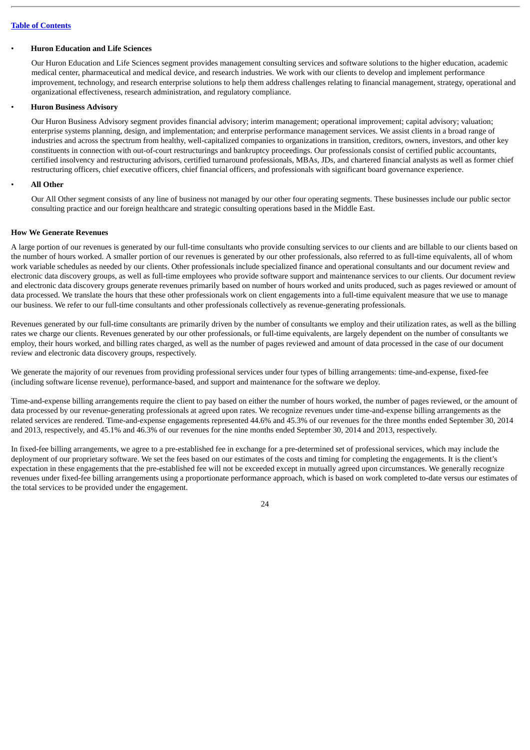- **Huron Education and Life Sciences**

  Our Huron Education and Life Sciences segment provides management consulting services and software solutions to the higher education, academic medical center, pharmaceutical and medical device, and research industries. We work with our clients to develop and implement performance improvement, technology, and research enterprise solutions to help them address challenges relating to financial management, strategy, operational and organizational effectiveness, research administration, and regulatory compliance.

- **Huron Business Advisory**

  Our Huron Business Advisory segment provides financial advisory; interim management; operational improvement; capital advisory; valuation; enterprise systems planning, design, and implementation; and enterprise performance management services. We assist clients in a broad range of industries and across the spectrum from healthy, well-capitalized companies to organizations in transition, creditors, owners, investors, and other key constituents in connection with out-of-court restructurings and bankruptcy proceedings. Our professionals consist of certified public accountants, certified insolvency and restructuring advisors, certified turnaround professionals, MBAs, JDs, and chartered financial analysts as well as former chief restructuring officers, chief executive officers, chief financial officers, and professionals with significant board governance experience.

- **All Other**

  Our All Other segment consists of any line of business not managed by our other four operating segments. These businesses include our public sector consulting practice and our foreign healthcare and strategic consulting operations based in the Middle East.

**How We Generate Revenues**

A large portion of our revenues is generated by our full-time consultants who provide consulting services to our clients and are billable to our clients based on the number of hours worked. A smaller portion of our revenues is generated by our other professionals, also referred to as full-time equivalents, all of whom work variable schedules as needed by our clients. Other professionals include specialized finance and operational consultants and our document review and electronic data discovery groups, as well as full-time employees who provide software support and maintenance services to our clients. Our document review and electronic data discovery groups generate revenues primarily based on number of hours worked and units produced, such as pages reviewed or amount of data processed. We translate the hours that these other professionals work on client engagements into a full-time equivalent measure that we use to manage our business. We refer to our full-time consultants and other professionals collectively as revenue-generating professionals.

Revenues generated by our full-time consultants are primarily driven by the number of consultants we employ and their utilization rates, as well as the billing rates we charge our clients. Revenues generated by our other professionals, or full-time equivalents, are largely dependent on the number of consultants we employ, their hours worked, and billing rates charged, as well as the number of pages reviewed and amount of data processed in the case of our document review and electronic data discovery groups, respectively.

We generate the majority of our revenues from providing professional services under four types of billing arrangements: time-and-expense, fixed-fee (including software license revenue), performance-based, and support and maintenance for the software we deploy.

Time-and-expense billing arrangements require the client to pay based on either the number of hours worked, the number of pages reviewed, or the amount of data processed by our revenue-generating professionals at agreed upon rates. We recognize revenues under time-and-expense billing arrangements as the related services are rendered. Time-and-expense engagements represented 44.6% and 45.3% of our revenues for the three months ended September 30, 2014 and 2013, respectively, and 45.1% and 46.3% of our revenues for the nine months ended September 30, 2014 and 2013, respectively.

In fixed-fee billing arrangements, we agree to a pre-established fee in exchange for a pre-determined set of professional services, which may include the deployment of our proprietary software. We set the fees based on our estimates of the costs and timing for completing the engagements. It is the client's expectation in these engagements that the pre-established fee will not be exceeded except in mutually agreed upon circumstances. We generally recognize revenues under fixed-fee billing arrangements using a proportionate performance approach, which is based on work completed to-date versus our estimates of the total services to be provided under the engagement.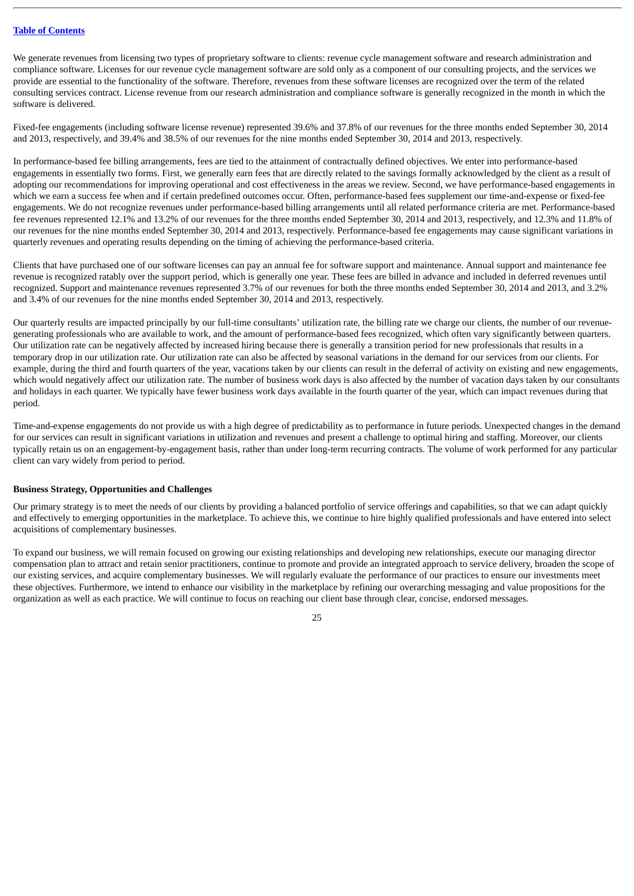We generate revenues from licensing two types of proprietary software to clients: revenue cycle management software and research administration and compliance software. Licenses for our revenue cycle management software are sold only as a component of our consulting projects, and the services we provide are essential to the functionality of the software. Therefore, revenues from these software licenses are recognized over the term of the related consulting services contract. License revenue from our research administration and compliance software is generally recognized in the month in which the software is delivered.

Fixed-fee engagements (including software license revenue) represented 39.6% and 37.8% of our revenues for the three months ended September 30, 2014 and 2013, respectively, and 39.4% and 38.5% of our revenues for the nine months ended September 30, 2014 and 2013, respectively.

In performance-based fee billing arrangements, fees are tied to the attainment of contractually defined objectives. We enter into performance-based engagements in essentially two forms. First, we generally earn fees that are directly related to the savings formally acknowledged by the client as a result of adopting our recommendations for improving operational and cost effectiveness in the areas we review. Second, we have performance-based engagements in which we earn a success fee when and if certain predefined outcomes occur. Often, performance-based fees supplement our time-and-expense or fixed-fee engagements. We do not recognize revenues under performance-based billing arrangements until all related performance criteria are met. Performance-based fee revenues represented 12.1% and 13.2% of our revenues for the three months ended September 30, 2014 and 2013, respectively, and 12.3% and 11.8% of our revenues for the nine months ended September 30, 2014 and 2013, respectively. Performance-based fee engagements may cause significant variations in quarterly revenues and operating results depending on the timing of achieving the performance-based criteria.

Clients that have purchased one of our software licenses can pay an annual fee for software support and maintenance. Annual support and maintenance fee revenue is recognized ratably over the support period, which is generally one year. These fees are billed in advance and included in deferred revenues until recognized. Support and maintenance revenues represented 3.7% of our revenues for both the three months ended September 30, 2014 and 2013, and 3.2% and 3.4% of our revenues for the nine months ended September 30, 2014 and 2013, respectively.

Our quarterly results are impacted principally by our full-time consultants' utilization rate, the billing rate we charge our clients, the number of our revenue-generating professionals who are available to work, and the amount of performance-based fees recognized, which often vary significantly between quarters. Our utilization rate can be negatively affected by increased hiring because there is generally a transition period for new professionals that results in a temporary drop in our utilization rate. Our utilization rate can also be affected by seasonal variations in the demand for our services from our clients. For example, during the third and fourth quarters of the year, vacations taken by our clients can result in the deferral of activity on existing and new engagements, which would negatively affect our utilization rate. The number of business work days is also affected by the number of vacation days taken by our consultants and holidays in each quarter. We typically have fewer business work days available in the fourth quarter of the year, which can impact revenues during that period.

Time-and-expense engagements do not provide us with a high degree of predictability as to performance in future periods. Unexpected changes in the demand for our services can result in significant variations in utilization and revenues and present a challenge to optimal hiring and staffing. Moreover, our clients typically retain us on an engagement-by-engagement basis, rather than under long-term recurring contracts. The volume of work performed for any particular client can vary widely from period to period.

**Business Strategy, Opportunities and Challenges**

Our primary strategy is to meet the needs of our clients by providing a balanced portfolio of service offerings and capabilities, so that we can adapt quickly and effectively to emerging opportunities in the marketplace. To achieve this, we continue to hire highly qualified professionals and have entered into select acquisitions of complementary businesses.

To expand our business, we will remain focused on growing our existing relationships and developing new relationships, execute our managing director compensation plan to attract and retain senior practitioners, continue to promote and provide an integrated approach to service delivery, broaden the scope of our existing services, and acquire complementary businesses. We will regularly evaluate the performance of our practices to ensure our investments meet these objectives. Furthermore, we intend to enhance our visibility in the marketplace by refining our overarching messaging and value propositions for the organization as well as each practice. We will continue to focus on reaching our client base through clear, concise, endorsed messages.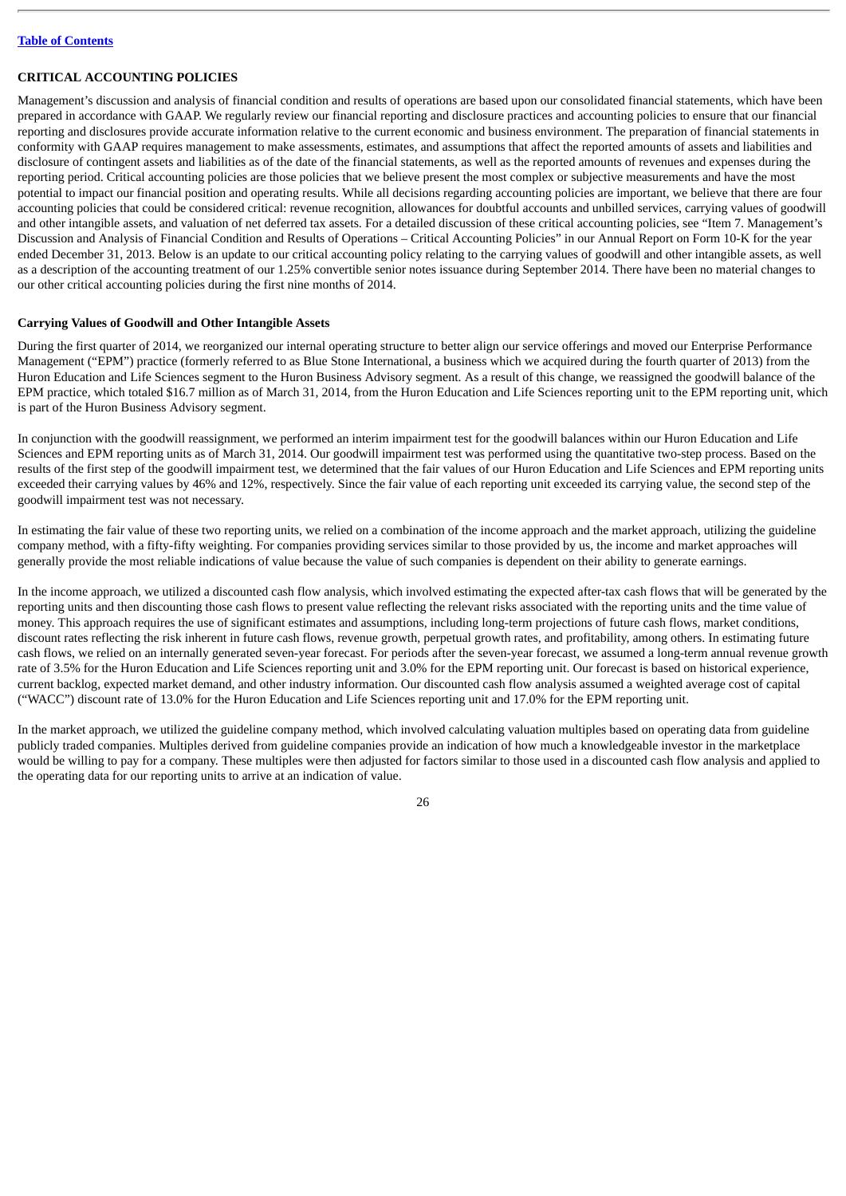## CRITICAL ACCOUNTING POLICIES

Management's discussion and analysis of financial condition and results of operations are based upon our consolidated financial statements, which have been prepared in accordance with GAAP. We regularly review our financial reporting and disclosure practices and accounting policies to ensure that our financial reporting and disclosures provide accurate information relative to the current economic and business environment. The preparation of financial statements in conformity with GAAP requires management to make assessments, estimates, and assumptions that affect the reported amounts of assets and liabilities and disclosure of contingent assets and liabilities as of the date of the financial statements, as well as the reported amounts of revenues and expenses during the reporting period. Critical accounting policies are those policies that we believe present the most complex or subjective measurements and have the most potential to impact our financial position and operating results. While all decisions regarding accounting policies are important, we believe that there are four accounting policies that could be considered critical: revenue recognition, allowances for doubtful accounts and unbilled services, carrying values of goodwill and other intangible assets, and valuation of net deferred tax assets. For a detailed discussion of these critical accounting policies, see "Item 7. Management's Discussion and Analysis of Financial Condition and Results of Operations – Critical Accounting Policies" in our Annual Report on Form 10-K for the year ended December 31, 2013. Below is an update to our critical accounting policy relating to the carrying values of goodwill and other intangible assets, as well as a description of the accounting treatment of our 1.25% convertible senior notes issuance during September 2014. There have been no material changes to our other critical accounting policies during the first nine months of 2014.

### Carrying Values of Goodwill and Other Intangible Assets

During the first quarter of 2014, we reorganized our internal operating structure to better align our service offerings and moved our Enterprise Performance Management ("EPM") practice (formerly referred to as Blue Stone International, a business which we acquired during the fourth quarter of 2013) from the Huron Education and Life Sciences segment to the Huron Business Advisory segment. As a result of this change, we reassigned the goodwill balance of the EPM practice, which totaled $16.7 million as of March 31, 2014, from the Huron Education and Life Sciences reporting unit to the EPM reporting unit, which is part of the Huron Business Advisory segment.

In conjunction with the goodwill reassignment, we performed an interim impairment test for the goodwill balances within our Huron Education and Life Sciences and EPM reporting units as of March 31, 2014. Our goodwill impairment test was performed using the quantitative two-step process. Based on the results of the first step of the goodwill impairment test, we determined that the fair values of our Huron Education and Life Sciences and EPM reporting units exceeded their carrying values by 46% and 12%, respectively. Since the fair value of each reporting unit exceeded its carrying value, the second step of the goodwill impairment test was not necessary.

In estimating the fair value of these two reporting units, we relied on a combination of the income approach and the market approach, utilizing the guideline company method, with a fifty-fifty weighting. For companies providing services similar to those provided by us, the income and market approaches will generally provide the most reliable indications of value because the value of such companies is dependent on their ability to generate earnings.

In the income approach, we utilized a discounted cash flow analysis, which involved estimating the expected after-tax cash flows that will be generated by the reporting units and then discounting those cash flows to present value reflecting the relevant risks associated with the reporting units and the time value of money. This approach requires the use of significant estimates and assumptions, including long-term projections of future cash flows, market conditions, discount rates reflecting the risk inherent in future cash flows, revenue growth, perpetual growth rates, and profitability, among others. In estimating future cash flows, we relied on an internally generated seven-year forecast. For periods after the seven-year forecast, we assumed a long-term annual revenue growth rate of 3.5% for the Huron Education and Life Sciences reporting unit and 3.0% for the EPM reporting unit. Our forecast is based on historical experience, current backlog, expected market demand, and other industry information. Our discounted cash flow analysis assumed a weighted average cost of capital ("WACC") discount rate of 13.0% for the Huron Education and Life Sciences reporting unit and 17.0% for the EPM reporting unit.

In the market approach, we utilized the guideline company method, which involved calculating valuation multiples based on operating data from guideline publicly traded companies. Multiples derived from guideline companies provide an indication of how much a knowledgeable investor in the marketplace would be willing to pay for a company. These multiples were then adjusted for factors similar to those used in a discounted cash flow analysis and applied to the operating data for our reporting units to arrive at an indication of value.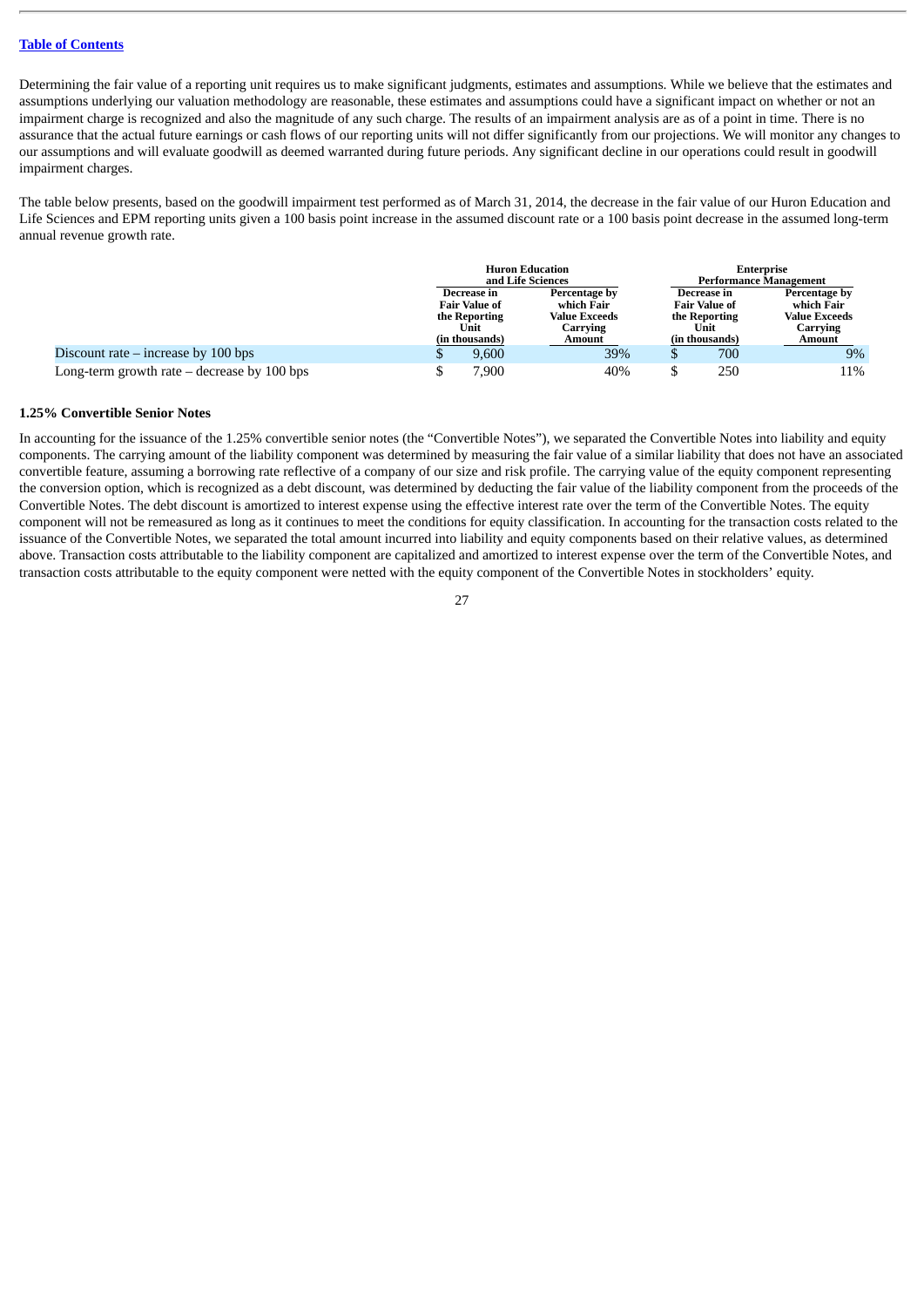Determining the fair value of a reporting unit requires us to make significant judgments, estimates and assumptions. While we believe that the estimates and assumptions underlying our valuation methodology are reasonable, these estimates and assumptions could have a significant impact on whether or not an impairment charge is recognized and also the magnitude of any such charge. The results of an impairment analysis are as of a point in time. There is no assurance that the actual future earnings or cash flows of our reporting units will not differ significantly from our projections. We will monitor any changes to our assumptions and will evaluate goodwill as deemed warranted during future periods. Any significant decline in our operations could result in goodwill impairment charges.

The table below presents, based on the goodwill impairment test performed as of March 31, 2014, the decrease in the fair value of our Huron Education and Life Sciences and EPM reporting units given a 100 basis point increase in the assumed discount rate or a 100 basis point decrease in the assumed long-term annual revenue growth rate.

| | Huron Education and Life Sciences | | Enterprise Performance Management | |
|---|---|---|---|---|
| | Decrease in Fair Value of the Reporting Unit (in thousands) | Percentage by which Fair Value Exceeds Carrying Amount | Decrease in Fair Value of the Reporting Unit (in thousands) | Percentage by which Fair Value Exceeds Carrying Amount |
| Discount rate – increase by 100 bps | $ 9,600 | 39% | $ 700 | 9% |
| Long-term growth rate – decrease by 100 bps | $ 7,900 | 40% | $ 250 | 11% |

**1.25% Convertible Senior Notes**

In accounting for the issuance of the 1.25% convertible senior notes (the "Convertible Notes"), we separated the Convertible Notes into liability and equity components. The carrying amount of the liability component was determined by measuring the fair value of a similar liability that does not have an associated convertible feature, assuming a borrowing rate reflective of a company of our size and risk profile. The carrying value of the equity component representing the conversion option, which is recognized as a debt discount, was determined by deducting the fair value of the liability component from the proceeds of the Convertible Notes. The debt discount is amortized to interest expense using the effective interest rate over the term of the Convertible Notes. The equity component will not be remeasured as long as it continues to meet the conditions for equity classification. In accounting for the transaction costs related to the issuance of the Convertible Notes, we separated the total amount incurred into liability and equity components based on their relative values, as determined above. Transaction costs attributable to the liability component are capitalized and amortized to interest expense over the term of the Convertible Notes, and transaction costs attributable to the equity component were netted with the equity component of the Convertible Notes in stockholders' equity.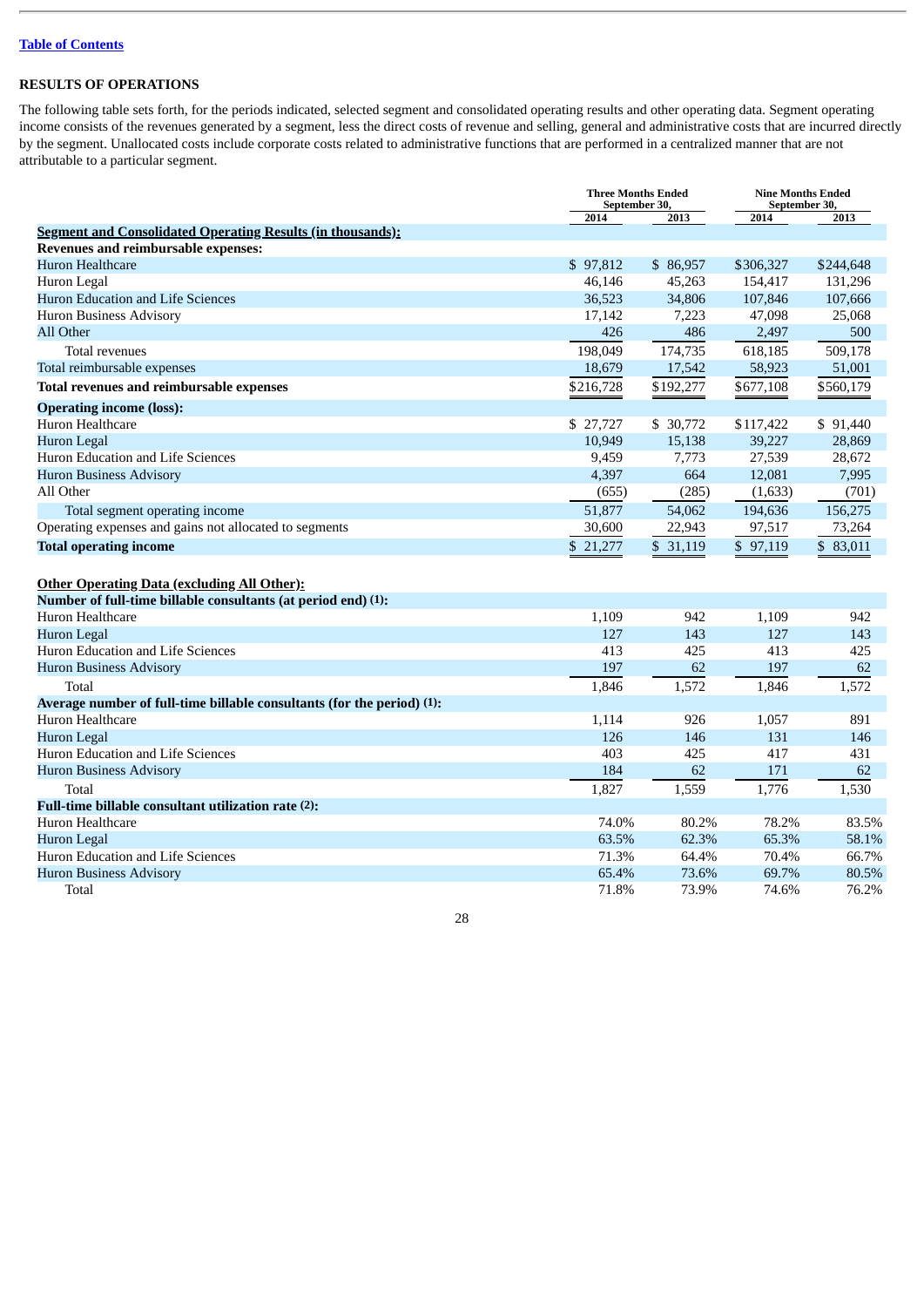[Table of Contents](#)

## RESULTS OF OPERATIONS

The following table sets forth, for the periods indicated, selected segment and consolidated operating results and other operating data. Segment operating income consists of the revenues generated by a segment, less the direct costs of revenue and selling, general and administrative costs that are incurred directly by the segment. Unallocated costs include corporate costs related to administrative functions that are performed in a centralized manner that are not attributable to a particular segment.

| | Three Months Ended September 30, | | Nine Months Ended September 30, | |
|---|---|---|---|---|
| | 2014 | 2013 | 2014 | 2013 |
| **Segment and Consolidated Operating Results (in thousands):** | | | | |
| **Revenues and reimbursable expenses:** | | | | |
| Huron Healthcare | $ 97,812 | $ 86,957 | $306,327 | $244,648 |
| Huron Legal | 46,146 | 45,263 | 154,417 | 131,296 |
| Huron Education and Life Sciences | 36,523 | 34,806 | 107,846 | 107,666 |
| Huron Business Advisory | 17,142 | 7,223 | 47,098 | 25,068 |
| All Other | 426 | 486 | 2,497 | 500 |
| Total revenues | 198,049 | 174,735 | 618,185 | 509,178 |
| Total reimbursable expenses | 18,679 | 17,542 | 58,923 | 51,001 |
| **Total revenues and reimbursable expenses** | $216,728 | $192,277 | $677,108 | $560,179 |
| **Operating income (loss):** | | | | |
| Huron Healthcare | $ 27,727 | $ 30,772 | $117,422 | $ 91,440 |
| Huron Legal | 10,949 | 15,138 | 39,227 | 28,869 |
| Huron Education and Life Sciences | 9,459 | 7,773 | 27,539 | 28,672 |
| Huron Business Advisory | 4,397 | 664 | 12,081 | 7,995 |
| All Other | (655) | (285) | (1,633) | (701) |
| Total segment operating income | 51,877 | 54,062 | 194,636 | 156,275 |
| Operating expenses and gains not allocated to segments | 30,600 | 22,943 | 97,517 | 73,264 |
| **Total operating income** | $ 21,277 | $ 31,119 | $ 97,119 | $ 83,011 |
| **Other Operating Data (excluding All Other):** | | | | |
| **Number of full-time billable consultants (at period end) (1):** | | | | |
| Huron Healthcare | 1,109 | 942 | 1,109 | 942 |
| Huron Legal | 127 | 143 | 127 | 143 |
| Huron Education and Life Sciences | 413 | 425 | 413 | 425 |
| Huron Business Advisory | 197 | 62 | 197 | 62 |
| Total | 1,846 | 1,572 | 1,846 | 1,572 |
| **Average number of full-time billable consultants (for the period) (1):** | | | | |
| Huron Healthcare | 1,114 | 926 | 1,057 | 891 |
| Huron Legal | 126 | 146 | 131 | 146 |
| Huron Education and Life Sciences | 403 | 425 | 417 | 431 |
| Huron Business Advisory | 184 | 62 | 171 | 62 |
| Total | 1,827 | 1,559 | 1,776 | 1,530 |
| **Full-time billable consultant utilization rate (2):** | | | | |
| Huron Healthcare | 74.0% | 80.2% | 78.2% | 83.5% |
| Huron Legal | 63.5% | 62.3% | 65.3% | 58.1% |
| Huron Education and Life Sciences | 71.3% | 64.4% | 70.4% | 66.7% |
| Huron Business Advisory | 65.4% | 73.6% | 69.7% | 80.5% |
| Total | 71.8% | 73.9% | 74.6% | 76.2% |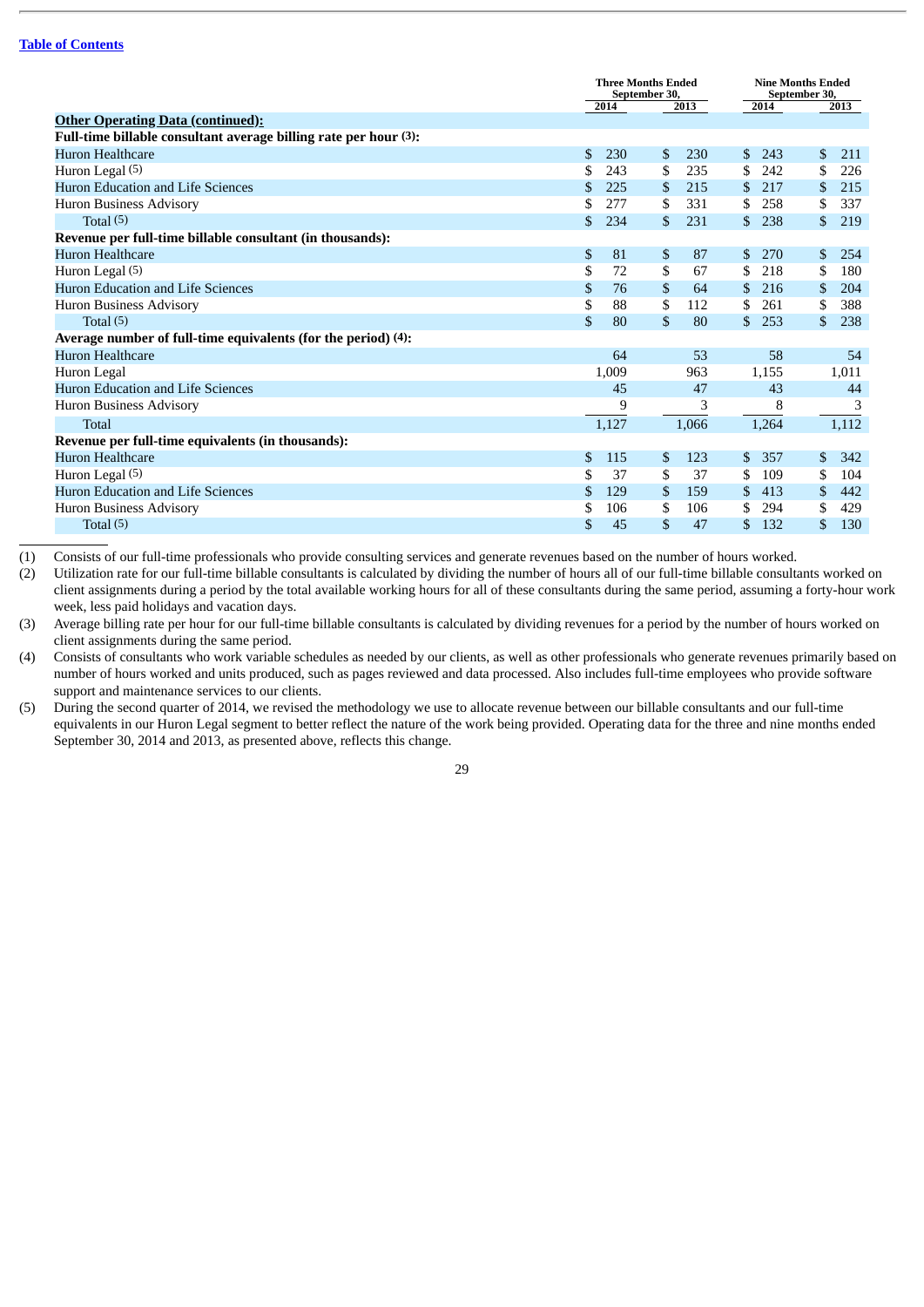[Table of Contents](#)

| | Three Months Ended September 30, | | Nine Months Ended September 30, | |
|---|---|---|---|---|
| | 2014 | 2013 | 2014 | 2013 |
| **Other Operating Data (continued):** | | | | |
| **Full-time billable consultant average billing rate per hour (3):** | | | | |
| Huron Healthcare | $ 230 | $ 230 | $ 243 | $ 211 |
| Huron Legal (5) | $ 243 | $ 235 | $ 242 | $ 226 |
| Huron Education and Life Sciences | $ 225 | $ 215 | $ 217 | $ 215 |
| Huron Business Advisory | $ 277 | $ 331 | $ 258 | $ 337 |
| Total (5) | $ 234 | $ 231 | $ 238 | $ 219 |
| **Revenue per full-time billable consultant (in thousands):** | | | | |
| Huron Healthcare | $ 81 | $ 87 | $ 270 | $ 254 |
| Huron Legal (5) | $ 72 | $ 67 | $ 218 | $ 180 |
| Huron Education and Life Sciences | $ 76 | $ 64 | $ 216 | $ 204 |
| Huron Business Advisory | $ 88 | $ 112 | $ 261 | $ 388 |
| Total (5) | $ 80 | $ 80 | $ 253 | $ 238 |
| **Average number of full-time equivalents (for the period) (4):** | | | | |
| Huron Healthcare | 64 | 53 | 58 | 54 |
| Huron Legal | 1,009 | 963 | 1,155 | 1,011 |
| Huron Education and Life Sciences | 45 | 47 | 43 | 44 |
| Huron Business Advisory | 9 | 3 | 8 | 3 |
| Total | 1,127 | 1,066 | 1,264 | 1,112 |
| **Revenue per full-time equivalents (in thousands):** | | | | |
| Huron Healthcare | $ 115 | $ 123 | $ 357 | $ 342 |
| Huron Legal (5) | $ 37 | $ 37 | $ 109 | $ 104 |
| Huron Education and Life Sciences | $ 129 | $ 159 | $ 413 | $ 442 |
| Huron Business Advisory | $ 106 | $ 106 | $ 294 | $ 429 |
| Total (5) | $ 45 | $ 47 | $ 132 | $ 130 |

(1) Consists of our full-time professionals who provide consulting services and generate revenues based on the number of hours worked.

(2) Utilization rate for our full-time billable consultants is calculated by dividing the number of hours all of our full-time billable consultants worked on client assignments during a period by the total available working hours for all of these consultants during the same period, assuming a forty-hour work week, less paid holidays and vacation days.

(3) Average billing rate per hour for our full-time billable consultants is calculated by dividing revenues for a period by the number of hours worked on client assignments during the same period.

(4) Consists of consultants who work variable schedules as needed by our clients, as well as other professionals who generate revenues primarily based on number of hours worked and units produced, such as pages reviewed and data processed. Also includes full-time employees who provide software support and maintenance services to our clients.

(5) During the second quarter of 2014, we revised the methodology we use to allocate revenue between our billable consultants and our full-time equivalents in our Huron Legal segment to better reflect the nature of the work being provided. Operating data for the three and nine months ended September 30, 2014 and 2013, as presented above, reflects this change.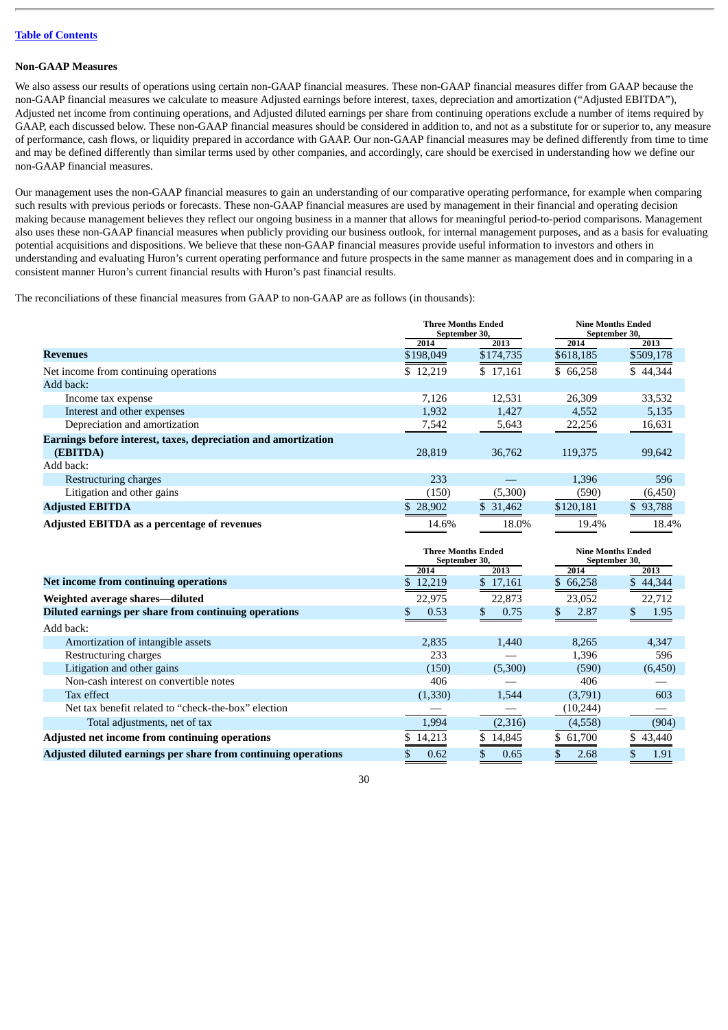[Table of Contents](#)

**Non-GAAP Measures**

We also assess our results of operations using certain non-GAAP financial measures. These non-GAAP financial measures differ from GAAP because the non-GAAP financial measures we calculate to measure Adjusted earnings before interest, taxes, depreciation and amortization ("Adjusted EBITDA"), Adjusted net income from continuing operations, and Adjusted diluted earnings per share from continuing operations exclude a number of items required by GAAP, each discussed below. These non-GAAP financial measures should be considered in addition to, and not as a substitute for or superior to, any measure of performance, cash flows, or liquidity prepared in accordance with GAAP. Our non-GAAP financial measures may be defined differently from time to time and may be defined differently than similar terms used by other companies, and accordingly, care should be exercised in understanding how we define our non-GAAP financial measures.

Our management uses the non-GAAP financial measures to gain an understanding of our comparative operating performance, for example when comparing such results with previous periods or forecasts. These non-GAAP financial measures are used by management in their financial and operating decision making because management believes they reflect our ongoing business in a manner that allows for meaningful period-to-period comparisons. Management also uses these non-GAAP financial measures when publicly providing our business outlook, for internal management purposes, and as a basis for evaluating potential acquisitions and dispositions. We believe that these non-GAAP financial measures provide useful information to investors and others in understanding and evaluating Huron's current operating performance and future prospects in the same manner as management does and in comparing in a consistent manner Huron's current financial results with Huron's past financial results.

The reconciliations of these financial measures from GAAP to non-GAAP are as follows (in thousands):

| | Three Months Ended September 30, | | Nine Months Ended September 30, | |
|---|---|---|---|---|
| | 2014 | 2013 | 2014 | 2013 |
| **Revenues** | $198,049 | $174,735 | $618,185 | $509,178 |
| Net income from continuing operations | $ 12,219 | $ 17,161 | $ 66,258 | $ 44,344 |
| Add back: | | | | |
| Income tax expense | 7,126 | 12,531 | 26,309 | 33,532 |
| Interest and other expenses | 1,932 | 1,427 | 4,552 | 5,135 |
| Depreciation and amortization | 7,542 | 5,643 | 22,256 | 16,631 |
| **Earnings before interest, taxes, depreciation and amortization (EBITDA)** | 28,819 | 36,762 | 119,375 | 99,642 |
| Add back: | | | | |
| Restructuring charges | 233 | — | 1,396 | 596 |
| Litigation and other gains | (150) | (5,300) | (590) | (6,450) |
| **Adjusted EBITDA** | $ 28,902 | $ 31,462 | $120,181 | $ 93,788 |
| **Adjusted EBITDA as a percentage of revenues** | 14.6% | 18.0% | 19.4% | 18.4% |

| | Three Months Ended September 30, | | Nine Months Ended September 30, | |
|---|---|---|---|---|
| | 2014 | 2013 | 2014 | 2013 |
| **Net income from continuing operations** | $ 12,219 | $ 17,161 | $ 66,258 | $ 44,344 |
| **Weighted average shares—diluted** | 22,975 | 22,873 | 23,052 | 22,712 |
| **Diluted earnings per share from continuing operations** | $ 0.53 | $ 0.75 | $ 2.87 | $ 1.95 |
| Add back: | | | | |
| Amortization of intangible assets | 2,835 | 1,440 | 8,265 | 4,347 |
| Restructuring charges | 233 | — | 1,396 | 596 |
| Litigation and other gains | (150) | (5,300) | (590) | (6,450) |
| Non-cash interest on convertible notes | 406 | — | 406 | — |
| Tax effect | (1,330) | 1,544 | (3,791) | 603 |
| Net tax benefit related to "check-the-box" election | — | — | (10,244) | — |
| Total adjustments, net of tax | 1,994 | (2,316) | (4,558) | (904) |
| **Adjusted net income from continuing operations** | $ 14,213 | $ 14,845 | $ 61,700 | $ 43,440 |
| **Adjusted diluted earnings per share from continuing operations** | $ 0.62 | $ 0.65 | $ 2.68 | $ 1.91 |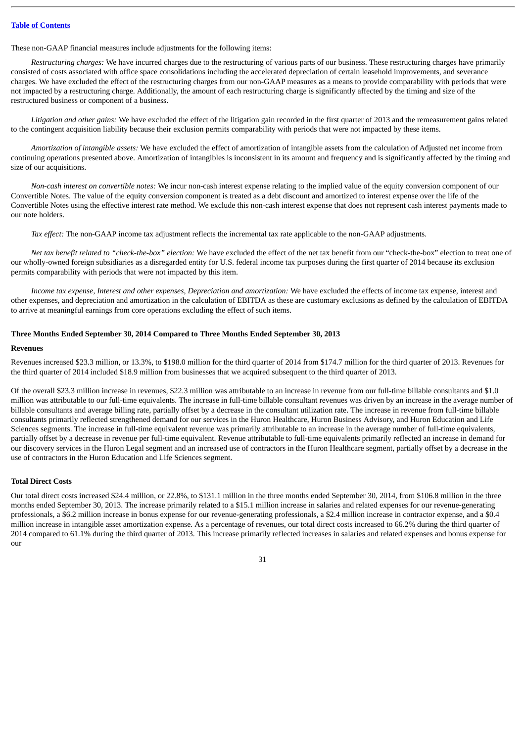These non-GAAP financial measures include adjustments for the following items:

*Restructuring charges:* We have incurred charges due to the restructuring of various parts of our business. These restructuring charges have primarily consisted of costs associated with office space consolidations including the accelerated depreciation of certain leasehold improvements, and severance charges. We have excluded the effect of the restructuring charges from our non-GAAP measures as a means to provide comparability with periods that were not impacted by a restructuring charge. Additionally, the amount of each restructuring charge is significantly affected by the timing and size of the restructured business or component of a business.

*Litigation and other gains:* We have excluded the effect of the litigation gain recorded in the first quarter of 2013 and the remeasurement gains related to the contingent acquisition liability because their exclusion permits comparability with periods that were not impacted by these items.

*Amortization of intangible assets:* We have excluded the effect of amortization of intangible assets from the calculation of Adjusted net income from continuing operations presented above. Amortization of intangibles is inconsistent in its amount and frequency and is significantly affected by the timing and size of our acquisitions.

*Non-cash interest on convertible notes:* We incur non-cash interest expense relating to the implied value of the equity conversion component of our Convertible Notes. The value of the equity conversion component is treated as a debt discount and amortized to interest expense over the life of the Convertible Notes using the effective interest rate method. We exclude this non-cash interest expense that does not represent cash interest payments made to our note holders.

*Tax effect:* The non-GAAP income tax adjustment reflects the incremental tax rate applicable to the non-GAAP adjustments.

*Net tax benefit related to "check-the-box" election:* We have excluded the effect of the net tax benefit from our "check-the-box" election to treat one of our wholly-owned foreign subsidiaries as a disregarded entity for U.S. federal income tax purposes during the first quarter of 2014 because its exclusion permits comparability with periods that were not impacted by this item.

*Income tax expense, Interest and other expenses, Depreciation and amortization:* We have excluded the effects of income tax expense, interest and other expenses, and depreciation and amortization in the calculation of EBITDA as these are customary exclusions as defined by the calculation of EBITDA to arrive at meaningful earnings from core operations excluding the effect of such items.

### Three Months Ended September 30, 2014 Compared to Three Months Ended September 30, 2013

#### Revenues

Revenues increased $23.3 million, or 13.3%, to $198.0 million for the third quarter of 2014 from $174.7 million for the third quarter of 2013. Revenues for the third quarter of 2014 included $18.9 million from businesses that we acquired subsequent to the third quarter of 2013.

Of the overall $23.3 million increase in revenues, $22.3 million was attributable to an increase in revenue from our full-time billable consultants and $1.0 million was attributable to our full-time equivalents. The increase in full-time billable consultant revenues was driven by an increase in the average number of billable consultants and average billing rate, partially offset by a decrease in the consultant utilization rate. The increase in revenue from full-time billable consultants primarily reflected strengthened demand for our services in the Huron Healthcare, Huron Business Advisory, and Huron Education and Life Sciences segments. The increase in full-time equivalent revenue was primarily attributable to an increase in the average number of full-time equivalents, partially offset by a decrease in revenue per full-time equivalent. Revenue attributable to full-time equivalents primarily reflected an increase in demand for our discovery services in the Huron Legal segment and an increased use of contractors in the Huron Healthcare segment, partially offset by a decrease in the use of contractors in the Huron Education and Life Sciences segment.

#### Total Direct Costs

Our total direct costs increased $24.4 million, or 22.8%, to $131.1 million in the three months ended September 30, 2014, from $106.8 million in the three months ended September 30, 2013. The increase primarily related to a $15.1 million increase in salaries and related expenses for our revenue-generating professionals, a $6.2 million increase in bonus expense for our revenue-generating professionals, a $2.4 million increase in contractor expense, and a $0.4 million increase in intangible asset amortization expense. As a percentage of revenues, our total direct costs increased to 66.2% during the third quarter of 2014 compared to 61.1% during the third quarter of 2013. This increase primarily reflected increases in salaries and related expenses and bonus expense for our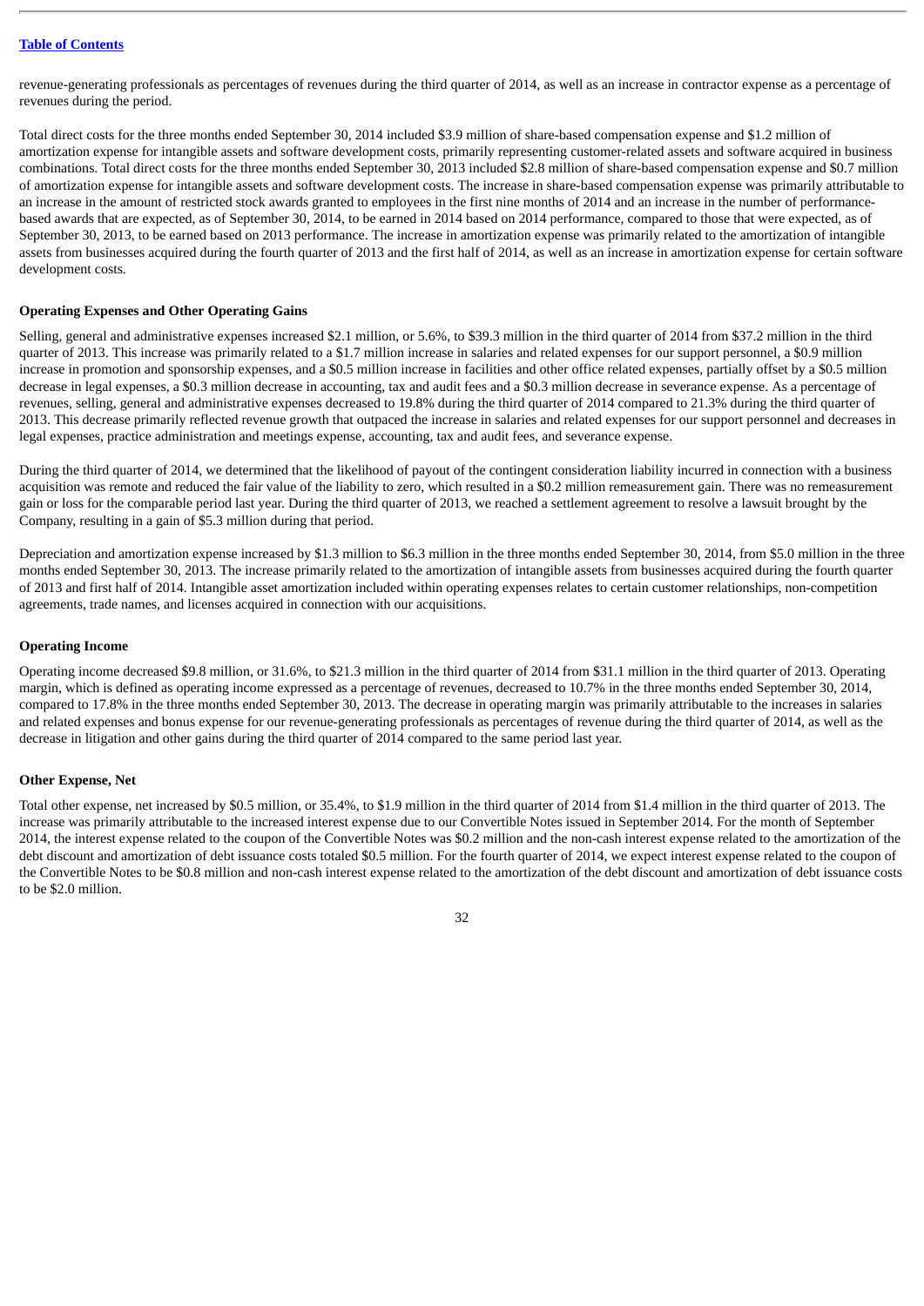revenue-generating professionals as percentages of revenues during the third quarter of 2014, as well as an increase in contractor expense as a percentage of revenues during the period.

Total direct costs for the three months ended September 30, 2014 included $3.9 million of share-based compensation expense and $1.2 million of amortization expense for intangible assets and software development costs, primarily representing customer-related assets and software acquired in business combinations. Total direct costs for the three months ended September 30, 2013 included $2.8 million of share-based compensation expense and $0.7 million of amortization expense for intangible assets and software development costs. The increase in share-based compensation expense was primarily attributable to an increase in the amount of restricted stock awards granted to employees in the first nine months of 2014 and an increase in the number of performance-based awards that are expected, as of September 30, 2014, to be earned in 2014 based on 2014 performance, compared to those that were expected, as of September 30, 2013, to be earned based on 2013 performance. The increase in amortization expense was primarily related to the amortization of intangible assets from businesses acquired during the fourth quarter of 2013 and the first half of 2014, as well as an increase in amortization expense for certain software development costs.

**Operating Expenses and Other Operating Gains**

Selling, general and administrative expenses increased $2.1 million, or 5.6%, to $39.3 million in the third quarter of 2014 from $37.2 million in the third quarter of 2013. This increase was primarily related to a $1.7 million increase in salaries and related expenses for our support personnel, a $0.9 million increase in promotion and sponsorship expenses, and a $0.5 million increase in facilities and other office related expenses, partially offset by a $0.5 million decrease in legal expenses, a $0.3 million decrease in accounting, tax and audit fees and a $0.3 million decrease in severance expense. As a percentage of revenues, selling, general and administrative expenses decreased to 19.8% during the third quarter of 2014 compared to 21.3% during the third quarter of 2013. This decrease primarily reflected revenue growth that outpaced the increase in salaries and related expenses for our support personnel and decreases in legal expenses, practice administration and meetings expense, accounting, tax and audit fees, and severance expense.

During the third quarter of 2014, we determined that the likelihood of payout of the contingent consideration liability incurred in connection with a business acquisition was remote and reduced the fair value of the liability to zero, which resulted in a $0.2 million remeasurement gain. There was no remeasurement gain or loss for the comparable period last year. During the third quarter of 2013, we reached a settlement agreement to resolve a lawsuit brought by the Company, resulting in a gain of $5.3 million during that period.

Depreciation and amortization expense increased by $1.3 million to $6.3 million in the three months ended September 30, 2014, from $5.0 million in the three months ended September 30, 2013. The increase primarily related to the amortization of intangible assets from businesses acquired during the fourth quarter of 2013 and first half of 2014. Intangible asset amortization included within operating expenses relates to certain customer relationships, non-competition agreements, trade names, and licenses acquired in connection with our acquisitions.

**Operating Income**

Operating income decreased $9.8 million, or 31.6%, to $21.3 million in the third quarter of 2014 from $31.1 million in the third quarter of 2013. Operating margin, which is defined as operating income expressed as a percentage of revenues, decreased to 10.7% in the three months ended September 30, 2014, compared to 17.8% in the three months ended September 30, 2013. The decrease in operating margin was primarily attributable to the increases in salaries and related expenses and bonus expense for our revenue-generating professionals as percentages of revenue during the third quarter of 2014, as well as the decrease in litigation and other gains during the third quarter of 2014 compared to the same period last year.

**Other Expense, Net**

Total other expense, net increased by $0.5 million, or 35.4%, to $1.9 million in the third quarter of 2014 from $1.4 million in the third quarter of 2013. The increase was primarily attributable to the increased interest expense due to our Convertible Notes issued in September 2014. For the month of September 2014, the interest expense related to the coupon of the Convertible Notes was $0.2 million and the non-cash interest expense related to the amortization of the debt discount and amortization of debt issuance costs totaled $0.5 million. For the fourth quarter of 2014, we expect interest expense related to the coupon of the Convertible Notes to be $0.8 million and non-cash interest expense related to the amortization of the debt discount and amortization of debt issuance costs to be $2.0 million.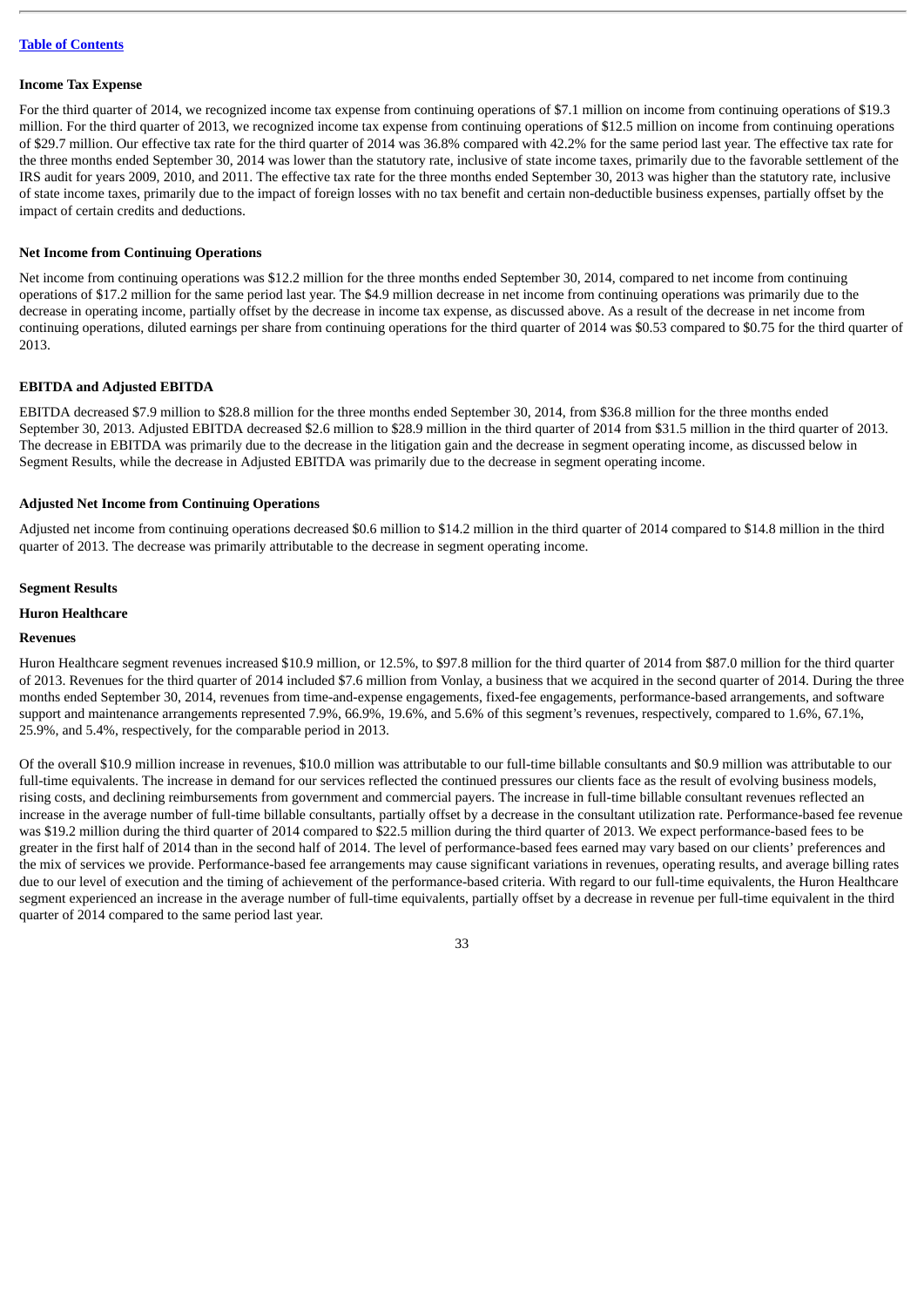**Income Tax Expense**

For the third quarter of 2014, we recognized income tax expense from continuing operations of $7.1 million on income from continuing operations of $19.3 million. For the third quarter of 2013, we recognized income tax expense from continuing operations of $12.5 million on income from continuing operations of $29.7 million. Our effective tax rate for the third quarter of 2014 was 36.8% compared with 42.2% for the same period last year. The effective tax rate for the three months ended September 30, 2014 was lower than the statutory rate, inclusive of state income taxes, primarily due to the favorable settlement of the IRS audit for years 2009, 2010, and 2011. The effective tax rate for the three months ended September 30, 2013 was higher than the statutory rate, inclusive of state income taxes, primarily due to the impact of foreign losses with no tax benefit and certain non-deductible business expenses, partially offset by the impact of certain credits and deductions.

**Net Income from Continuing Operations**

Net income from continuing operations was $12.2 million for the three months ended September 30, 2014, compared to net income from continuing operations of $17.2 million for the same period last year. The $4.9 million decrease in net income from continuing operations was primarily due to the decrease in operating income, partially offset by the decrease in income tax expense, as discussed above. As a result of the decrease in net income from continuing operations, diluted earnings per share from continuing operations for the third quarter of 2014 was $0.53 compared to $0.75 for the third quarter of 2013.

**EBITDA and Adjusted EBITDA**

EBITDA decreased $7.9 million to $28.8 million for the three months ended September 30, 2014, from $36.8 million for the three months ended September 30, 2013. Adjusted EBITDA decreased $2.6 million to $28.9 million in the third quarter of 2014 from $31.5 million in the third quarter of 2013. The decrease in EBITDA was primarily due to the decrease in the litigation gain and the decrease in segment operating income, as discussed below in Segment Results, while the decrease in Adjusted EBITDA was primarily due to the decrease in segment operating income.

**Adjusted Net Income from Continuing Operations**

Adjusted net income from continuing operations decreased $0.6 million to $14.2 million in the third quarter of 2014 compared to $14.8 million in the third quarter of 2013. The decrease was primarily attributable to the decrease in segment operating income.

**Segment Results**

**Huron Healthcare**

**Revenues**

Huron Healthcare segment revenues increased $10.9 million, or 12.5%, to $97.8 million for the third quarter of 2014 from $87.0 million for the third quarter of 2013. Revenues for the third quarter of 2014 included $7.6 million from Vonlay, a business that we acquired in the second quarter of 2014. During the three months ended September 30, 2014, revenues from time-and-expense engagements, fixed-fee engagements, performance-based arrangements, and software support and maintenance arrangements represented 7.9%, 66.9%, 19.6%, and 5.6% of this segment's revenues, respectively, compared to 1.6%, 67.1%, 25.9%, and 5.4%, respectively, for the comparable period in 2013.

Of the overall $10.9 million increase in revenues, $10.0 million was attributable to our full-time billable consultants and $0.9 million was attributable to our full-time equivalents. The increase in demand for our services reflected the continued pressures our clients face as the result of evolving business models, rising costs, and declining reimbursements from government and commercial payers. The increase in full-time billable consultant revenues reflected an increase in the average number of full-time billable consultants, partially offset by a decrease in the consultant utilization rate. Performance-based fee revenue was $19.2 million during the third quarter of 2014 compared to $22.5 million during the third quarter of 2013. We expect performance-based fees to be greater in the first half of 2014 than in the second half of 2014. The level of performance-based fees earned may vary based on our clients' preferences and the mix of services we provide. Performance-based fee arrangements may cause significant variations in revenues, operating results, and average billing rates due to our level of execution and the timing of achievement of the performance-based criteria. With regard to our full-time equivalents, the Huron Healthcare segment experienced an increase in the average number of full-time equivalents, partially offset by a decrease in revenue per full-time equivalent in the third quarter of 2014 compared to the same period last year.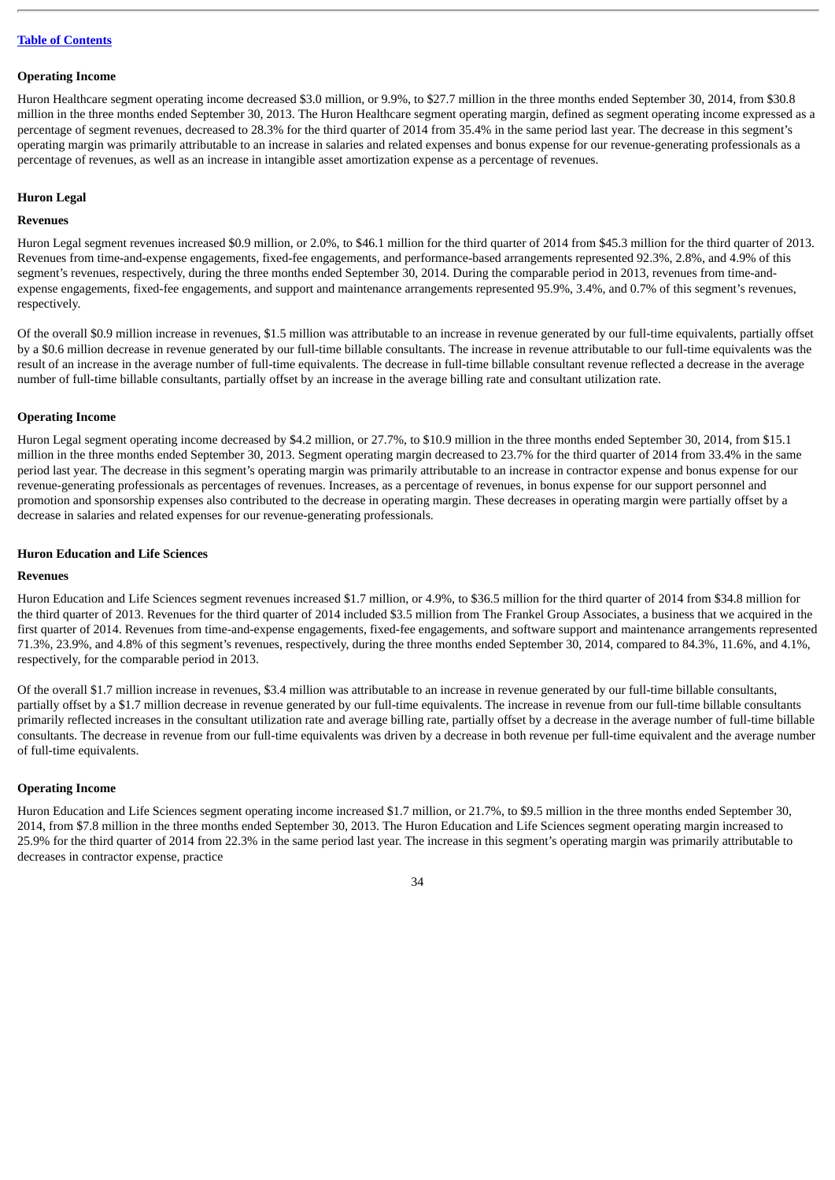#### Operating Income

Huron Healthcare segment operating income decreased $3.0 million, or 9.9%, to $27.7 million in the three months ended September 30, 2014, from $30.8 million in the three months ended September 30, 2013. The Huron Healthcare segment operating margin, defined as segment operating income expressed as a percentage of segment revenues, decreased to 28.3% for the third quarter of 2014 from 35.4% in the same period last year. The decrease in this segment's operating margin was primarily attributable to an increase in salaries and related expenses and bonus expense for our revenue-generating professionals as a percentage of revenues, as well as an increase in intangible asset amortization expense as a percentage of revenues.

### Huron Legal

#### Revenues

Huron Legal segment revenues increased $0.9 million, or 2.0%, to $46.1 million for the third quarter of 2014 from $45.3 million for the third quarter of 2013. Revenues from time-and-expense engagements, fixed-fee engagements, and performance-based arrangements represented 92.3%, 2.8%, and 4.9% of this segment's revenues, respectively, during the three months ended September 30, 2014. During the comparable period in 2013, revenues from time-and-expense engagements, fixed-fee engagements, and support and maintenance arrangements represented 95.9%, 3.4%, and 0.7% of this segment's revenues, respectively.

Of the overall $0.9 million increase in revenues, $1.5 million was attributable to an increase in revenue generated by our full-time equivalents, partially offset by a $0.6 million decrease in revenue generated by our full-time billable consultants. The increase in revenue attributable to our full-time equivalents was the result of an increase in the average number of full-time equivalents. The decrease in full-time billable consultant revenue reflected a decrease in the average number of full-time billable consultants, partially offset by an increase in the average billing rate and consultant utilization rate.

#### Operating Income

Huron Legal segment operating income decreased by $4.2 million, or 27.7%, to $10.9 million in the three months ended September 30, 2014, from $15.1 million in the three months ended September 30, 2013. Segment operating margin decreased to 23.7% for the third quarter of 2014 from 33.4% in the same period last year. The decrease in this segment's operating margin was primarily attributable to an increase in contractor expense and bonus expense for our revenue-generating professionals as percentages of revenues. Increases, as a percentage of revenues, in bonus expense for our support personnel and promotion and sponsorship expenses also contributed to the decrease in operating margin. These decreases in operating margin were partially offset by a decrease in salaries and related expenses for our revenue-generating professionals.

### Huron Education and Life Sciences

#### Revenues

Huron Education and Life Sciences segment revenues increased $1.7 million, or 4.9%, to $36.5 million for the third quarter of 2014 from $34.8 million for the third quarter of 2013. Revenues for the third quarter of 2014 included $3.5 million from The Frankel Group Associates, a business that we acquired in the first quarter of 2014. Revenues from time-and-expense engagements, fixed-fee engagements, and software support and maintenance arrangements represented 71.3%, 23.9%, and 4.8% of this segment's revenues, respectively, during the three months ended September 30, 2014, compared to 84.3%, 11.6%, and 4.1%, respectively, for the comparable period in 2013.

Of the overall $1.7 million increase in revenues, $3.4 million was attributable to an increase in revenue generated by our full-time billable consultants, partially offset by a $1.7 million decrease in revenue generated by our full-time equivalents. The increase in revenue from our full-time billable consultants primarily reflected increases in the consultant utilization rate and average billing rate, partially offset by a decrease in the average number of full-time billable consultants. The decrease in revenue from our full-time equivalents was driven by a decrease in both revenue per full-time equivalent and the average number of full-time equivalents.

#### Operating Income

Huron Education and Life Sciences segment operating income increased $1.7 million, or 21.7%, to $9.5 million in the three months ended September 30, 2014, from $7.8 million in the three months ended September 30, 2013. The Huron Education and Life Sciences segment operating margin increased to 25.9% for the third quarter of 2014 from 22.3% in the same period last year. The increase in this segment's operating margin was primarily attributable to decreases in contractor expense, practice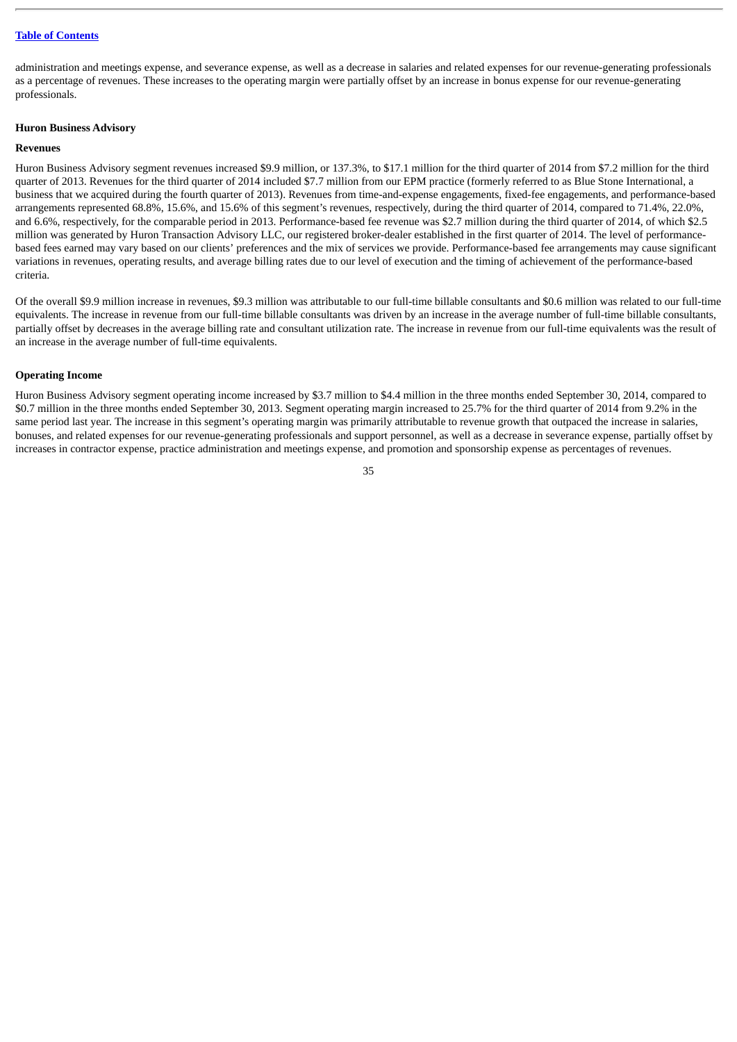administration and meetings expense, and severance expense, as well as a decrease in salaries and related expenses for our revenue-generating professionals as a percentage of revenues. These increases to the operating margin were partially offset by an increase in bonus expense for our revenue-generating professionals.

**Huron Business Advisory**

**Revenues**

Huron Business Advisory segment revenues increased $9.9 million, or 137.3%, to $17.1 million for the third quarter of 2014 from $7.2 million for the third quarter of 2013. Revenues for the third quarter of 2014 included $7.7 million from our EPM practice (formerly referred to as Blue Stone International, a business that we acquired during the fourth quarter of 2013). Revenues from time-and-expense engagements, fixed-fee engagements, and performance-based arrangements represented 68.8%, 15.6%, and 15.6% of this segment's revenues, respectively, during the third quarter of 2014, compared to 71.4%, 22.0%, and 6.6%, respectively, for the comparable period in 2013. Performance-based fee revenue was $2.7 million during the third quarter of 2014, of which $2.5 million was generated by Huron Transaction Advisory LLC, our registered broker-dealer established in the first quarter of 2014. The level of performance-based fees earned may vary based on our clients' preferences and the mix of services we provide. Performance-based fee arrangements may cause significant variations in revenues, operating results, and average billing rates due to our level of execution and the timing of achievement of the performance-based criteria.

Of the overall $9.9 million increase in revenues, $9.3 million was attributable to our full-time billable consultants and $0.6 million was related to our full-time equivalents. The increase in revenue from our full-time billable consultants was driven by an increase in the average number of full-time billable consultants, partially offset by decreases in the average billing rate and consultant utilization rate. The increase in revenue from our full-time equivalents was the result of an increase in the average number of full-time equivalents.

**Operating Income**

Huron Business Advisory segment operating income increased by $3.7 million to $4.4 million in the three months ended September 30, 2014, compared to $0.7 million in the three months ended September 30, 2013. Segment operating margin increased to 25.7% for the third quarter of 2014 from 9.2% in the same period last year. The increase in this segment's operating margin was primarily attributable to revenue growth that outpaced the increase in salaries, bonuses, and related expenses for our revenue-generating professionals and support personnel, as well as a decrease in severance expense, partially offset by increases in contractor expense, practice administration and meetings expense, and promotion and sponsorship expense as percentages of revenues.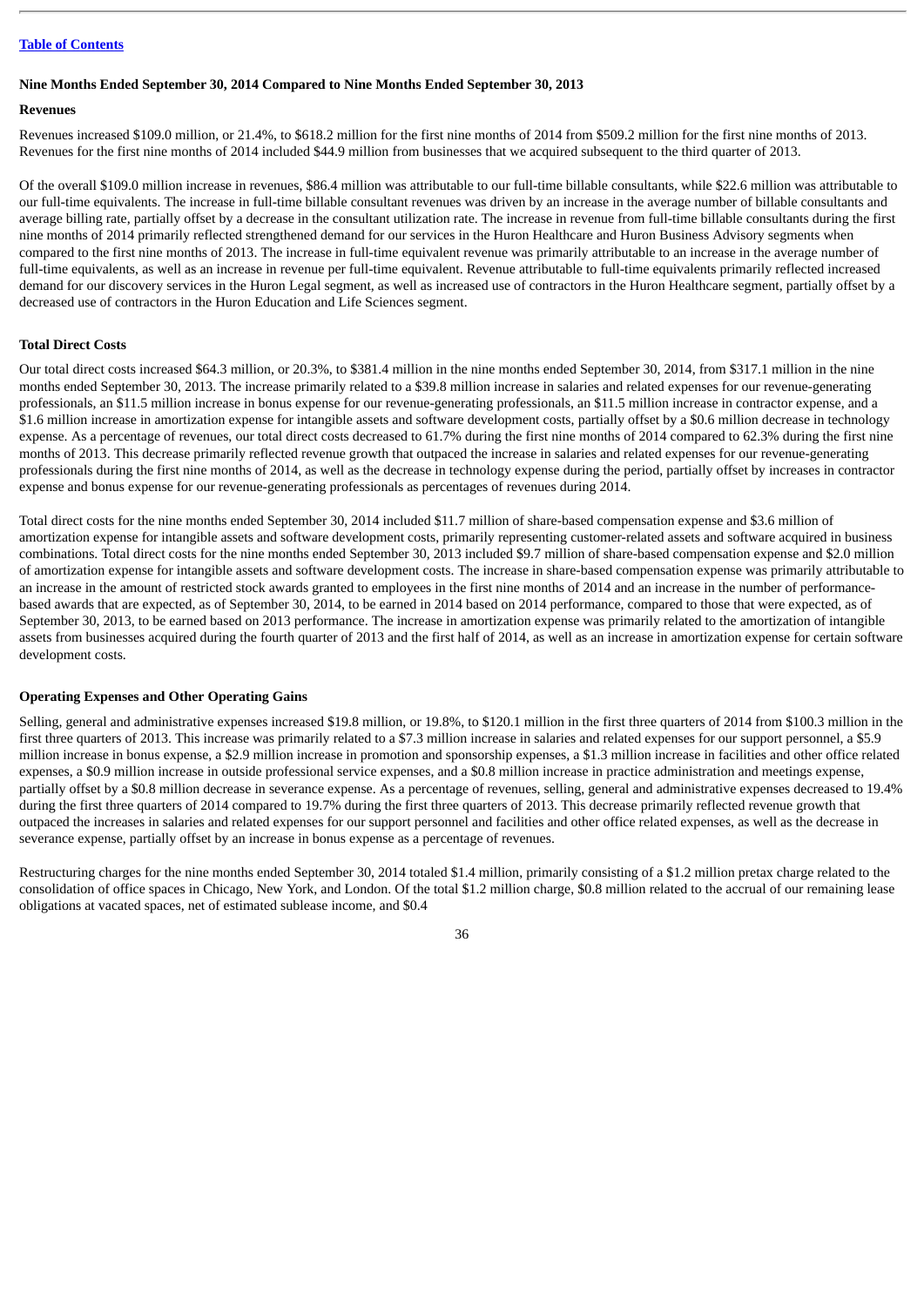### Nine Months Ended September 30, 2014 Compared to Nine Months Ended September 30, 2013

#### Revenues

Revenues increased $109.0 million, or 21.4%, to $618.2 million for the first nine months of 2014 from $509.2 million for the first nine months of 2013. Revenues for the first nine months of 2014 included $44.9 million from businesses that we acquired subsequent to the third quarter of 2013.

Of the overall $109.0 million increase in revenues, $86.4 million was attributable to our full-time billable consultants, while $22.6 million was attributable to our full-time equivalents. The increase in full-time billable consultant revenues was driven by an increase in the average number of billable consultants and average billing rate, partially offset by a decrease in the consultant utilization rate. The increase in revenue from full-time billable consultants during the first nine months of 2014 primarily reflected strengthened demand for our services in the Huron Healthcare and Huron Business Advisory segments when compared to the first nine months of 2013. The increase in full-time equivalent revenue was primarily attributable to an increase in the average number of full-time equivalents, as well as an increase in revenue per full-time equivalent. Revenue attributable to full-time equivalents primarily reflected increased demand for our discovery services in the Huron Legal segment, as well as increased use of contractors in the Huron Healthcare segment, partially offset by a decreased use of contractors in the Huron Education and Life Sciences segment.

#### Total Direct Costs

Our total direct costs increased $64.3 million, or 20.3%, to $381.4 million in the nine months ended September 30, 2014, from $317.1 million in the nine months ended September 30, 2013. The increase primarily related to a $39.8 million increase in salaries and related expenses for our revenue-generating professionals, an $11.5 million increase in bonus expense for our revenue-generating professionals, an $11.5 million increase in contractor expense, and a $1.6 million increase in amortization expense for intangible assets and software development costs, partially offset by a $0.6 million decrease in technology expense. As a percentage of revenues, our total direct costs decreased to 61.7% during the first nine months of 2014 compared to 62.3% during the first nine months of 2013. This decrease primarily reflected revenue growth that outpaced the increase in salaries and related expenses for our revenue-generating professionals during the first nine months of 2014, as well as the decrease in technology expense during the period, partially offset by increases in contractor expense and bonus expense for our revenue-generating professionals as percentages of revenues during 2014.

Total direct costs for the nine months ended September 30, 2014 included $11.7 million of share-based compensation expense and $3.6 million of amortization expense for intangible assets and software development costs, primarily representing customer-related assets and software acquired in business combinations. Total direct costs for the nine months ended September 30, 2013 included $9.7 million of share-based compensation expense and $2.0 million of amortization expense for intangible assets and software development costs. The increase in share-based compensation expense was primarily attributable to an increase in the amount of restricted stock awards granted to employees in the first nine months of 2014 and an increase in the number of performance-based awards that are expected, as of September 30, 2014, to be earned in 2014 based on 2014 performance, compared to those that were expected, as of September 30, 2013, to be earned based on 2013 performance. The increase in amortization expense was primarily related to the amortization of intangible assets from businesses acquired during the fourth quarter of 2013 and the first half of 2014, as well as an increase in amortization expense for certain software development costs.

#### Operating Expenses and Other Operating Gains

Selling, general and administrative expenses increased $19.8 million, or 19.8%, to $120.1 million in the first three quarters of 2014 from $100.3 million in the first three quarters of 2013. This increase was primarily related to a $7.3 million increase in salaries and related expenses for our support personnel, a $5.9 million increase in bonus expense, a $2.9 million increase in promotion and sponsorship expenses, a $1.3 million increase in facilities and other office related expenses, a $0.9 million increase in outside professional service expenses, and a $0.8 million increase in practice administration and meetings expense, partially offset by a $0.8 million decrease in severance expense. As a percentage of revenues, selling, general and administrative expenses decreased to 19.4% during the first three quarters of 2014 compared to 19.7% during the first three quarters of 2013. This decrease primarily reflected revenue growth that outpaced the increases in salaries and related expenses for our support personnel and facilities and other office related expenses, as well as the decrease in severance expense, partially offset by an increase in bonus expense as a percentage of revenues.

Restructuring charges for the nine months ended September 30, 2014 totaled $1.4 million, primarily consisting of a $1.2 million pretax charge related to the consolidation of office spaces in Chicago, New York, and London. Of the total $1.2 million charge, $0.8 million related to the accrual of our remaining lease obligations at vacated spaces, net of estimated sublease income, and $0.4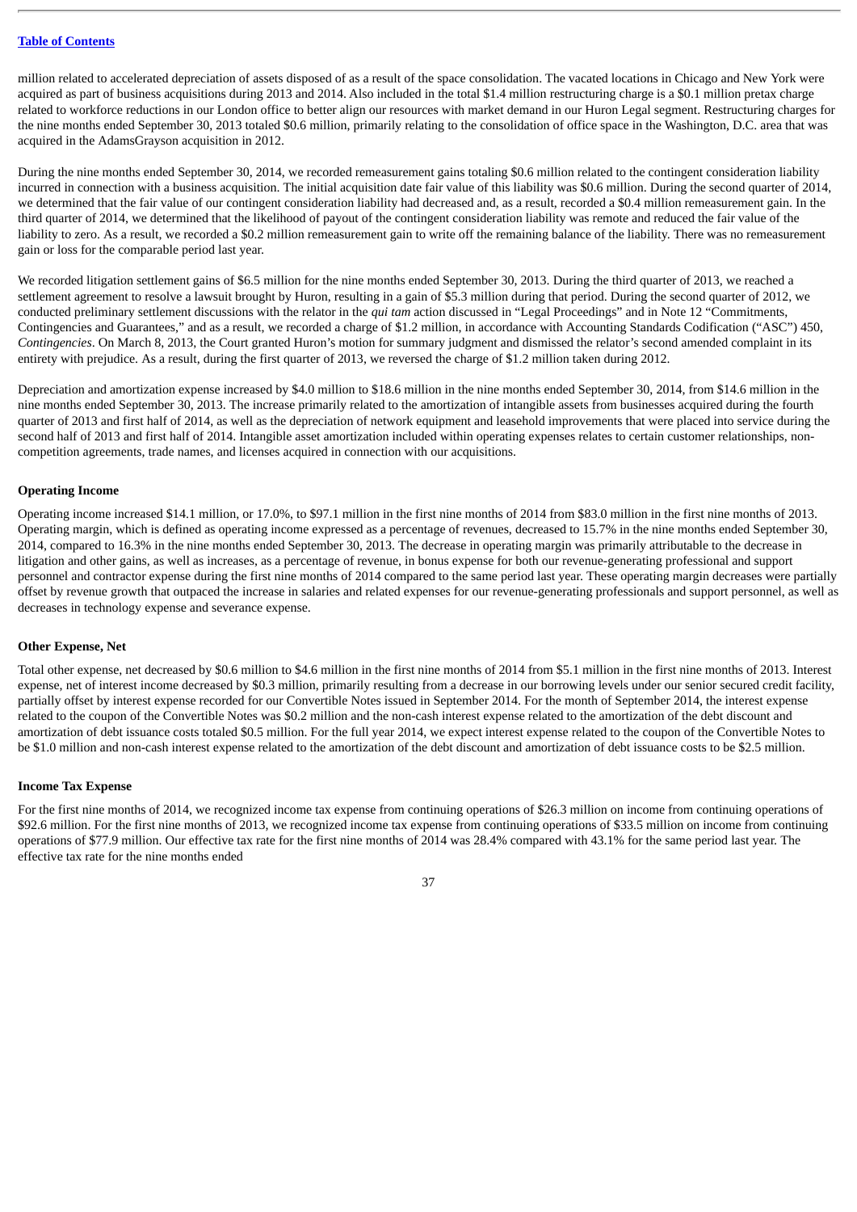million related to accelerated depreciation of assets disposed of as a result of the space consolidation. The vacated locations in Chicago and New York were acquired as part of business acquisitions during 2013 and 2014. Also included in the total $1.4 million restructuring charge is a $0.1 million pretax charge related to workforce reductions in our London office to better align our resources with market demand in our Huron Legal segment. Restructuring charges for the nine months ended September 30, 2013 totaled $0.6 million, primarily relating to the consolidation of office space in the Washington, D.C. area that was acquired in the AdamsGrayson acquisition in 2012.

During the nine months ended September 30, 2014, we recorded remeasurement gains totaling $0.6 million related to the contingent consideration liability incurred in connection with a business acquisition. The initial acquisition date fair value of this liability was $0.6 million. During the second quarter of 2014, we determined that the fair value of our contingent consideration liability had decreased and, as a result, recorded a $0.4 million remeasurement gain. In the third quarter of 2014, we determined that the likelihood of payout of the contingent consideration liability was remote and reduced the fair value of the liability to zero. As a result, we recorded a $0.2 million remeasurement gain to write off the remaining balance of the liability. There was no remeasurement gain or loss for the comparable period last year.

We recorded litigation settlement gains of $6.5 million for the nine months ended September 30, 2013. During the third quarter of 2013, we reached a settlement agreement to resolve a lawsuit brought by Huron, resulting in a gain of $5.3 million during that period. During the second quarter of 2012, we conducted preliminary settlement discussions with the relator in the *qui tam* action discussed in "Legal Proceedings" and in Note 12 "Commitments, Contingencies and Guarantees," and as a result, we recorded a charge of $1.2 million, in accordance with Accounting Standards Codification ("ASC") 450, *Contingencies*. On March 8, 2013, the Court granted Huron's motion for summary judgment and dismissed the relator's second amended complaint in its entirety with prejudice. As a result, during the first quarter of 2013, we reversed the charge of $1.2 million taken during 2012.

Depreciation and amortization expense increased by $4.0 million to $18.6 million in the nine months ended September 30, 2014, from $14.6 million in the nine months ended September 30, 2013. The increase primarily related to the amortization of intangible assets from businesses acquired during the fourth quarter of 2013 and first half of 2014, as well as the depreciation of network equipment and leasehold improvements that were placed into service during the second half of 2013 and first half of 2014. Intangible asset amortization included within operating expenses relates to certain customer relationships, non-competition agreements, trade names, and licenses acquired in connection with our acquisitions.

#### Operating Income

Operating income increased $14.1 million, or 17.0%, to $97.1 million in the first nine months of 2014 from $83.0 million in the first nine months of 2013. Operating margin, which is defined as operating income expressed as a percentage of revenues, decreased to 15.7% in the nine months ended September 30, 2014, compared to 16.3% in the nine months ended September 30, 2013. The decrease in operating margin was primarily attributable to the decrease in litigation and other gains, as well as increases, as a percentage of revenue, in bonus expense for both our revenue-generating professional and support personnel and contractor expense during the first nine months of 2014 compared to the same period last year. These operating margin decreases were partially offset by revenue growth that outpaced the increase in salaries and related expenses for our revenue-generating professionals and support personnel, as well as decreases in technology expense and severance expense.

#### Other Expense, Net

Total other expense, net decreased by $0.6 million to $4.6 million in the first nine months of 2014 from $5.1 million in the first nine months of 2013. Interest expense, net of interest income decreased by $0.3 million, primarily resulting from a decrease in our borrowing levels under our senior secured credit facility, partially offset by interest expense recorded for our Convertible Notes issued in September 2014. For the month of September 2014, the interest expense related to the coupon of the Convertible Notes was $0.2 million and the non-cash interest expense related to the amortization of the debt discount and amortization of debt issuance costs totaled $0.5 million. For the full year 2014, we expect interest expense related to the coupon of the Convertible Notes to be $1.0 million and non-cash interest expense related to the amortization of the debt discount and amortization of debt issuance costs to be $2.5 million.

#### Income Tax Expense

For the first nine months of 2014, we recognized income tax expense from continuing operations of $26.3 million on income from continuing operations of $92.6 million. For the first nine months of 2013, we recognized income tax expense from continuing operations of $33.5 million on income from continuing operations of $77.9 million. Our effective tax rate for the first nine months of 2014 was 28.4% compared with 43.1% for the same period last year. The effective tax rate for the nine months ended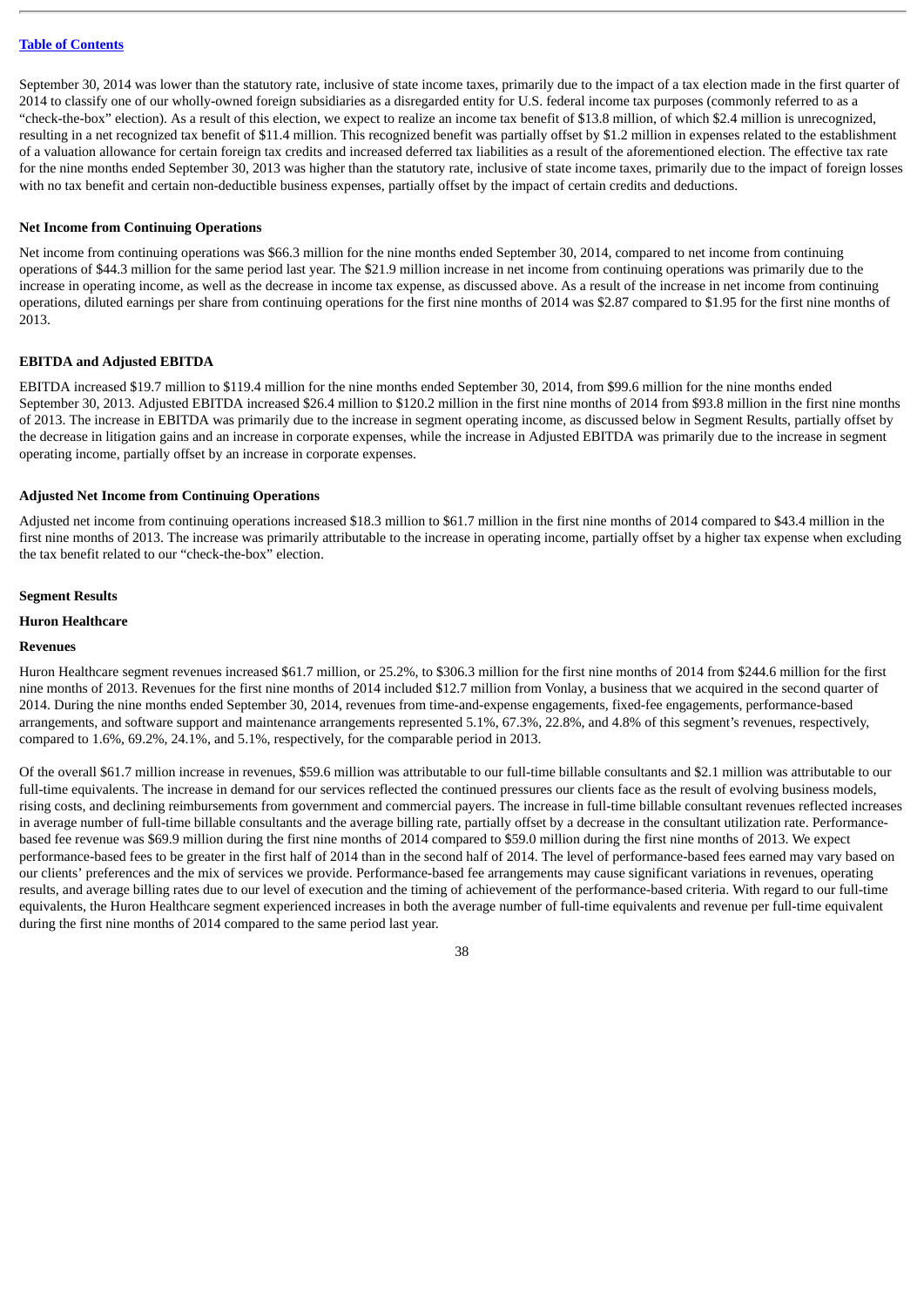September 30, 2014 was lower than the statutory rate, inclusive of state income taxes, primarily due to the impact of a tax election made in the first quarter of 2014 to classify one of our wholly-owned foreign subsidiaries as a disregarded entity for U.S. federal income tax purposes (commonly referred to as a "check-the-box" election). As a result of this election, we expect to realize an income tax benefit of $13.8 million, of which $2.4 million is unrecognized, resulting in a net recognized tax benefit of $11.4 million. This recognized benefit was partially offset by $1.2 million in expenses related to the establishment of a valuation allowance for certain foreign tax credits and increased deferred tax liabilities as a result of the aforementioned election. The effective tax rate for the nine months ended September 30, 2013 was higher than the statutory rate, inclusive of state income taxes, primarily due to the impact of foreign losses with no tax benefit and certain non-deductible business expenses, partially offset by the impact of certain credits and deductions.

**Net Income from Continuing Operations**

Net income from continuing operations was $66.3 million for the nine months ended September 30, 2014, compared to net income from continuing operations of $44.3 million for the same period last year. The $21.9 million increase in net income from continuing operations was primarily due to the increase in operating income, as well as the decrease in income tax expense, as discussed above. As a result of the increase in net income from continuing operations, diluted earnings per share from continuing operations for the first nine months of 2014 was $2.87 compared to $1.95 for the first nine months of 2013.

**EBITDA and Adjusted EBITDA**

EBITDA increased $19.7 million to $119.4 million for the nine months ended September 30, 2014, from $99.6 million for the nine months ended September 30, 2013. Adjusted EBITDA increased $26.4 million to $120.2 million in the first nine months of 2014 from $93.8 million in the first nine months of 2013. The increase in EBITDA was primarily due to the increase in segment operating income, as discussed below in Segment Results, partially offset by the decrease in litigation gains and an increase in corporate expenses, while the increase in Adjusted EBITDA was primarily due to the increase in segment operating income, partially offset by an increase in corporate expenses.

**Adjusted Net Income from Continuing Operations**

Adjusted net income from continuing operations increased $18.3 million to $61.7 million in the first nine months of 2014 compared to $43.4 million in the first nine months of 2013. The increase was primarily attributable to the increase in operating income, partially offset by a higher tax expense when excluding the tax benefit related to our "check-the-box" election.

**Segment Results**

**Huron Healthcare**

**Revenues**

Huron Healthcare segment revenues increased $61.7 million, or 25.2%, to $306.3 million for the first nine months of 2014 from $244.6 million for the first nine months of 2013. Revenues for the first nine months of 2014 included $12.7 million from Vonlay, a business that we acquired in the second quarter of 2014. During the nine months ended September 30, 2014, revenues from time-and-expense engagements, fixed-fee engagements, performance-based arrangements, and software support and maintenance arrangements represented 5.1%, 67.3%, 22.8%, and 4.8% of this segment's revenues, respectively, compared to 1.6%, 69.2%, 24.1%, and 5.1%, respectively, for the comparable period in 2013.

Of the overall $61.7 million increase in revenues, $59.6 million was attributable to our full-time billable consultants and $2.1 million was attributable to our full-time equivalents. The increase in demand for our services reflected the continued pressures our clients face as the result of evolving business models, rising costs, and declining reimbursements from government and commercial payers. The increase in full-time billable consultant revenues reflected increases in average number of full-time billable consultants and the average billing rate, partially offset by a decrease in the consultant utilization rate. Performance-based fee revenue was $69.9 million during the first nine months of 2014 compared to $59.0 million during the first nine months of 2013. We expect performance-based fees to be greater in the first half of 2014 than in the second half of 2014. The level of performance-based fees earned may vary based on our clients' preferences and the mix of services we provide. Performance-based fee arrangements may cause significant variations in revenues, operating results, and average billing rates due to our level of execution and the timing of achievement of the performance-based criteria. With regard to our full-time equivalents, the Huron Healthcare segment experienced increases in both the average number of full-time equivalents and revenue per full-time equivalent during the first nine months of 2014 compared to the same period last year.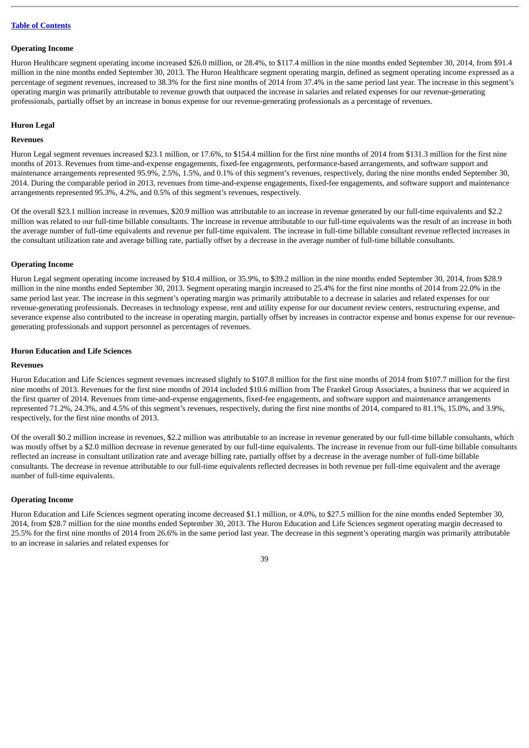**Operating Income**

Huron Healthcare segment operating income increased $26.0 million, or 28.4%, to $117.4 million in the nine months ended September 30, 2014, from $91.4 million in the nine months ended September 30, 2013. The Huron Healthcare segment operating margin, defined as segment operating income expressed as a percentage of segment revenues, increased to 38.3% for the first nine months of 2014 from 37.4% in the same period last year. The increase in this segment's operating margin was primarily attributable to revenue growth that outpaced the increase in salaries and related expenses for our revenue-generating professionals, partially offset by an increase in bonus expense for our revenue-generating professionals as a percentage of revenues.

**Huron Legal**

**Revenues**

Huron Legal segment revenues increased $23.1 million, or 17.6%, to $154.4 million for the first nine months of 2014 from $131.3 million for the first nine months of 2013. Revenues from time-and-expense engagements, fixed-fee engagements, performance-based arrangements, and software support and maintenance arrangements represented 95.9%, 2.5%, 1.5%, and 0.1% of this segment's revenues, respectively, during the nine months ended September 30, 2014. During the comparable period in 2013, revenues from time-and-expense engagements, fixed-fee engagements, and software support and maintenance arrangements represented 95.3%, 4.2%, and 0.5% of this segment's revenues, respectively.

Of the overall $23.1 million increase in revenues, $20.9 million was attributable to an increase in revenue generated by our full-time equivalents and $2.2 million was related to our full-time billable consultants. The increase in revenue attributable to our full-time equivalents was the result of an increase in both the average number of full-time equivalents and revenue per full-time equivalent. The increase in full-time billable consultant revenue reflected increases in the consultant utilization rate and average billing rate, partially offset by a decrease in the average number of full-time billable consultants.

**Operating Income**

Huron Legal segment operating income increased by $10.4 million, or 35.9%, to $39.2 million in the nine months ended September 30, 2014, from $28.9 million in the nine months ended September 30, 2013. Segment operating margin increased to 25.4% for the first nine months of 2014 from 22.0% in the same period last year. The increase in this segment's operating margin was primarily attributable to a decrease in salaries and related expenses for our revenue-generating professionals. Decreases in technology expense, rent and utility expense for our document review centers, restructuring expense, and severance expense also contributed to the increase in operating margin, partially offset by increases in contractor expense and bonus expense for our revenue-generating professionals and support personnel as percentages of revenues.

**Huron Education and Life Sciences**

**Revenues**

Huron Education and Life Sciences segment revenues increased slightly to $107.8 million for the first nine months of 2014 from $107.7 million for the first nine months of 2013. Revenues for the first nine months of 2014 included $10.6 million from The Frankel Group Associates, a business that we acquired in the first quarter of 2014. Revenues from time-and-expense engagements, fixed-fee engagements, and software support and maintenance arrangements represented 71.2%, 24.3%, and 4.5% of this segment's revenues, respectively, during the first nine months of 2014, compared to 81.1%, 15.0%, and 3.9%, respectively, for the first nine months of 2013.

Of the overall $0.2 million increase in revenues, $2.2 million was attributable to an increase in revenue generated by our full-time billable consultants, which was mostly offset by a $2.0 million decrease in revenue generated by our full-time equivalents. The increase in revenue from our full-time billable consultants reflected an increase in consultant utilization rate and average billing rate, partially offset by a decrease in the average number of full-time billable consultants. The decrease in revenue attributable to our full-time equivalents reflected decreases in both revenue per full-time equivalent and the average number of full-time equivalents.

**Operating Income**

Huron Education and Life Sciences segment operating income decreased $1.1 million, or 4.0%, to $27.5 million for the nine months ended September 30, 2014, from $28.7 million for the nine months ended September 30, 2013. The Huron Education and Life Sciences segment operating margin decreased to 25.5% for the first nine months of 2014 from 26.6% in the same period last year. The decrease in this segment's operating margin was primarily attributable to an increase in salaries and related expenses for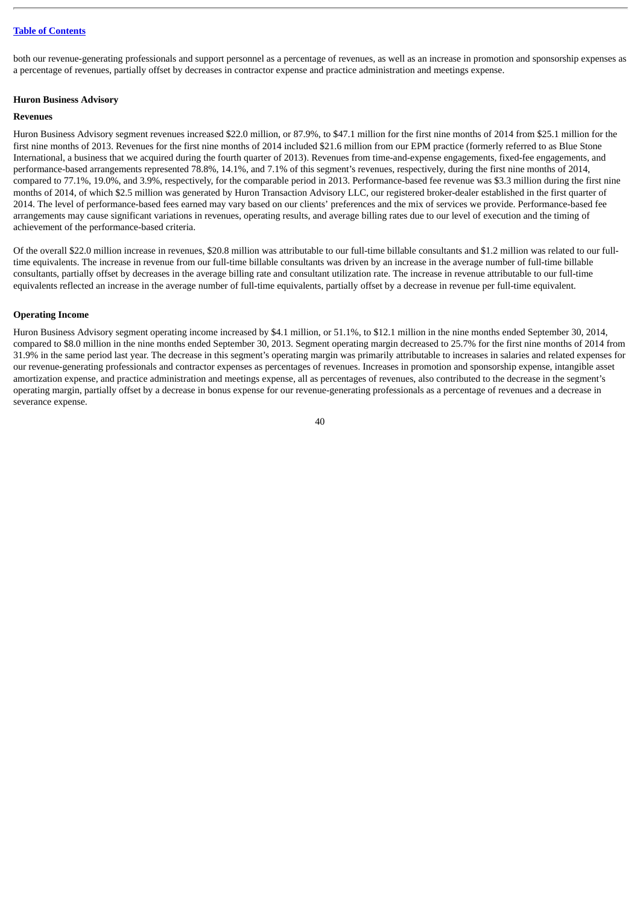both our revenue-generating professionals and support personnel as a percentage of revenues, as well as an increase in promotion and sponsorship expenses as a percentage of revenues, partially offset by decreases in contractor expense and practice administration and meetings expense.

**Huron Business Advisory**

**Revenues**

Huron Business Advisory segment revenues increased $22.0 million, or 87.9%, to $47.1 million for the first nine months of 2014 from $25.1 million for the first nine months of 2013. Revenues for the first nine months of 2014 included $21.6 million from our EPM practice (formerly referred to as Blue Stone International, a business that we acquired during the fourth quarter of 2013). Revenues from time-and-expense engagements, fixed-fee engagements, and performance-based arrangements represented 78.8%, 14.1%, and 7.1% of this segment's revenues, respectively, during the first nine months of 2014, compared to 77.1%, 19.0%, and 3.9%, respectively, for the comparable period in 2013. Performance-based fee revenue was $3.3 million during the first nine months of 2014, of which $2.5 million was generated by Huron Transaction Advisory LLC, our registered broker-dealer established in the first quarter of 2014. The level of performance-based fees earned may vary based on our clients' preferences and the mix of services we provide. Performance-based fee arrangements may cause significant variations in revenues, operating results, and average billing rates due to our level of execution and the timing of achievement of the performance-based criteria.

Of the overall $22.0 million increase in revenues, $20.8 million was attributable to our full-time billable consultants and $1.2 million was related to our full-time equivalents. The increase in revenue from our full-time billable consultants was driven by an increase in the average number of full-time billable consultants, partially offset by decreases in the average billing rate and consultant utilization rate. The increase in revenue attributable to our full-time equivalents reflected an increase in the average number of full-time equivalents, partially offset by a decrease in revenue per full-time equivalent.

**Operating Income**

Huron Business Advisory segment operating income increased by $4.1 million, or 51.1%, to $12.1 million in the nine months ended September 30, 2014, compared to $8.0 million in the nine months ended September 30, 2013. Segment operating margin decreased to 25.7% for the first nine months of 2014 from 31.9% in the same period last year. The decrease in this segment's operating margin was primarily attributable to increases in salaries and related expenses for our revenue-generating professionals and contractor expenses as percentages of revenues. Increases in promotion and sponsorship expense, intangible asset amortization expense, and practice administration and meetings expense, all as percentages of revenues, also contributed to the decrease in the segment's operating margin, partially offset by a decrease in bonus expense for our revenue-generating professionals as a percentage of revenues and a decrease in severance expense.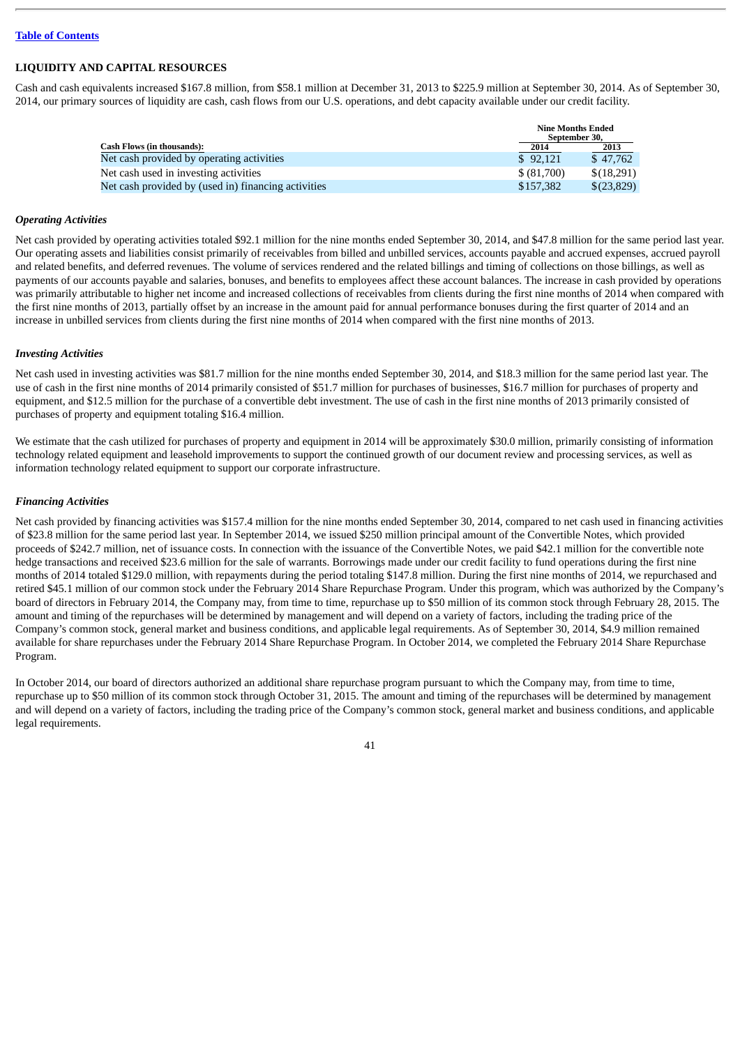## LIQUIDITY AND CAPITAL RESOURCES

Cash and cash equivalents increased $167.8 million, from $58.1 million at December 31, 2013 to $225.9 million at September 30, 2014. As of September 30, 2014, our primary sources of liquidity are cash, cash flows from our U.S. operations, and debt capacity available under our credit facility.

| Cash Flows (in thousands): | Nine Months Ended September 30, | |
|---|---|---|
| | 2014 | 2013 |
| Net cash provided by operating activities | $ 92,121 | $ 47,762 |
| Net cash used in investing activities | $ (81,700) | $(18,291) |
| Net cash provided by (used in) financing activities | $157,382 | $(23,829) |

### *Operating Activities*

Net cash provided by operating activities totaled $92.1 million for the nine months ended September 30, 2014, and $47.8 million for the same period last year. Our operating assets and liabilities consist primarily of receivables from billed and unbilled services, accounts payable and accrued expenses, accrued payroll and related benefits, and deferred revenues. The volume of services rendered and the related billings and timing of collections on those billings, as well as payments of our accounts payable and salaries, bonuses, and benefits to employees affect these account balances. The increase in cash provided by operations was primarily attributable to higher net income and increased collections of receivables from clients during the first nine months of 2014 when compared with the first nine months of 2013, partially offset by an increase in the amount paid for annual performance bonuses during the first quarter of 2014 and an increase in unbilled services from clients during the first nine months of 2014 when compared with the first nine months of 2013.

### *Investing Activities*

Net cash used in investing activities was $81.7 million for the nine months ended September 30, 2014, and $18.3 million for the same period last year. The use of cash in the first nine months of 2014 primarily consisted of $51.7 million for purchases of businesses, $16.7 million for purchases of property and equipment, and $12.5 million for the purchase of a convertible debt investment. The use of cash in the first nine months of 2013 primarily consisted of purchases of property and equipment totaling $16.4 million.

We estimate that the cash utilized for purchases of property and equipment in 2014 will be approximately $30.0 million, primarily consisting of information technology related equipment and leasehold improvements to support the continued growth of our document review and processing services, as well as information technology related equipment to support our corporate infrastructure.

### *Financing Activities*

Net cash provided by financing activities was $157.4 million for the nine months ended September 30, 2014, compared to net cash used in financing activities of $23.8 million for the same period last year. In September 2014, we issued $250 million principal amount of the Convertible Notes, which provided proceeds of $242.7 million, net of issuance costs. In connection with the issuance of the Convertible Notes, we paid $42.1 million for the convertible note hedge transactions and received $23.6 million for the sale of warrants. Borrowings made under our credit facility to fund operations during the first nine months of 2014 totaled $129.0 million, with repayments during the period totaling $147.8 million. During the first nine months of 2014, we repurchased and retired $45.1 million of our common stock under the February 2014 Share Repurchase Program. Under this program, which was authorized by the Company's board of directors in February 2014, the Company may, from time to time, repurchase up to $50 million of its common stock through February 28, 2015. The amount and timing of the repurchases will be determined by management and will depend on a variety of factors, including the trading price of the Company's common stock, general market and business conditions, and applicable legal requirements. As of September 30, 2014, $4.9 million remained available for share repurchases under the February 2014 Share Repurchase Program. In October 2014, we completed the February 2014 Share Repurchase Program.

In October 2014, our board of directors authorized an additional share repurchase program pursuant to which the Company may, from time to time, repurchase up to $50 million of its common stock through October 31, 2015. The amount and timing of the repurchases will be determined by management and will depend on a variety of factors, including the trading price of the Company's common stock, general market and business conditions, and applicable legal requirements.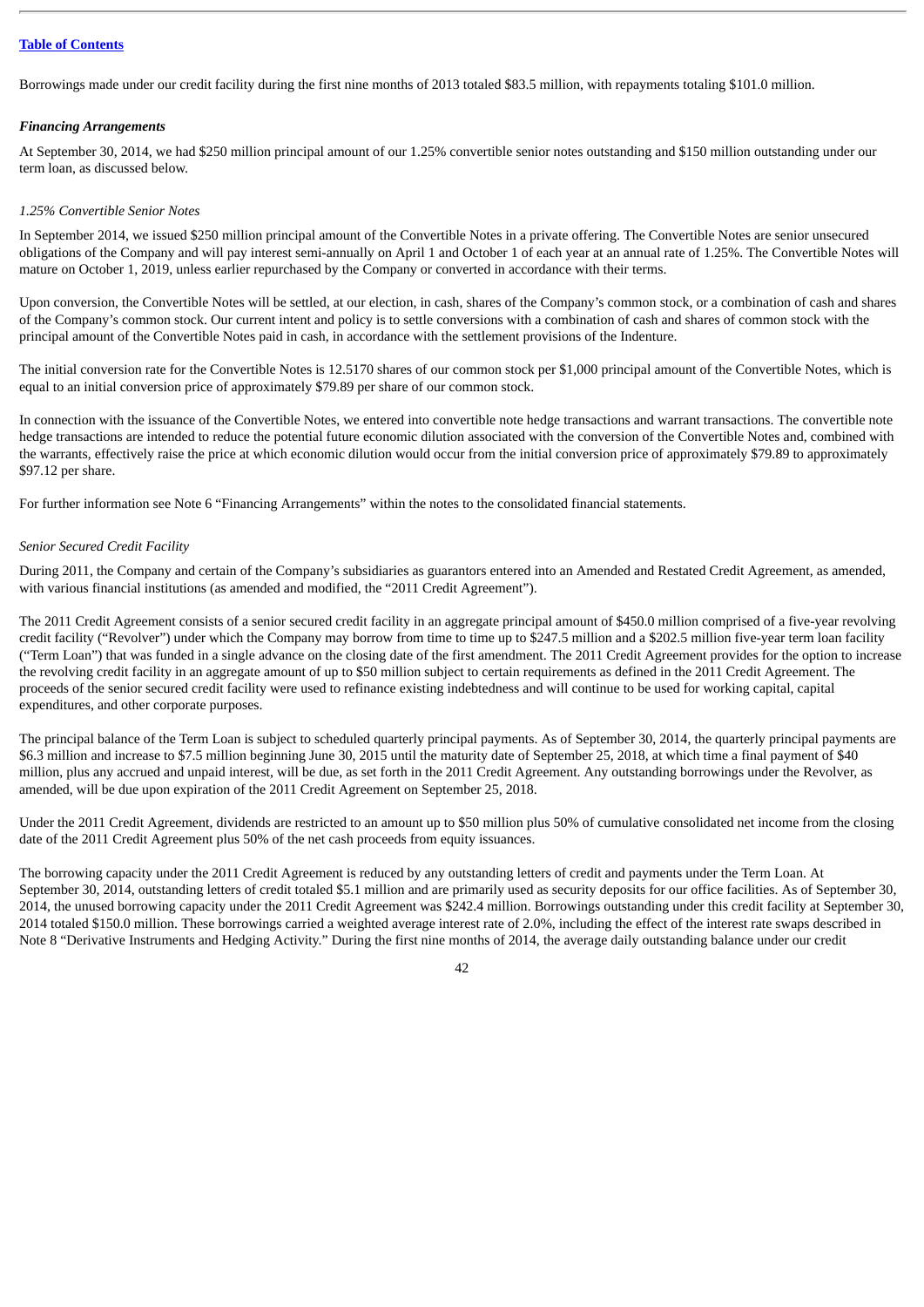Borrowings made under our credit facility during the first nine months of 2013 totaled $83.5 million, with repayments totaling $101.0 million.

***Financing Arrangements***

At September 30, 2014, we had $250 million principal amount of our 1.25% convertible senior notes outstanding and $150 million outstanding under our term loan, as discussed below.

*1.25% Convertible Senior Notes*

In September 2014, we issued $250 million principal amount of the Convertible Notes in a private offering. The Convertible Notes are senior unsecured obligations of the Company and will pay interest semi-annually on April 1 and October 1 of each year at an annual rate of 1.25%. The Convertible Notes will mature on October 1, 2019, unless earlier repurchased by the Company or converted in accordance with their terms.

Upon conversion, the Convertible Notes will be settled, at our election, in cash, shares of the Company's common stock, or a combination of cash and shares of the Company's common stock. Our current intent and policy is to settle conversions with a combination of cash and shares of common stock with the principal amount of the Convertible Notes paid in cash, in accordance with the settlement provisions of the Indenture.

The initial conversion rate for the Convertible Notes is 12.5170 shares of our common stock per $1,000 principal amount of the Convertible Notes, which is equal to an initial conversion price of approximately $79.89 per share of our common stock.

In connection with the issuance of the Convertible Notes, we entered into convertible note hedge transactions and warrant transactions. The convertible note hedge transactions are intended to reduce the potential future economic dilution associated with the conversion of the Convertible Notes and, combined with the warrants, effectively raise the price at which economic dilution would occur from the initial conversion price of approximately $79.89 to approximately $97.12 per share.

For further information see Note 6 "Financing Arrangements" within the notes to the consolidated financial statements.

*Senior Secured Credit Facility*

During 2011, the Company and certain of the Company's subsidiaries as guarantors entered into an Amended and Restated Credit Agreement, as amended, with various financial institutions (as amended and modified, the "2011 Credit Agreement").

The 2011 Credit Agreement consists of a senior secured credit facility in an aggregate principal amount of $450.0 million comprised of a five-year revolving credit facility ("Revolver") under which the Company may borrow from time to time up to $247.5 million and a $202.5 million five-year term loan facility ("Term Loan") that was funded in a single advance on the closing date of the first amendment. The 2011 Credit Agreement provides for the option to increase the revolving credit facility in an aggregate amount of up to $50 million subject to certain requirements as defined in the 2011 Credit Agreement. The proceeds of the senior secured credit facility were used to refinance existing indebtedness and will continue to be used for working capital, capital expenditures, and other corporate purposes.

The principal balance of the Term Loan is subject to scheduled quarterly principal payments. As of September 30, 2014, the quarterly principal payments are $6.3 million and increase to $7.5 million beginning June 30, 2015 until the maturity date of September 25, 2018, at which time a final payment of $40 million, plus any accrued and unpaid interest, will be due, as set forth in the 2011 Credit Agreement. Any outstanding borrowings under the Revolver, as amended, will be due upon expiration of the 2011 Credit Agreement on September 25, 2018.

Under the 2011 Credit Agreement, dividends are restricted to an amount up to $50 million plus 50% of cumulative consolidated net income from the closing date of the 2011 Credit Agreement plus 50% of the net cash proceeds from equity issuances.

The borrowing capacity under the 2011 Credit Agreement is reduced by any outstanding letters of credit and payments under the Term Loan. At September 30, 2014, outstanding letters of credit totaled $5.1 million and are primarily used as security deposits for our office facilities. As of September 30, 2014, the unused borrowing capacity under the 2011 Credit Agreement was $242.4 million. Borrowings outstanding under this credit facility at September 30, 2014 totaled $150.0 million. These borrowings carried a weighted average interest rate of 2.0%, including the effect of the interest rate swaps described in Note 8 "Derivative Instruments and Hedging Activity." During the first nine months of 2014, the average daily outstanding balance under our credit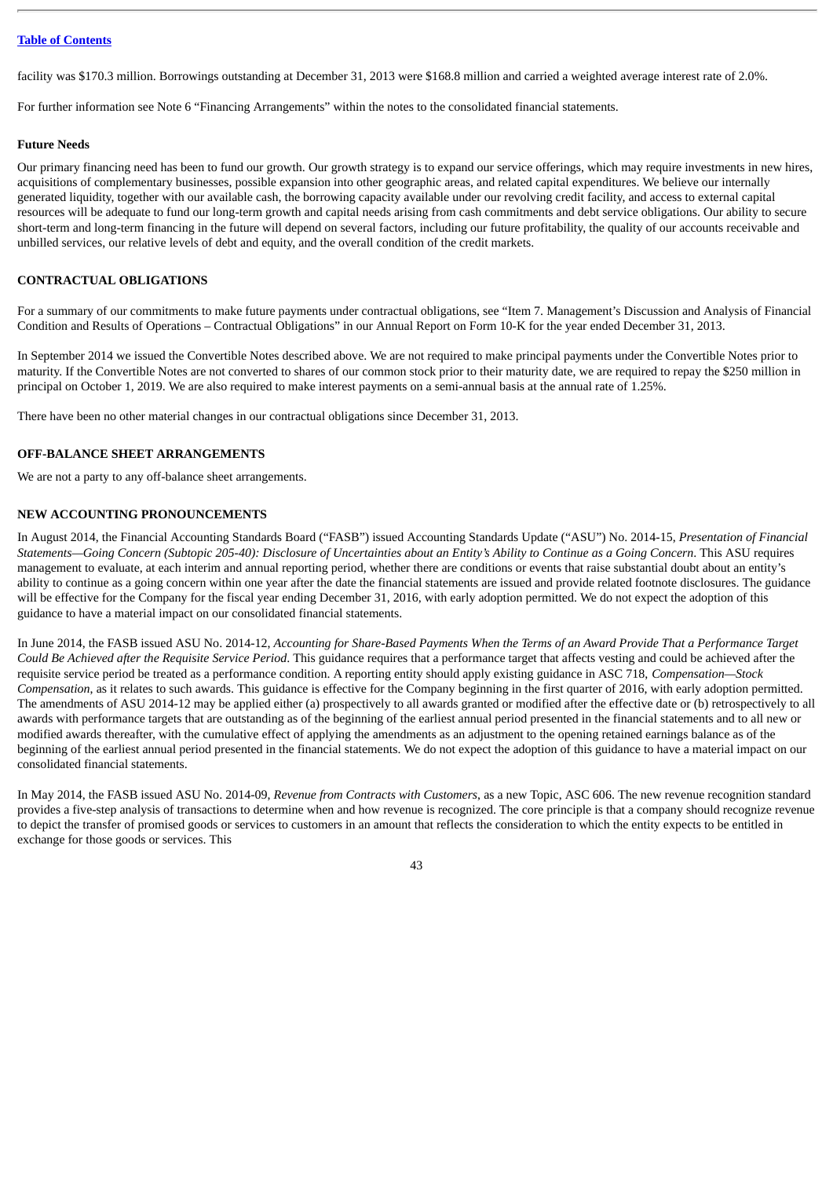facility was $170.3 million. Borrowings outstanding at December 31, 2013 were $168.8 million and carried a weighted average interest rate of 2.0%.

For further information see Note 6 "Financing Arrangements" within the notes to the consolidated financial statements.

**Future Needs**

Our primary financing need has been to fund our growth. Our growth strategy is to expand our service offerings, which may require investments in new hires, acquisitions of complementary businesses, possible expansion into other geographic areas, and related capital expenditures. We believe our internally generated liquidity, together with our available cash, the borrowing capacity available under our revolving credit facility, and access to external capital resources will be adequate to fund our long-term growth and capital needs arising from cash commitments and debt service obligations. Our ability to secure short-term and long-term financing in the future will depend on several factors, including our future profitability, the quality of our accounts receivable and unbilled services, our relative levels of debt and equity, and the overall condition of the credit markets.

## CONTRACTUAL OBLIGATIONS

For a summary of our commitments to make future payments under contractual obligations, see "Item 7. Management's Discussion and Analysis of Financial Condition and Results of Operations – Contractual Obligations" in our Annual Report on Form 10-K for the year ended December 31, 2013.

In September 2014 we issued the Convertible Notes described above. We are not required to make principal payments under the Convertible Notes prior to maturity. If the Convertible Notes are not converted to shares of our common stock prior to their maturity date, we are required to repay the $250 million in principal on October 1, 2019. We are also required to make interest payments on a semi-annual basis at the annual rate of 1.25%.

There have been no other material changes in our contractual obligations since December 31, 2013.

## OFF-BALANCE SHEET ARRANGEMENTS

We are not a party to any off-balance sheet arrangements.

## NEW ACCOUNTING PRONOUNCEMENTS

In August 2014, the Financial Accounting Standards Board ("FASB") issued Accounting Standards Update ("ASU") No. 2014-15, *Presentation of Financial Statements—Going Concern (Subtopic 205-40): Disclosure of Uncertainties about an Entity's Ability to Continue as a Going Concern*. This ASU requires management to evaluate, at each interim and annual reporting period, whether there are conditions or events that raise substantial doubt about an entity's ability to continue as a going concern within one year after the date the financial statements are issued and provide related footnote disclosures. The guidance will be effective for the Company for the fiscal year ending December 31, 2016, with early adoption permitted. We do not expect the adoption of this guidance to have a material impact on our consolidated financial statements.

In June 2014, the FASB issued ASU No. 2014-12, *Accounting for Share-Based Payments When the Terms of an Award Provide That a Performance Target Could Be Achieved after the Requisite Service Period*. This guidance requires that a performance target that affects vesting and could be achieved after the requisite service period be treated as a performance condition. A reporting entity should apply existing guidance in ASC 718, *Compensation—Stock Compensation*, as it relates to such awards. This guidance is effective for the Company beginning in the first quarter of 2016, with early adoption permitted. The amendments of ASU 2014-12 may be applied either (a) prospectively to all awards granted or modified after the effective date or (b) retrospectively to all awards with performance targets that are outstanding as of the beginning of the earliest annual period presented in the financial statements and to all new or modified awards thereafter, with the cumulative effect of applying the amendments as an adjustment to the opening retained earnings balance as of the beginning of the earliest annual period presented in the financial statements. We do not expect the adoption of this guidance to have a material impact on our consolidated financial statements.

In May 2014, the FASB issued ASU No. 2014-09, *Revenue from Contracts with Customers*, as a new Topic, ASC 606. The new revenue recognition standard provides a five-step analysis of transactions to determine when and how revenue is recognized. The core principle is that a company should recognize revenue to depict the transfer of promised goods or services to customers in an amount that reflects the consideration to which the entity expects to be entitled in exchange for those goods or services. This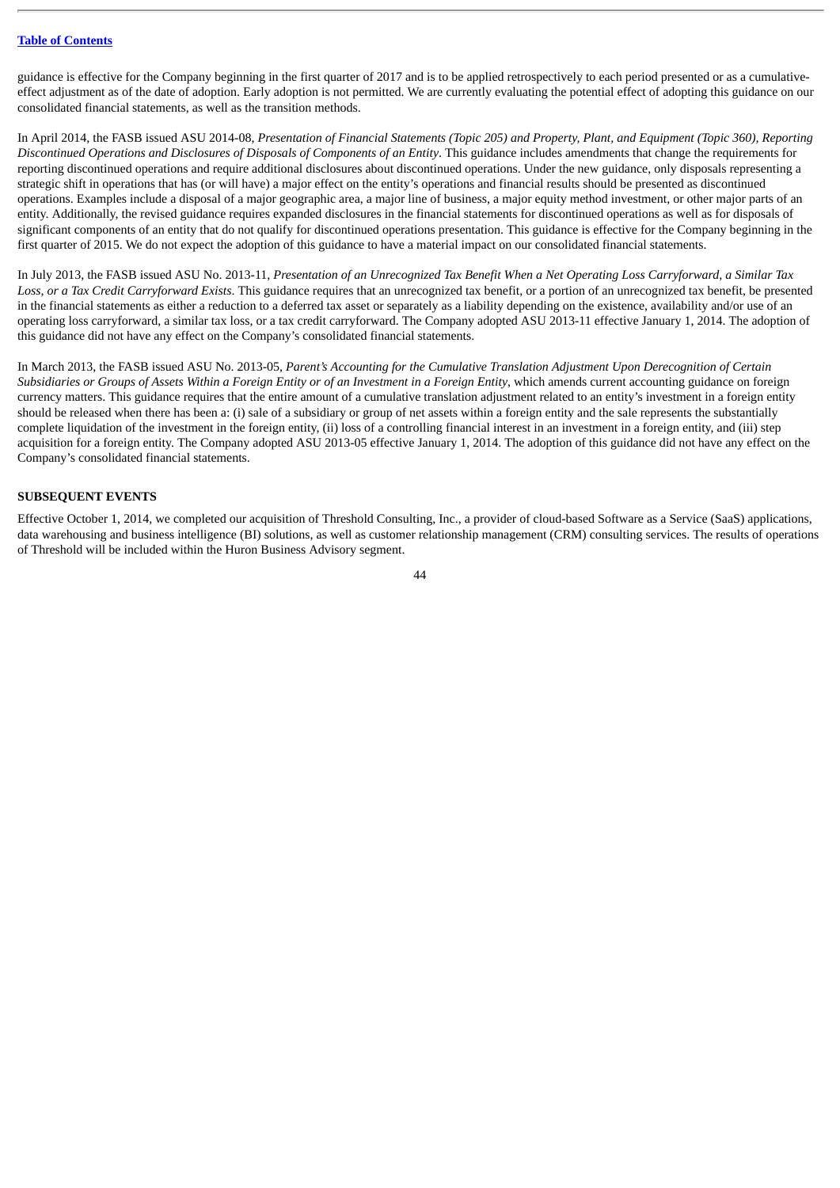guidance is effective for the Company beginning in the first quarter of 2017 and is to be applied retrospectively to each period presented or as a cumulative-effect adjustment as of the date of adoption. Early adoption is not permitted. We are currently evaluating the potential effect of adopting this guidance on our consolidated financial statements, as well as the transition methods.

In April 2014, the FASB issued ASU 2014-08, *Presentation of Financial Statements (Topic 205) and Property, Plant, and Equipment (Topic 360), Reporting Discontinued Operations and Disclosures of Disposals of Components of an Entity*. This guidance includes amendments that change the requirements for reporting discontinued operations and require additional disclosures about discontinued operations. Under the new guidance, only disposals representing a strategic shift in operations that has (or will have) a major effect on the entity's operations and financial results should be presented as discontinued operations. Examples include a disposal of a major geographic area, a major line of business, a major equity method investment, or other major parts of an entity. Additionally, the revised guidance requires expanded disclosures in the financial statements for discontinued operations as well as for disposals of significant components of an entity that do not qualify for discontinued operations presentation. This guidance is effective for the Company beginning in the first quarter of 2015. We do not expect the adoption of this guidance to have a material impact on our consolidated financial statements.

In July 2013, the FASB issued ASU No. 2013-11, *Presentation of an Unrecognized Tax Benefit When a Net Operating Loss Carryforward, a Similar Tax Loss, or a Tax Credit Carryforward Exists*. This guidance requires that an unrecognized tax benefit, or a portion of an unrecognized tax benefit, be presented in the financial statements as either a reduction to a deferred tax asset or separately as a liability depending on the existence, availability and/or use of an operating loss carryforward, a similar tax loss, or a tax credit carryforward. The Company adopted ASU 2013-11 effective January 1, 2014. The adoption of this guidance did not have any effect on the Company's consolidated financial statements.

In March 2013, the FASB issued ASU No. 2013-05, *Parent's Accounting for the Cumulative Translation Adjustment Upon Derecognition of Certain Subsidiaries or Groups of Assets Within a Foreign Entity or of an Investment in a Foreign Entity*, which amends current accounting guidance on foreign currency matters. This guidance requires that the entire amount of a cumulative translation adjustment related to an entity's investment in a foreign entity should be released when there has been a: (i) sale of a subsidiary or group of net assets within a foreign entity and the sale represents the substantially complete liquidation of the investment in the foreign entity, (ii) loss of a controlling financial interest in an investment in a foreign entity, and (iii) step acquisition for a foreign entity. The Company adopted ASU 2013-05 effective January 1, 2014. The adoption of this guidance did not have any effect on the Company's consolidated financial statements.

**SUBSEQUENT EVENTS**

Effective October 1, 2014, we completed our acquisition of Threshold Consulting, Inc., a provider of cloud-based Software as a Service (SaaS) applications, data warehousing and business intelligence (BI) solutions, as well as customer relationship management (CRM) consulting services. The results of operations of Threshold will be included within the Huron Business Advisory segment.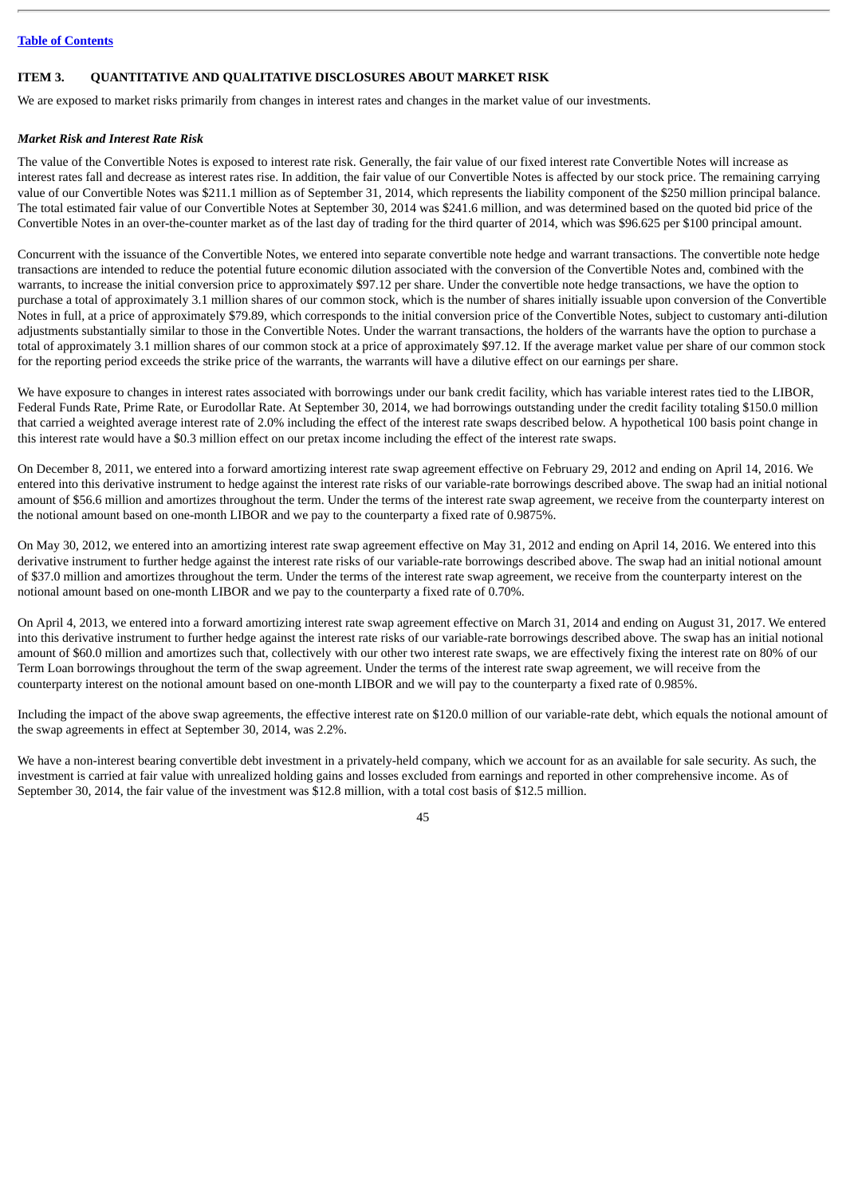## ITEM 3. QUANTITATIVE AND QUALITATIVE DISCLOSURES ABOUT MARKET RISK

We are exposed to market risks primarily from changes in interest rates and changes in the market value of our investments.

### *Market Risk and Interest Rate Risk*

The value of the Convertible Notes is exposed to interest rate risk. Generally, the fair value of our fixed interest rate Convertible Notes will increase as interest rates fall and decrease as interest rates rise. In addition, the fair value of our Convertible Notes is affected by our stock price. The remaining carrying value of our Convertible Notes was $211.1 million as of September 31, 2014, which represents the liability component of the $250 million principal balance. The total estimated fair value of our Convertible Notes at September 30, 2014 was $241.6 million, and was determined based on the quoted bid price of the Convertible Notes in an over-the-counter market as of the last day of trading for the third quarter of 2014, which was $96.625 per $100 principal amount.

Concurrent with the issuance of the Convertible Notes, we entered into separate convertible note hedge and warrant transactions. The convertible note hedge transactions are intended to reduce the potential future economic dilution associated with the conversion of the Convertible Notes and, combined with the warrants, to increase the initial conversion price to approximately $97.12 per share. Under the convertible note hedge transactions, we have the option to purchase a total of approximately 3.1 million shares of our common stock, which is the number of shares initially issuable upon conversion of the Convertible Notes in full, at a price of approximately $79.89, which corresponds to the initial conversion price of the Convertible Notes, subject to customary anti-dilution adjustments substantially similar to those in the Convertible Notes. Under the warrant transactions, the holders of the warrants have the option to purchase a total of approximately 3.1 million shares of our common stock at a price of approximately $97.12. If the average market value per share of our common stock for the reporting period exceeds the strike price of the warrants, the warrants will have a dilutive effect on our earnings per share.

We have exposure to changes in interest rates associated with borrowings under our bank credit facility, which has variable interest rates tied to the LIBOR, Federal Funds Rate, Prime Rate, or Eurodollar Rate. At September 30, 2014, we had borrowings outstanding under the credit facility totaling $150.0 million that carried a weighted average interest rate of 2.0% including the effect of the interest rate swaps described below. A hypothetical 100 basis point change in this interest rate would have a $0.3 million effect on our pretax income including the effect of the interest rate swaps.

On December 8, 2011, we entered into a forward amortizing interest rate swap agreement effective on February 29, 2012 and ending on April 14, 2016. We entered into this derivative instrument to hedge against the interest rate risks of our variable-rate borrowings described above. The swap had an initial notional amount of $56.6 million and amortizes throughout the term. Under the terms of the interest rate swap agreement, we receive from the counterparty interest on the notional amount based on one-month LIBOR and we pay to the counterparty a fixed rate of 0.9875%.

On May 30, 2012, we entered into an amortizing interest rate swap agreement effective on May 31, 2012 and ending on April 14, 2016. We entered into this derivative instrument to further hedge against the interest rate risks of our variable-rate borrowings described above. The swap had an initial notional amount of $37.0 million and amortizes throughout the term. Under the terms of the interest rate swap agreement, we receive from the counterparty interest on the notional amount based on one-month LIBOR and we pay to the counterparty a fixed rate of 0.70%.

On April 4, 2013, we entered into a forward amortizing interest rate swap agreement effective on March 31, 2014 and ending on August 31, 2017. We entered into this derivative instrument to further hedge against the interest rate risks of our variable-rate borrowings described above. The swap has an initial notional amount of $60.0 million and amortizes such that, collectively with our other two interest rate swaps, we are effectively fixing the interest rate on 80% of our Term Loan borrowings throughout the term of the swap agreement. Under the terms of the interest rate swap agreement, we will receive from the counterparty interest on the notional amount based on one-month LIBOR and we will pay to the counterparty a fixed rate of 0.985%.

Including the impact of the above swap agreements, the effective interest rate on $120.0 million of our variable-rate debt, which equals the notional amount of the swap agreements in effect at September 30, 2014, was 2.2%.

We have a non-interest bearing convertible debt investment in a privately-held company, which we account for as an available for sale security. As such, the investment is carried at fair value with unrealized holding gains and losses excluded from earnings and reported in other comprehensive income. As of September 30, 2014, the fair value of the investment was $12.8 million, with a total cost basis of $12.5 million.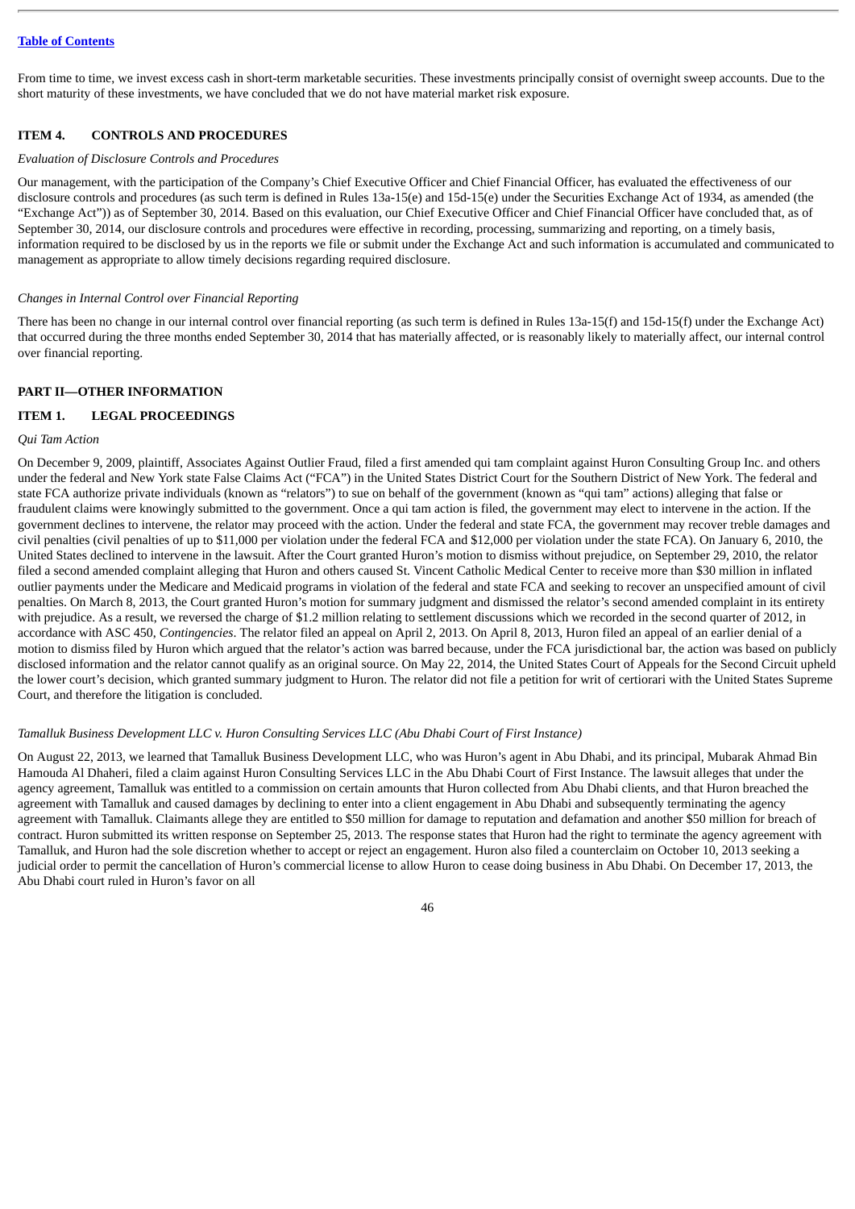From time to time, we invest excess cash in short-term marketable securities. These investments principally consist of overnight sweep accounts. Due to the short maturity of these investments, we have concluded that we do not have material market risk exposure.

## ITEM 4. CONTROLS AND PROCEDURES

*Evaluation of Disclosure Controls and Procedures*

Our management, with the participation of the Company's Chief Executive Officer and Chief Financial Officer, has evaluated the effectiveness of our disclosure controls and procedures (as such term is defined in Rules 13a-15(e) and 15d-15(e) under the Securities Exchange Act of 1934, as amended (the "Exchange Act")) as of September 30, 2014. Based on this evaluation, our Chief Executive Officer and Chief Financial Officer have concluded that, as of September 30, 2014, our disclosure controls and procedures were effective in recording, processing, summarizing and reporting, on a timely basis, information required to be disclosed by us in the reports we file or submit under the Exchange Act and such information is accumulated and communicated to management as appropriate to allow timely decisions regarding required disclosure.

*Changes in Internal Control over Financial Reporting*

There has been no change in our internal control over financial reporting (as such term is defined in Rules 13a-15(f) and 15d-15(f) under the Exchange Act) that occurred during the three months ended September 30, 2014 that has materially affected, or is reasonably likely to materially affect, our internal control over financial reporting.

# PART II—OTHER INFORMATION

## ITEM 1. LEGAL PROCEEDINGS

*Qui Tam Action*

On December 9, 2009, plaintiff, Associates Against Outlier Fraud, filed a first amended qui tam complaint against Huron Consulting Group Inc. and others under the federal and New York state False Claims Act ("FCA") in the United States District Court for the Southern District of New York. The federal and state FCA authorize private individuals (known as "relators") to sue on behalf of the government (known as "qui tam" actions) alleging that false or fraudulent claims were knowingly submitted to the government. Once a qui tam action is filed, the government may elect to intervene in the action. If the government declines to intervene, the relator may proceed with the action. Under the federal and state FCA, the government may recover treble damages and civil penalties (civil penalties of up to $11,000 per violation under the federal FCA and $12,000 per violation under the state FCA). On January 6, 2010, the United States declined to intervene in the lawsuit. After the Court granted Huron's motion to dismiss without prejudice, on September 29, 2010, the relator filed a second amended complaint alleging that Huron and others caused St. Vincent Catholic Medical Center to receive more than $30 million in inflated outlier payments under the Medicare and Medicaid programs in violation of the federal and state FCA and seeking to recover an unspecified amount of civil penalties. On March 8, 2013, the Court granted Huron's motion for summary judgment and dismissed the relator's second amended complaint in its entirety with prejudice. As a result, we reversed the charge of $1.2 million relating to settlement discussions which we recorded in the second quarter of 2012, in accordance with ASC 450, *Contingencies*. The relator filed an appeal on April 2, 2013. On April 8, 2013, Huron filed an appeal of an earlier denial of a motion to dismiss filed by Huron which argued that the relator's action was barred because, under the FCA jurisdictional bar, the action was based on publicly disclosed information and the relator cannot qualify as an original source. On May 22, 2014, the United States Court of Appeals for the Second Circuit upheld the lower court's decision, which granted summary judgment to Huron. The relator did not file a petition for writ of certiorari with the United States Supreme Court, and therefore the litigation is concluded.

*Tamalluk Business Development LLC v. Huron Consulting Services LLC (Abu Dhabi Court of First Instance)*

On August 22, 2013, we learned that Tamalluk Business Development LLC, who was Huron's agent in Abu Dhabi, and its principal, Mubarak Ahmad Bin Hamouda Al Dhaheri, filed a claim against Huron Consulting Services LLC in the Abu Dhabi Court of First Instance. The lawsuit alleges that under the agency agreement, Tamalluk was entitled to a commission on certain amounts that Huron collected from Abu Dhabi clients, and that Huron breached the agreement with Tamalluk and caused damages by declining to enter into a client engagement in Abu Dhabi and subsequently terminating the agency agreement with Tamalluk. Claimants allege they are entitled to $50 million for damage to reputation and defamation and another $50 million for breach of contract. Huron submitted its written response on September 25, 2013. The response states that Huron had the right to terminate the agency agreement with Tamalluk, and Huron had the sole discretion whether to accept or reject an engagement. Huron also filed a counterclaim on October 10, 2013 seeking a judicial order to permit the cancellation of Huron's commercial license to allow Huron to cease doing business in Abu Dhabi. On December 17, 2013, the Abu Dhabi court ruled in Huron's favor on all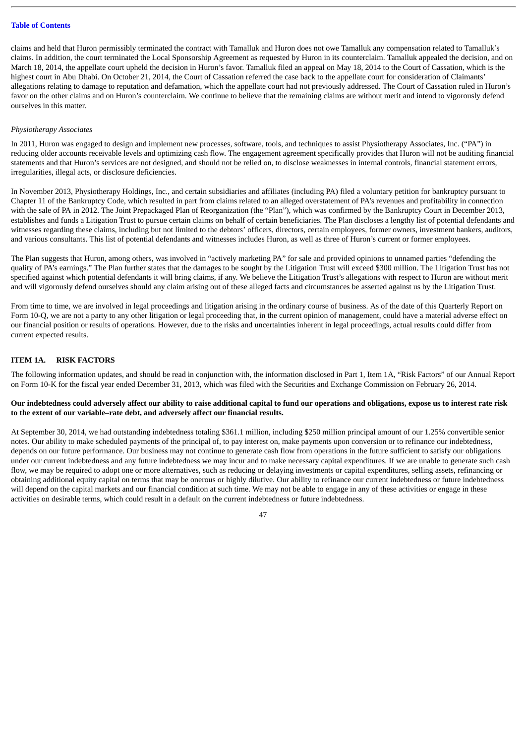claims and held that Huron permissibly terminated the contract with Tamalluk and Huron does not owe Tamalluk any compensation related to Tamalluk's claims. In addition, the court terminated the Local Sponsorship Agreement as requested by Huron in its counterclaim. Tamalluk appealed the decision, and on March 18, 2014, the appellate court upheld the decision in Huron's favor. Tamalluk filed an appeal on May 18, 2014 to the Court of Cassation, which is the highest court in Abu Dhabi. On October 21, 2014, the Court of Cassation referred the case back to the appellate court for consideration of Claimants' allegations relating to damage to reputation and defamation, which the appellate court had not previously addressed. The Court of Cassation ruled in Huron's favor on the other claims and on Huron's counterclaim. We continue to believe that the remaining claims are without merit and intend to vigorously defend ourselves in this matter.

*Physiotherapy Associates*

In 2011, Huron was engaged to design and implement new processes, software, tools, and techniques to assist Physiotherapy Associates, Inc. ("PA") in reducing older accounts receivable levels and optimizing cash flow. The engagement agreement specifically provides that Huron will not be auditing financial statements and that Huron's services are not designed, and should not be relied on, to disclose weaknesses in internal controls, financial statement errors, irregularities, illegal acts, or disclosure deficiencies.

In November 2013, Physiotherapy Holdings, Inc., and certain subsidiaries and affiliates (including PA) filed a voluntary petition for bankruptcy pursuant to Chapter 11 of the Bankruptcy Code, which resulted in part from claims related to an alleged overstatement of PA's revenues and profitability in connection with the sale of PA in 2012. The Joint Prepackaged Plan of Reorganization (the "Plan"), which was confirmed by the Bankruptcy Court in December 2013, establishes and funds a Litigation Trust to pursue certain claims on behalf of certain beneficiaries. The Plan discloses a lengthy list of potential defendants and witnesses regarding these claims, including but not limited to the debtors' officers, directors, certain employees, former owners, investment bankers, auditors, and various consultants. This list of potential defendants and witnesses includes Huron, as well as three of Huron's current or former employees.

The Plan suggests that Huron, among others, was involved in "actively marketing PA" for sale and provided opinions to unnamed parties "defending the quality of PA's earnings." The Plan further states that the damages to be sought by the Litigation Trust will exceed $300 million. The Litigation Trust has not specified against which potential defendants it will bring claims, if any. We believe the Litigation Trust's allegations with respect to Huron are without merit and will vigorously defend ourselves should any claim arising out of these alleged facts and circumstances be asserted against us by the Litigation Trust.

From time to time, we are involved in legal proceedings and litigation arising in the ordinary course of business. As of the date of this Quarterly Report on Form 10-Q, we are not a party to any other litigation or legal proceeding that, in the current opinion of management, could have a material adverse effect on our financial position or results of operations. However, due to the risks and uncertainties inherent in legal proceedings, actual results could differ from current expected results.

## ITEM 1A. RISK FACTORS

The following information updates, and should be read in conjunction with, the information disclosed in Part 1, Item 1A, "Risk Factors" of our Annual Report on Form 10-K for the fiscal year ended December 31, 2013, which was filed with the Securities and Exchange Commission on February 26, 2014.

**Our indebtedness could adversely affect our ability to raise additional capital to fund our operations and obligations, expose us to interest rate risk to the extent of our variable–rate debt, and adversely affect our financial results.**

At September 30, 2014, we had outstanding indebtedness totaling $361.1 million, including $250 million principal amount of our 1.25% convertible senior notes. Our ability to make scheduled payments of the principal of, to pay interest on, make payments upon conversion or to refinance our indebtedness, depends on our future performance. Our business may not continue to generate cash flow from operations in the future sufficient to satisfy our obligations under our current indebtedness and any future indebtedness we may incur and to make necessary capital expenditures. If we are unable to generate such cash flow, we may be required to adopt one or more alternatives, such as reducing or delaying investments or capital expenditures, selling assets, refinancing or obtaining additional equity capital on terms that may be onerous or highly dilutive. Our ability to refinance our current indebtedness or future indebtedness will depend on the capital markets and our financial condition at such time. We may not be able to engage in any of these activities or engage in these activities on desirable terms, which could result in a default on the current indebtedness or future indebtedness.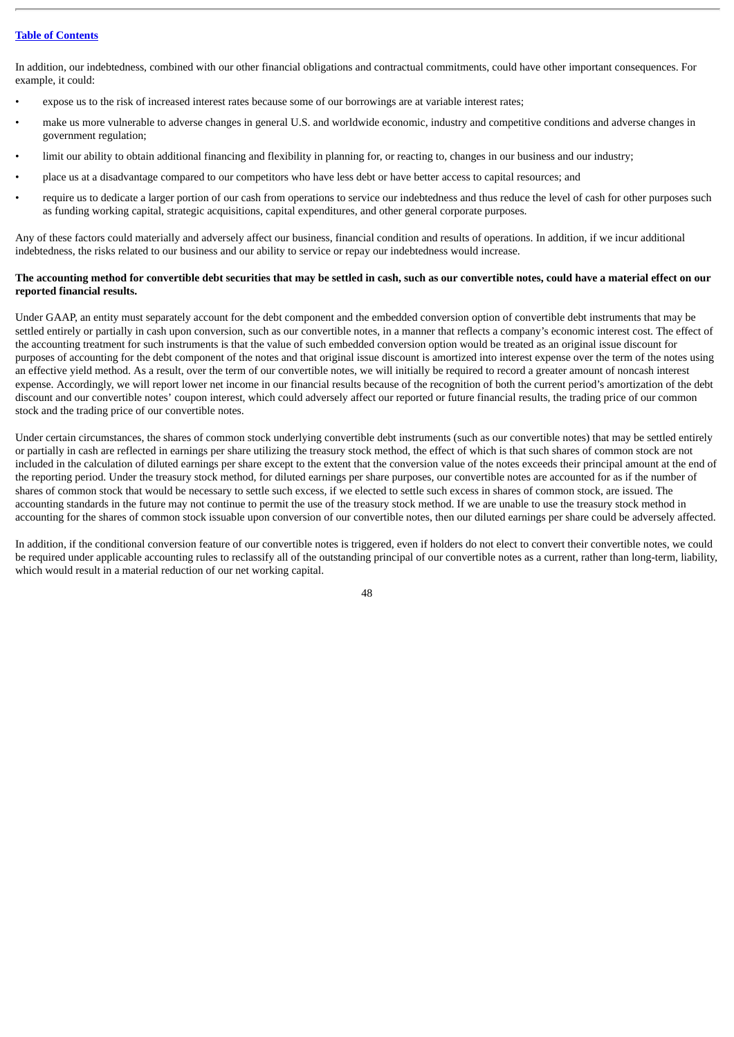In addition, our indebtedness, combined with our other financial obligations and contractual commitments, could have other important consequences. For example, it could:

- expose us to the risk of increased interest rates because some of our borrowings are at variable interest rates;
- make us more vulnerable to adverse changes in general U.S. and worldwide economic, industry and competitive conditions and adverse changes in government regulation;
- limit our ability to obtain additional financing and flexibility in planning for, or reacting to, changes in our business and our industry;
- place us at a disadvantage compared to our competitors who have less debt or have better access to capital resources; and
- require us to dedicate a larger portion of our cash from operations to service our indebtedness and thus reduce the level of cash for other purposes such as funding working capital, strategic acquisitions, capital expenditures, and other general corporate purposes.

Any of these factors could materially and adversely affect our business, financial condition and results of operations. In addition, if we incur additional indebtedness, the risks related to our business and our ability to service or repay our indebtedness would increase.

**The accounting method for convertible debt securities that may be settled in cash, such as our convertible notes, could have a material effect on our reported financial results.**

Under GAAP, an entity must separately account for the debt component and the embedded conversion option of convertible debt instruments that may be settled entirely or partially in cash upon conversion, such as our convertible notes, in a manner that reflects a company's economic interest cost. The effect of the accounting treatment for such instruments is that the value of such embedded conversion option would be treated as an original issue discount for purposes of accounting for the debt component of the notes and that original issue discount is amortized into interest expense over the term of the notes using an effective yield method. As a result, over the term of our convertible notes, we will initially be required to record a greater amount of noncash interest expense. Accordingly, we will report lower net income in our financial results because of the recognition of both the current period's amortization of the debt discount and our convertible notes' coupon interest, which could adversely affect our reported or future financial results, the trading price of our common stock and the trading price of our convertible notes.

Under certain circumstances, the shares of common stock underlying convertible debt instruments (such as our convertible notes) that may be settled entirely or partially in cash are reflected in earnings per share utilizing the treasury stock method, the effect of which is that such shares of common stock are not included in the calculation of diluted earnings per share except to the extent that the conversion value of the notes exceeds their principal amount at the end of the reporting period. Under the treasury stock method, for diluted earnings per share purposes, our convertible notes are accounted for as if the number of shares of common stock that would be necessary to settle such excess, if we elected to settle such excess in shares of common stock, are issued. The accounting standards in the future may not continue to permit the use of the treasury stock method. If we are unable to use the treasury stock method in accounting for the shares of common stock issuable upon conversion of our convertible notes, then our diluted earnings per share could be adversely affected.

In addition, if the conditional conversion feature of our convertible notes is triggered, even if holders do not elect to convert their convertible notes, we could be required under applicable accounting rules to reclassify all of the outstanding principal of our convertible notes as a current, rather than long-term, liability, which would result in a material reduction of our net working capital.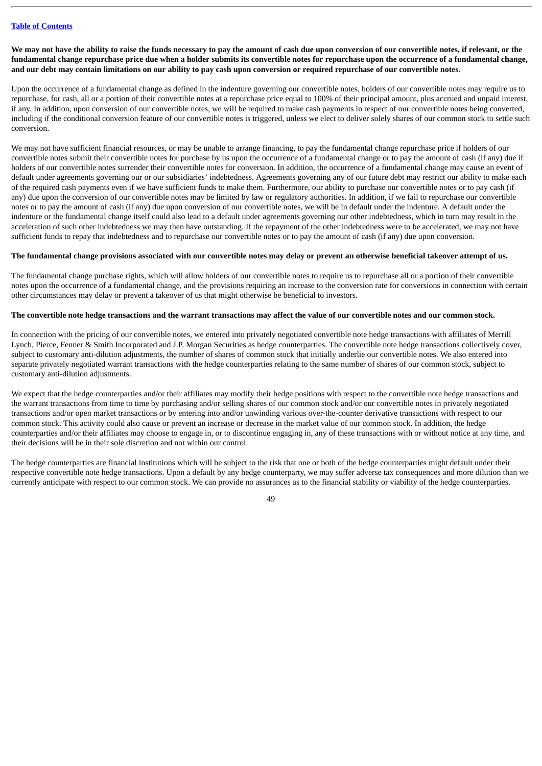**We may not have the ability to raise the funds necessary to pay the amount of cash due upon conversion of our convertible notes, if relevant, or the fundamental change repurchase price due when a holder submits its convertible notes for repurchase upon the occurrence of a fundamental change, and our debt may contain limitations on our ability to pay cash upon conversion or required repurchase of our convertible notes.**

Upon the occurrence of a fundamental change as defined in the indenture governing our convertible notes, holders of our convertible notes may require us to repurchase, for cash, all or a portion of their convertible notes at a repurchase price equal to 100% of their principal amount, plus accrued and unpaid interest, if any. In addition, upon conversion of our convertible notes, we will be required to make cash payments in respect of our convertible notes being converted, including if the conditional conversion feature of our convertible notes is triggered, unless we elect to deliver solely shares of our common stock to settle such conversion.

We may not have sufficient financial resources, or may be unable to arrange financing, to pay the fundamental change repurchase price if holders of our convertible notes submit their convertible notes for purchase by us upon the occurrence of a fundamental change or to pay the amount of cash (if any) due if holders of our convertible notes surrender their convertible notes for conversion. In addition, the occurrence of a fundamental change may cause an event of default under agreements governing our or our subsidiaries' indebtedness. Agreements governing any of our future debt may restrict our ability to make each of the required cash payments even if we have sufficient funds to make them. Furthermore, our ability to purchase our convertible notes or to pay cash (if any) due upon the conversion of our convertible notes may be limited by law or regulatory authorities. In addition, if we fail to repurchase our convertible notes or to pay the amount of cash (if any) due upon conversion of our convertible notes, we will be in default under the indenture. A default under the indenture or the fundamental change itself could also lead to a default under agreements governing our other indebtedness, which in turn may result in the acceleration of such other indebtedness we may then have outstanding. If the repayment of the other indebtedness were to be accelerated, we may not have sufficient funds to repay that indebtedness and to repurchase our convertible notes or to pay the amount of cash (if any) due upon conversion.

**The fundamental change provisions associated with our convertible notes may delay or prevent an otherwise beneficial takeover attempt of us.**

The fundamental change purchase rights, which will allow holders of our convertible notes to require us to repurchase all or a portion of their convertible notes upon the occurrence of a fundamental change, and the provisions requiring an increase to the conversion rate for conversions in connection with certain other circumstances may delay or prevent a takeover of us that might otherwise be beneficial to investors.

**The convertible note hedge transactions and the warrant transactions may affect the value of our convertible notes and our common stock.**

In connection with the pricing of our convertible notes, we entered into privately negotiated convertible note hedge transactions with affiliates of Merrill Lynch, Pierce, Fenner & Smith Incorporated and J.P. Morgan Securities as hedge counterparties. The convertible note hedge transactions collectively cover, subject to customary anti-dilution adjustments, the number of shares of common stock that initially underlie our convertible notes. We also entered into separate privately negotiated warrant transactions with the hedge counterparties relating to the same number of shares of our common stock, subject to customary anti-dilution adjustments.

We expect that the hedge counterparties and/or their affiliates may modify their hedge positions with respect to the convertible note hedge transactions and the warrant transactions from time to time by purchasing and/or selling shares of our common stock and/or our convertible notes in privately negotiated transactions and/or open market transactions or by entering into and/or unwinding various over-the-counter derivative transactions with respect to our common stock. This activity could also cause or prevent an increase or decrease in the market value of our common stock. In addition, the hedge counterparties and/or their affiliates may choose to engage in, or to discontinue engaging in, any of these transactions with or without notice at any time, and their decisions will be in their sole discretion and not within our control.

The hedge counterparties are financial institutions which will be subject to the risk that one or both of the hedge counterparties might default under their respective convertible note hedge transactions. Upon a default by any hedge counterparty, we may suffer adverse tax consequences and more dilution than we currently anticipate with respect to our common stock. We can provide no assurances as to the financial stability or viability of the hedge counterparties.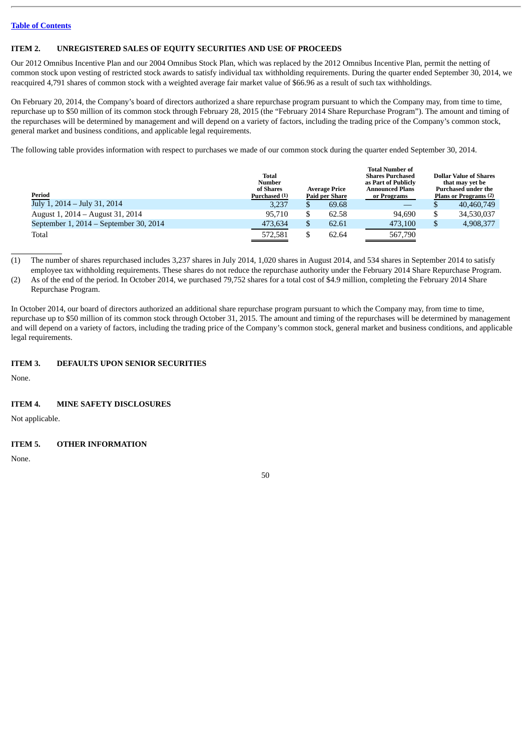[Table of Contents](#)

## ITEM 2. UNREGISTERED SALES OF EQUITY SECURITIES AND USE OF PROCEEDS

Our 2012 Omnibus Incentive Plan and our 2004 Omnibus Stock Plan, which was replaced by the 2012 Omnibus Incentive Plan, permit the netting of common stock upon vesting of restricted stock awards to satisfy individual tax withholding requirements. During the quarter ended September 30, 2014, we reacquired 4,791 shares of common stock with a weighted average fair market value of $66.96 as a result of such tax withholdings.

On February 20, 2014, the Company's board of directors authorized a share repurchase program pursuant to which the Company may, from time to time, repurchase up to $50 million of its common stock through February 28, 2015 (the "February 2014 Share Repurchase Program"). The amount and timing of the repurchases will be determined by management and will depend on a variety of factors, including the trading price of the Company's common stock, general market and business conditions, and applicable legal requirements.

The following table provides information with respect to purchases we made of our common stock during the quarter ended September 30, 2014.

| Period | Total Number of Shares Purchased (1) | Average Price Paid per Share | Total Number of Shares Purchased as Part of Publicly Announced Plans or Programs | Dollar Value of Shares that may yet be Purchased under the Plans or Programs (2) |
|---|---|---|---|---|
| July 1, 2014 – July 31, 2014 | 3,237 | $ 69.68 | — | $ 40,460,749 |
| August 1, 2014 – August 31, 2014 | 95,710 | $ 62.58 | 94,690 | $ 34,530,037 |
| September 1, 2014 – September 30, 2014 | 473,634 | $ 62.61 | 473,100 | $ 4,908,377 |
| Total | 572,581 | $ 62.64 | 567,790 | |

(1) The number of shares repurchased includes 3,237 shares in July 2014, 1,020 shares in August 2014, and 534 shares in September 2014 to satisfy employee tax withholding requirements. These shares do not reduce the repurchase authority under the February 2014 Share Repurchase Program.

(2) As of the end of the period. In October 2014, we purchased 79,752 shares for a total cost of $4.9 million, completing the February 2014 Share Repurchase Program.

In October 2014, our board of directors authorized an additional share repurchase program pursuant to which the Company may, from time to time, repurchase up to $50 million of its common stock through October 31, 2015. The amount and timing of the repurchases will be determined by management and will depend on a variety of factors, including the trading price of the Company's common stock, general market and business conditions, and applicable legal requirements.

## ITEM 3. DEFAULTS UPON SENIOR SECURITIES

None.

## ITEM 4. MINE SAFETY DISCLOSURES

Not applicable.

## ITEM 5. OTHER INFORMATION

None.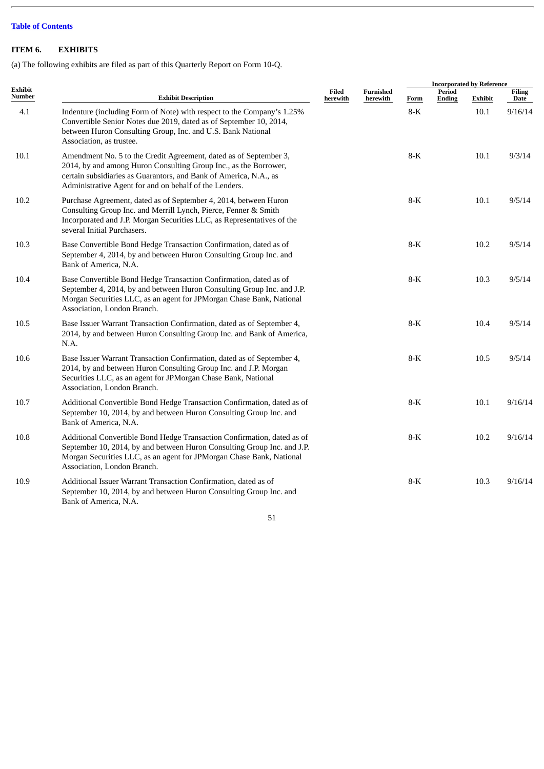[Table of Contents](#)

## ITEM 6. EXHIBITS

(a) The following exhibits are filed as part of this Quarterly Report on Form 10-Q.

| Exhibit Number | Exhibit Description | Filed herewith | Furnished herewith | Incorporated by Reference | | | |
|---|---|---|---|---|---|---|---|
| | | | | Form | Period Ending | Exhibit | Filing Date |
| 4.1 | Indenture (including Form of Note) with respect to the Company's 1.25% Convertible Senior Notes due 2019, dated as of September 10, 2014, between Huron Consulting Group, Inc. and U.S. Bank National Association, as trustee. | | | 8-K | | 10.1 | 9/16/14 |
| 10.1 | Amendment No. 5 to the Credit Agreement, dated as of September 3, 2014, by and among Huron Consulting Group Inc., as the Borrower, certain subsidiaries as Guarantors, and Bank of America, N.A., as Administrative Agent for and on behalf of the Lenders. | | | 8-K | | 10.1 | 9/3/14 |
| 10.2 | Purchase Agreement, dated as of September 4, 2014, between Huron Consulting Group Inc. and Merrill Lynch, Pierce, Fenner & Smith Incorporated and J.P. Morgan Securities LLC, as Representatives of the several Initial Purchasers. | | | 8-K | | 10.1 | 9/5/14 |
| 10.3 | Base Convertible Bond Hedge Transaction Confirmation, dated as of September 4, 2014, by and between Huron Consulting Group Inc. and Bank of America, N.A. | | | 8-K | | 10.2 | 9/5/14 |
| 10.4 | Base Convertible Bond Hedge Transaction Confirmation, dated as of September 4, 2014, by and between Huron Consulting Group Inc. and J.P. Morgan Securities LLC, as an agent for JPMorgan Chase Bank, National Association, London Branch. | | | 8-K | | 10.3 | 9/5/14 |
| 10.5 | Base Issuer Warrant Transaction Confirmation, dated as of September 4, 2014, by and between Huron Consulting Group Inc. and Bank of America, N.A. | | | 8-K | | 10.4 | 9/5/14 |
| 10.6 | Base Issuer Warrant Transaction Confirmation, dated as of September 4, 2014, by and between Huron Consulting Group Inc. and J.P. Morgan Securities LLC, as an agent for JPMorgan Chase Bank, National Association, London Branch. | | | 8-K | | 10.5 | 9/5/14 |
| 10.7 | Additional Convertible Bond Hedge Transaction Confirmation, dated as of September 10, 2014, by and between Huron Consulting Group Inc. and Bank of America, N.A. | | | 8-K | | 10.1 | 9/16/14 |
| 10.8 | Additional Convertible Bond Hedge Transaction Confirmation, dated as of September 10, 2014, by and between Huron Consulting Group Inc. and J.P. Morgan Securities LLC, as an agent for JPMorgan Chase Bank, National Association, London Branch. | | | 8-K | | 10.2 | 9/16/14 |
| 10.9 | Additional Issuer Warrant Transaction Confirmation, dated as of September 10, 2014, by and between Huron Consulting Group Inc. and Bank of America, N.A. | | | 8-K | | 10.3 | 9/16/14 |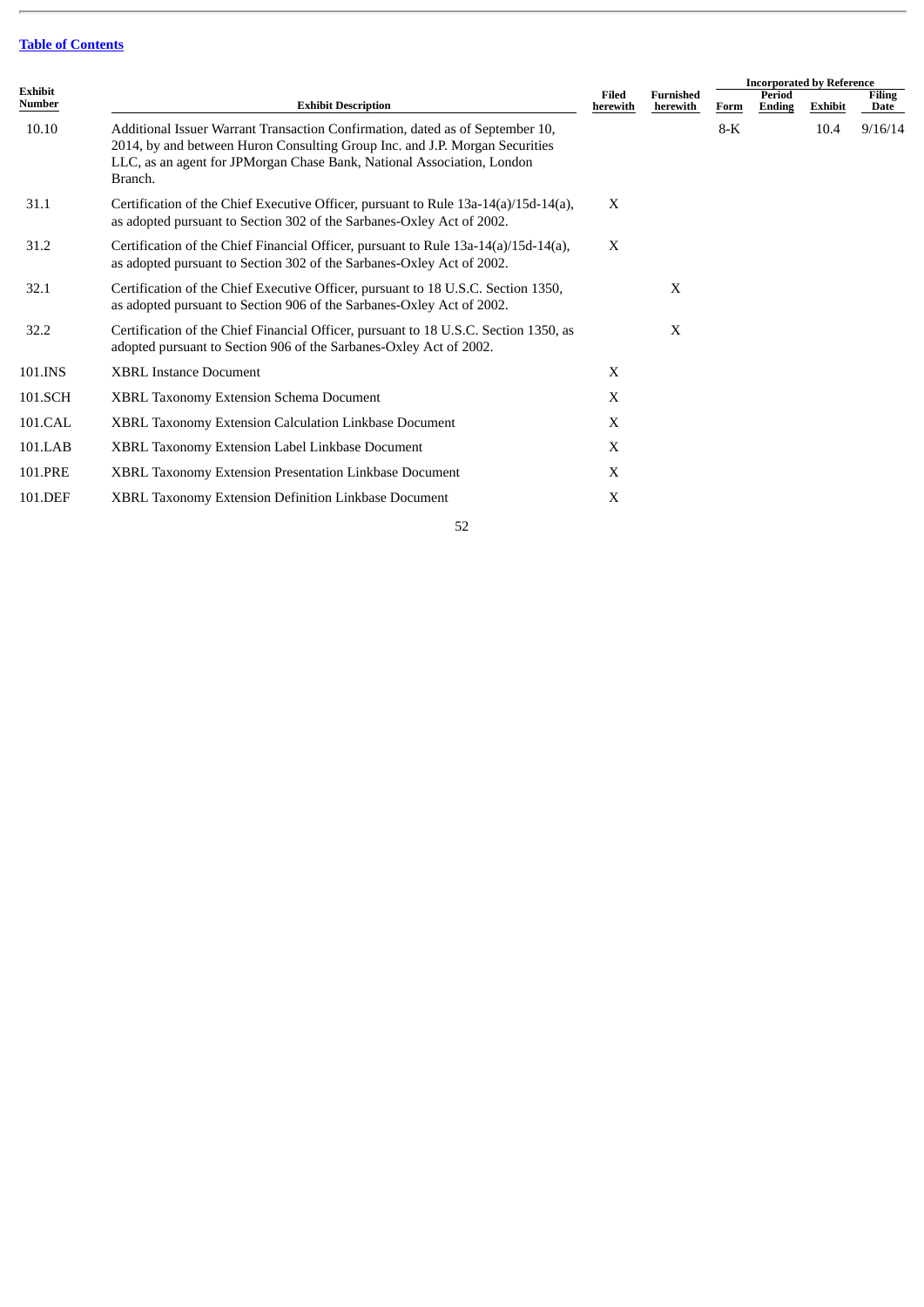[Table of Contents](#)

| Exhibit Number | Exhibit Description | Filed herewith | Furnished herewith | Incorporated by Reference | | | |
|---|---|---|---|---|---|---|---|
| | | | | Form | Period Ending | Exhibit | Filing Date |
| 10.10 | Additional Issuer Warrant Transaction Confirmation, dated as of September 10, 2014, by and between Huron Consulting Group Inc. and J.P. Morgan Securities LLC, as an agent for JPMorgan Chase Bank, National Association, London Branch. | | | 8-K | | 10.4 | 9/16/14 |
| 31.1 | Certification of the Chief Executive Officer, pursuant to Rule 13a-14(a)/15d-14(a), as adopted pursuant to Section 302 of the Sarbanes-Oxley Act of 2002. | X | | | | | |
| 31.2 | Certification of the Chief Financial Officer, pursuant to Rule 13a-14(a)/15d-14(a), as adopted pursuant to Section 302 of the Sarbanes-Oxley Act of 2002. | X | | | | | |
| 32.1 | Certification of the Chief Executive Officer, pursuant to 18 U.S.C. Section 1350, as adopted pursuant to Section 906 of the Sarbanes-Oxley Act of 2002. | | X | | | | |
| 32.2 | Certification of the Chief Financial Officer, pursuant to 18 U.S.C. Section 1350, as adopted pursuant to Section 906 of the Sarbanes-Oxley Act of 2002. | | X | | | | |
| 101.INS | XBRL Instance Document | X | | | | | |
| 101.SCH | XBRL Taxonomy Extension Schema Document | X | | | | | |
| 101.CAL | XBRL Taxonomy Extension Calculation Linkbase Document | X | | | | | |
| 101.LAB | XBRL Taxonomy Extension Label Linkbase Document | X | | | | | |
| 101.PRE | XBRL Taxonomy Extension Presentation Linkbase Document | X | | | | | |
| 101.DEF | XBRL Taxonomy Extension Definition Linkbase Document | X | | | | | |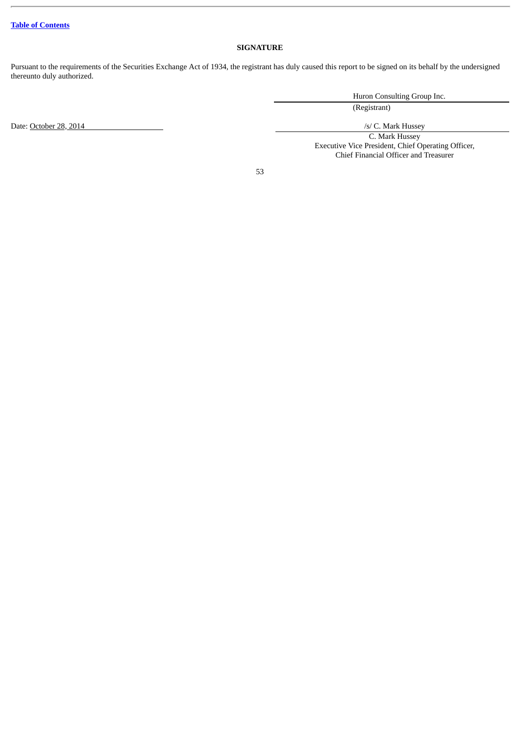## SIGNATURE

Pursuant to the requirements of the Securities Exchange Act of 1934, the registrant has duly caused this report to be signed on its behalf by the undersigned thereunto duly authorized.

Huron Consulting Group Inc.
(Registrant)

Date: October 28, 2014

/s/ C. Mark Hussey
C. Mark Hussey
Executive Vice President, Chief Operating Officer,
Chief Financial Officer and Treasurer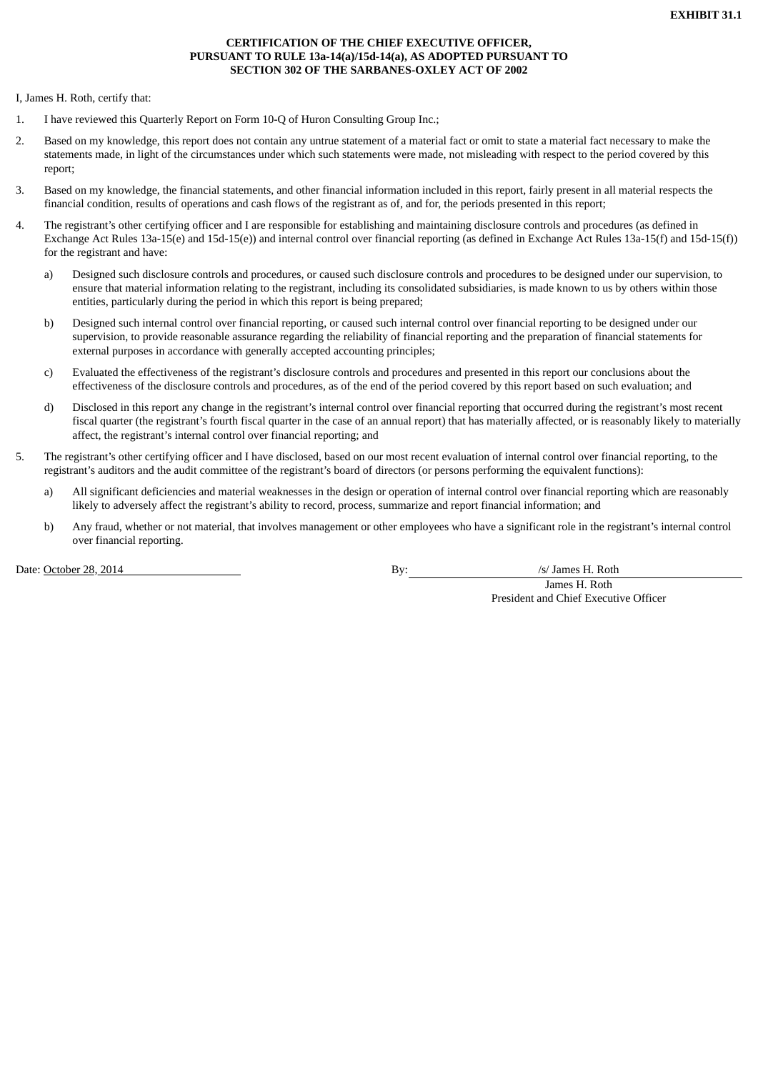**EXHIBIT 31.1**

**CERTIFICATION OF THE CHIEF EXECUTIVE OFFICER, PURSUANT TO RULE 13a-14(a)/15d-14(a), AS ADOPTED PURSUANT TO SECTION 302 OF THE SARBANES-OXLEY ACT OF 2002**

I, James H. Roth, certify that:

1. I have reviewed this Quarterly Report on Form 10-Q of Huron Consulting Group Inc.;
2. Based on my knowledge, this report does not contain any untrue statement of a material fact or omit to state a material fact necessary to make the statements made, in light of the circumstances under which such statements were made, not misleading with respect to the period covered by this report;
3. Based on my knowledge, the financial statements, and other financial information included in this report, fairly present in all material respects the financial condition, results of operations and cash flows of the registrant as of, and for, the periods presented in this report;
4. The registrant's other certifying officer and I are responsible for establishing and maintaining disclosure controls and procedures (as defined in Exchange Act Rules 13a-15(e) and 15d-15(e)) and internal control over financial reporting (as defined in Exchange Act Rules 13a-15(f) and 15d-15(f)) for the registrant and have:
   a) Designed such disclosure controls and procedures, or caused such disclosure controls and procedures to be designed under our supervision, to ensure that material information relating to the registrant, including its consolidated subsidiaries, is made known to us by others within those entities, particularly during the period in which this report is being prepared;
   b) Designed such internal control over financial reporting, or caused such internal control over financial reporting to be designed under our supervision, to provide reasonable assurance regarding the reliability of financial reporting and the preparation of financial statements for external purposes in accordance with generally accepted accounting principles;
   c) Evaluated the effectiveness of the registrant's disclosure controls and procedures and presented in this report our conclusions about the effectiveness of the disclosure controls and procedures, as of the end of the period covered by this report based on such evaluation; and
   d) Disclosed in this report any change in the registrant's internal control over financial reporting that occurred during the registrant's most recent fiscal quarter (the registrant's fourth fiscal quarter in the case of an annual report) that has materially affected, or is reasonably likely to materially affect, the registrant's internal control over financial reporting; and
5. The registrant's other certifying officer and I have disclosed, based on our most recent evaluation of internal control over financial reporting, to the registrant's auditors and the audit committee of the registrant's board of directors (or persons performing the equivalent functions):
   a) All significant deficiencies and material weaknesses in the design or operation of internal control over financial reporting which are reasonably likely to adversely affect the registrant's ability to record, process, summarize and report financial information; and
   b) Any fraud, whether or not material, that involves management or other employees who have a significant role in the registrant's internal control over financial reporting.

Date: October 28, 2014

By: /s/ James H. Roth
James H. Roth
President and Chief Executive Officer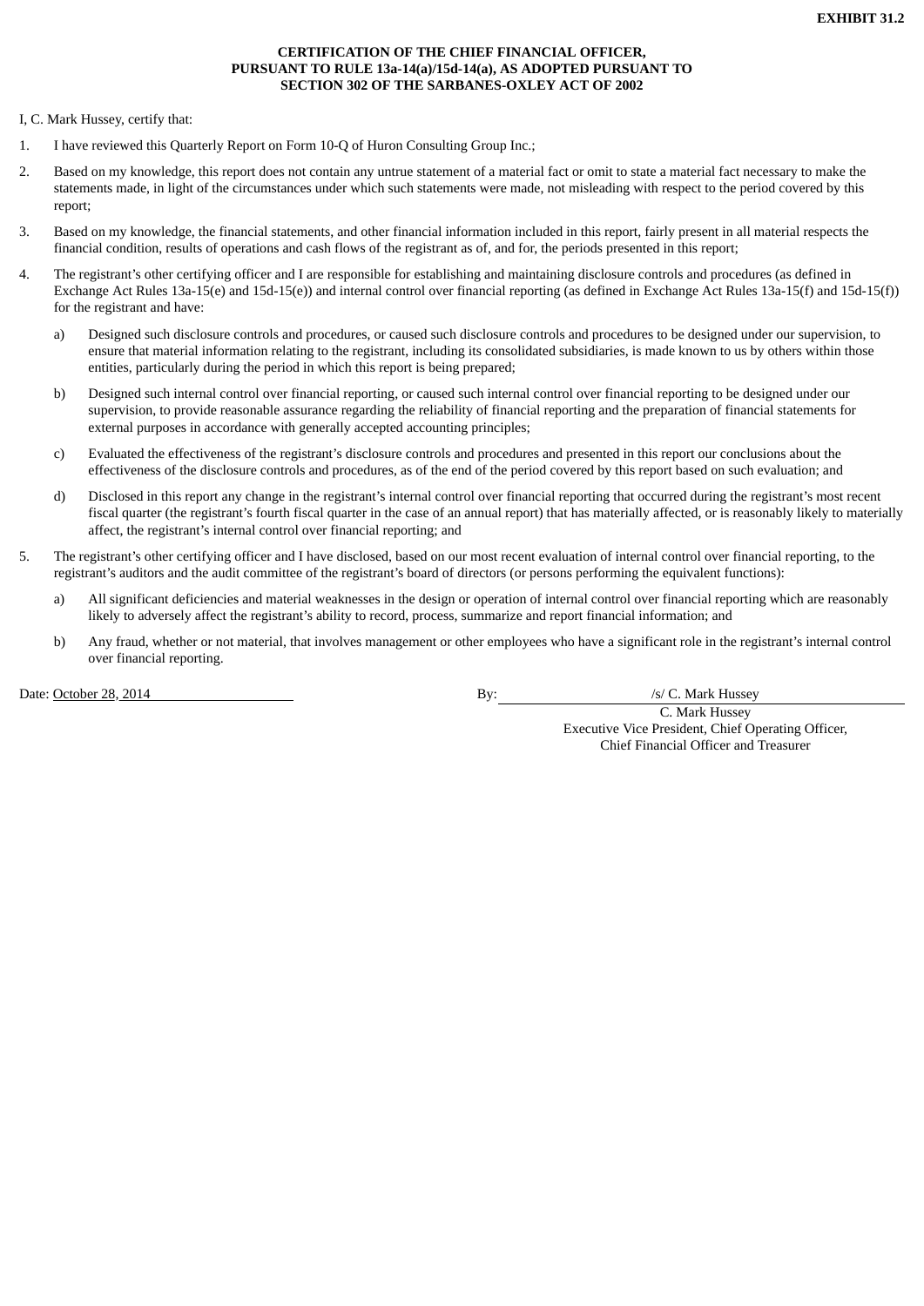**EXHIBIT 31.2**

**CERTIFICATION OF THE CHIEF FINANCIAL OFFICER, PURSUANT TO RULE 13a-14(a)/15d-14(a), AS ADOPTED PURSUANT TO SECTION 302 OF THE SARBANES-OXLEY ACT OF 2002**

I, C. Mark Hussey, certify that:

1. I have reviewed this Quarterly Report on Form 10-Q of Huron Consulting Group Inc.;

2. Based on my knowledge, this report does not contain any untrue statement of a material fact or omit to state a material fact necessary to make the statements made, in light of the circumstances under which such statements were made, not misleading with respect to the period covered by this report;

3. Based on my knowledge, the financial statements, and other financial information included in this report, fairly present in all material respects the financial condition, results of operations and cash flows of the registrant as of, and for, the periods presented in this report;

4. The registrant's other certifying officer and I are responsible for establishing and maintaining disclosure controls and procedures (as defined in Exchange Act Rules 13a-15(e) and 15d-15(e)) and internal control over financial reporting (as defined in Exchange Act Rules 13a-15(f) and 15d-15(f)) for the registrant and have:

   a) Designed such disclosure controls and procedures, or caused such disclosure controls and procedures to be designed under our supervision, to ensure that material information relating to the registrant, including its consolidated subsidiaries, is made known to us by others within those entities, particularly during the period in which this report is being prepared;

   b) Designed such internal control over financial reporting, or caused such internal control over financial reporting to be designed under our supervision, to provide reasonable assurance regarding the reliability of financial reporting and the preparation of financial statements for external purposes in accordance with generally accepted accounting principles;

   c) Evaluated the effectiveness of the registrant's disclosure controls and procedures and presented in this report our conclusions about the effectiveness of the disclosure controls and procedures, as of the end of the period covered by this report based on such evaluation; and

   d) Disclosed in this report any change in the registrant's internal control over financial reporting that occurred during the registrant's most recent fiscal quarter (the registrant's fourth fiscal quarter in the case of an annual report) that has materially affected, or is reasonably likely to materially affect, the registrant's internal control over financial reporting; and

5. The registrant's other certifying officer and I have disclosed, based on our most recent evaluation of internal control over financial reporting, to the registrant's auditors and the audit committee of the registrant's board of directors (or persons performing the equivalent functions):

   a) All significant deficiencies and material weaknesses in the design or operation of internal control over financial reporting which are reasonably likely to adversely affect the registrant's ability to record, process, summarize and report financial information; and

   b) Any fraud, whether or not material, that involves management or other employees who have a significant role in the registrant's internal control over financial reporting.

Date: October 28, 2014

By: /s/ C. Mark Hussey
C. Mark Hussey
Executive Vice President, Chief Operating Officer,
Chief Financial Officer and Treasurer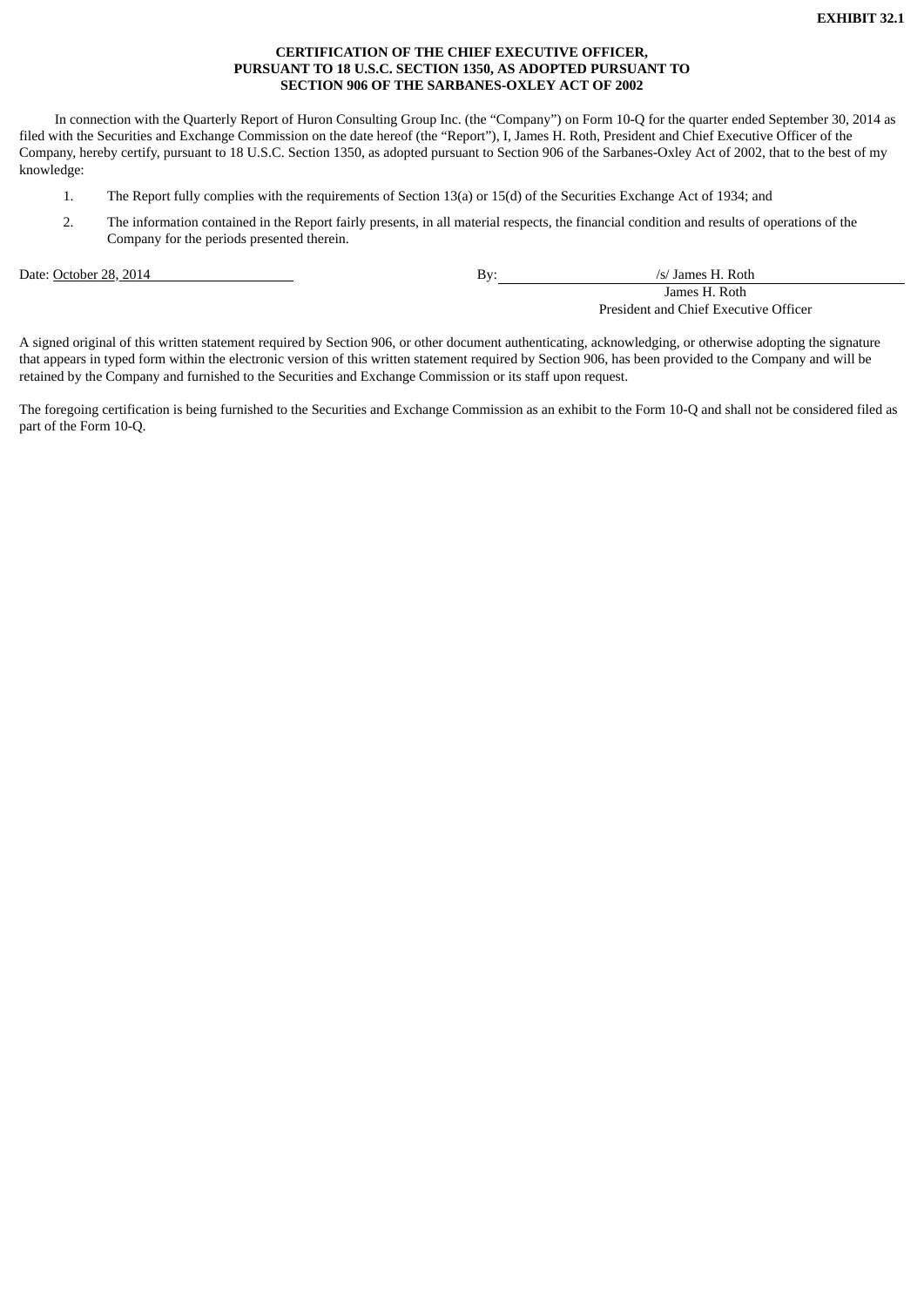**EXHIBIT 32.1**

**CERTIFICATION OF THE CHIEF EXECUTIVE OFFICER, PURSUANT TO 18 U.S.C. SECTION 1350, AS ADOPTED PURSUANT TO SECTION 906 OF THE SARBANES-OXLEY ACT OF 2002**

In connection with the Quarterly Report of Huron Consulting Group Inc. (the "Company") on Form 10-Q for the quarter ended September 30, 2014 as filed with the Securities and Exchange Commission on the date hereof (the "Report"), I, James H. Roth, President and Chief Executive Officer of the Company, hereby certify, pursuant to 18 U.S.C. Section 1350, as adopted pursuant to Section 906 of the Sarbanes-Oxley Act of 2002, that to the best of my knowledge:

1. The Report fully complies with the requirements of Section 13(a) or 15(d) of the Securities Exchange Act of 1934; and
2. The information contained in the Report fairly presents, in all material respects, the financial condition and results of operations of the Company for the periods presented therein.

Date: October 28, 2014

By: /s/ James H. Roth
James H. Roth
President and Chief Executive Officer

A signed original of this written statement required by Section 906, or other document authenticating, acknowledging, or otherwise adopting the signature that appears in typed form within the electronic version of this written statement required by Section 906, has been provided to the Company and will be retained by the Company and furnished to the Securities and Exchange Commission or its staff upon request.

The foregoing certification is being furnished to the Securities and Exchange Commission as an exhibit to the Form 10-Q and shall not be considered filed as part of the Form 10-Q.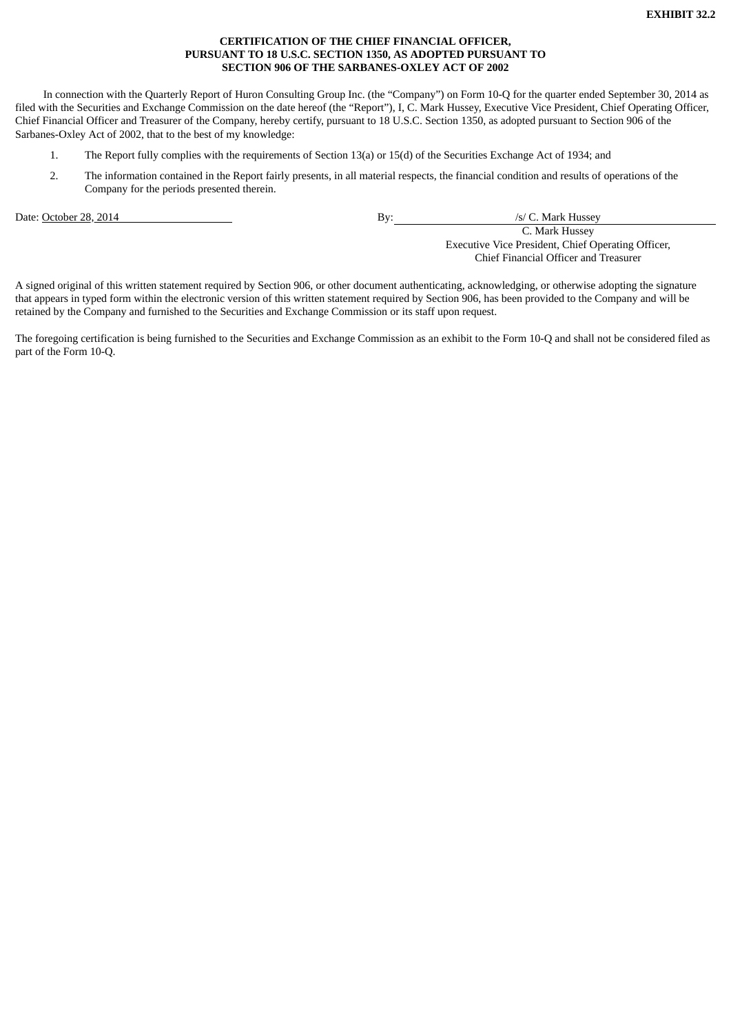**EXHIBIT 32.2**

**CERTIFICATION OF THE CHIEF FINANCIAL OFFICER, PURSUANT TO 18 U.S.C. SECTION 1350, AS ADOPTED PURSUANT TO SECTION 906 OF THE SARBANES-OXLEY ACT OF 2002**

In connection with the Quarterly Report of Huron Consulting Group Inc. (the “Company”) on Form 10-Q for the quarter ended September 30, 2014 as filed with the Securities and Exchange Commission on the date hereof (the “Report”), I, C. Mark Hussey, Executive Vice President, Chief Operating Officer, Chief Financial Officer and Treasurer of the Company, hereby certify, pursuant to 18 U.S.C. Section 1350, as adopted pursuant to Section 906 of the Sarbanes-Oxley Act of 2002, that to the best of my knowledge:

1. The Report fully complies with the requirements of Section 13(a) or 15(d) of the Securities Exchange Act of 1934; and
2. The information contained in the Report fairly presents, in all material respects, the financial condition and results of operations of the Company for the periods presented therein.

Date: October 28, 2014

By: /s/ C. Mark Hussey
C. Mark Hussey
Executive Vice President, Chief Operating Officer, Chief Financial Officer and Treasurer

A signed original of this written statement required by Section 906, or other document authenticating, acknowledging, or otherwise adopting the signature that appears in typed form within the electronic version of this written statement required by Section 906, has been provided to the Company and will be retained by the Company and furnished to the Securities and Exchange Commission or its staff upon request.

The foregoing certification is being furnished to the Securities and Exchange Commission as an exhibit to the Form 10-Q and shall not be considered filed as part of the Form 10-Q.